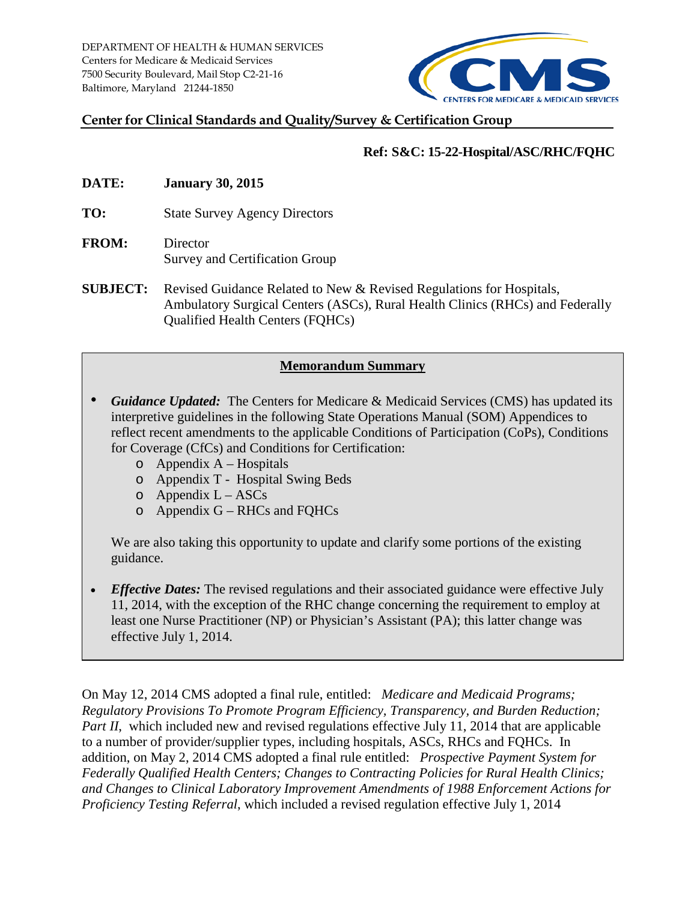DEPARTMENT OF HEALTH & HUMAN SERVICES
Centers for Medicare & Medicaid Services
7500 Security Boulevard, Mail Stop C2-21-16
Baltimore, Maryland 21244-1850

**Center for Clinical Standards and Quality/Survey & Certification Group**

**Ref: S&C: 15-22-Hospital/ASC/RHC/FQHC**

**DATE:** **January 30, 2015**

**TO:** State Survey Agency Directors

**FROM:** Director
Survey and Certification Group

**SUBJECT:** Revised Guidance Related to New & Revised Regulations for Hospitals, Ambulatory Surgical Centers (ASCs), Rural Health Clinics (RHCs) and Federally Qualified Health Centers (FQHCs)

**Memorandum Summary**

- ***Guidance Updated:*** The Centers for Medicare & Medicaid Services (CMS) has updated its interpretive guidelines in the following State Operations Manual (SOM) Appendices to reflect recent amendments to the applicable Conditions of Participation (CoPs), Conditions for Coverage (CfCs) and Conditions for Certification:
  - Appendix A – Hospitals
  - Appendix T - Hospital Swing Beds
  - Appendix L – ASCs
  - Appendix G – RHCs and FQHCs

  We are also taking this opportunity to update and clarify some portions of the existing guidance.

- ***Effective Dates:*** The revised regulations and their associated guidance were effective July 11, 2014, with the exception of the RHC change concerning the requirement to employ at least one Nurse Practitioner (NP) or Physician's Assistant (PA); this latter change was effective July 1, 2014.

On May 12, 2014 CMS adopted a final rule, entitled: *Medicare and Medicaid Programs; Regulatory Provisions To Promote Program Efficiency, Transparency, and Burden Reduction; Part II*, which included new and revised regulations effective July 11, 2014 that are applicable to a number of provider/supplier types, including hospitals, ASCs, RHCs and FQHCs. In addition, on May 2, 2014 CMS adopted a final rule entitled: *Prospective Payment System for Federally Qualified Health Centers; Changes to Contracting Policies for Rural Health Clinics; and Changes to Clinical Laboratory Improvement Amendments of 1988 Enforcement Actions for Proficiency Testing Referral*, which included a revised regulation effective July 1, 2014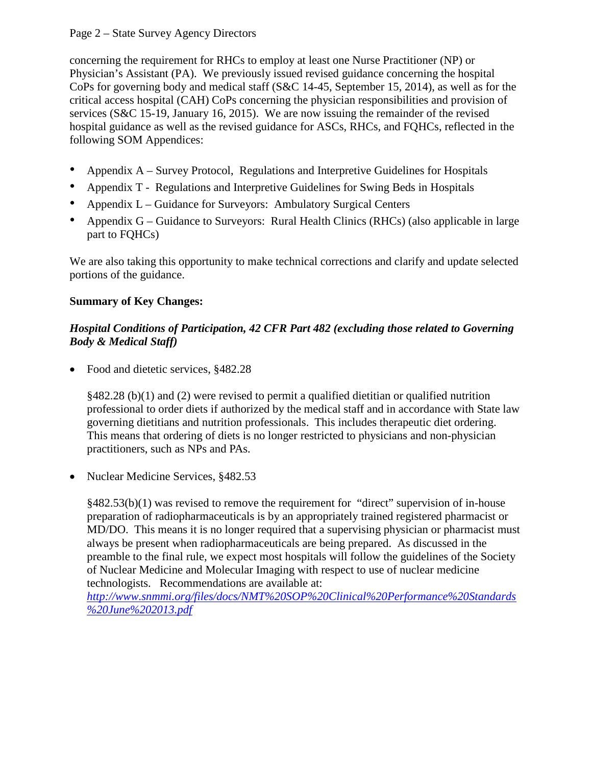concerning the requirement for RHCs to employ at least one Nurse Practitioner (NP) or Physician's Assistant (PA). We previously issued revised guidance concerning the hospital CoPs for governing body and medical staff (S&C 14-45, September 15, 2014), as well as for the critical access hospital (CAH) CoPs concerning the physician responsibilities and provision of services (S&C 15-19, January 16, 2015). We are now issuing the remainder of the revised hospital guidance as well as the revised guidance for ASCs, RHCs, and FQHCs, reflected in the following SOM Appendices:

- Appendix A – Survey Protocol, Regulations and Interpretive Guidelines for Hospitals
- Appendix T - Regulations and Interpretive Guidelines for Swing Beds in Hospitals
- Appendix L – Guidance for Surveyors: Ambulatory Surgical Centers
- Appendix G – Guidance to Surveyors: Rural Health Clinics (RHCs) (also applicable in large part to FQHCs)

We are also taking this opportunity to make technical corrections and clarify and update selected portions of the guidance.

**Summary of Key Changes:**

***Hospital Conditions of Participation, 42 CFR Part 482 (excluding those related to Governing Body & Medical Staff)***

- Food and dietetic services, §482.28

  §482.28 (b)(1) and (2) were revised to permit a qualified dietitian or qualified nutrition professional to order diets if authorized by the medical staff and in accordance with State law governing dietitians and nutrition professionals. This includes therapeutic diet ordering. This means that ordering of diets is no longer restricted to physicians and non-physician practitioners, such as NPs and PAs.

- Nuclear Medicine Services, §482.53

  §482.53(b)(1) was revised to remove the requirement for "direct" supervision of in-house preparation of radiopharmaceuticals is by an appropriately trained registered pharmacist or MD/DO. This means it is no longer required that a supervising physician or pharmacist must always be present when radiopharmaceuticals are being prepared. As discussed in the preamble to the final rule, we expect most hospitals will follow the guidelines of the Society of Nuclear Medicine and Molecular Imaging with respect to use of nuclear medicine technologists. Recommendations are available at: *http://www.snmmi.org/files/docs/NMT%20SOP%20Clinical%20Performance%20Standards%20June%202013.pdf*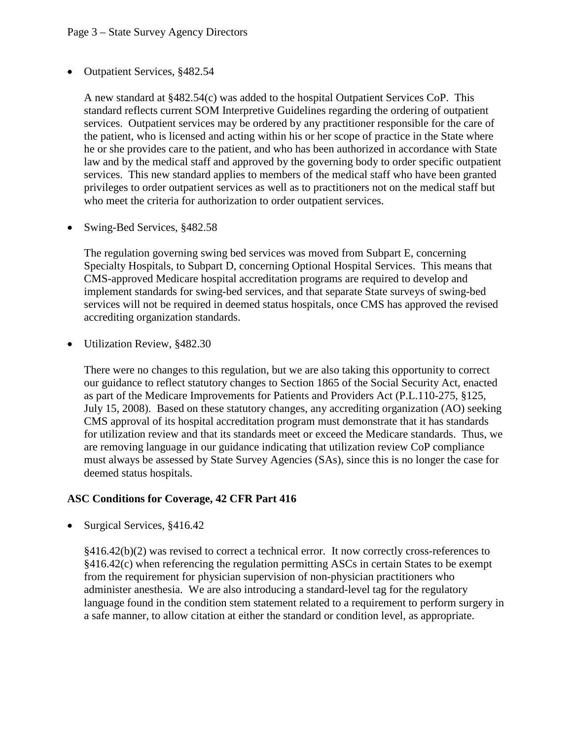- Outpatient Services, §482.54

  A new standard at §482.54(c) was added to the hospital Outpatient Services CoP. This standard reflects current SOM Interpretive Guidelines regarding the ordering of outpatient services. Outpatient services may be ordered by any practitioner responsible for the care of the patient, who is licensed and acting within his or her scope of practice in the State where he or she provides care to the patient, and who has been authorized in accordance with State law and by the medical staff and approved by the governing body to order specific outpatient services. This new standard applies to members of the medical staff who have been granted privileges to order outpatient services as well as to practitioners not on the medical staff but who meet the criteria for authorization to order outpatient services.

- Swing-Bed Services, §482.58

  The regulation governing swing bed services was moved from Subpart E, concerning Specialty Hospitals, to Subpart D, concerning Optional Hospital Services. This means that CMS-approved Medicare hospital accreditation programs are required to develop and implement standards for swing-bed services, and that separate State surveys of swing-bed services will not be required in deemed status hospitals, once CMS has approved the revised accrediting organization standards.

- Utilization Review, §482.30

  There were no changes to this regulation, but we are also taking this opportunity to correct our guidance to reflect statutory changes to Section 1865 of the Social Security Act, enacted as part of the Medicare Improvements for Patients and Providers Act (P.L.110-275, §125, July 15, 2008). Based on these statutory changes, any accrediting organization (AO) seeking CMS approval of its hospital accreditation program must demonstrate that it has standards for utilization review and that its standards meet or exceed the Medicare standards. Thus, we are removing language in our guidance indicating that utilization review CoP compliance must always be assessed by State Survey Agencies (SAs), since this is no longer the case for deemed status hospitals.

**ASC Conditions for Coverage, 42 CFR Part 416**

- Surgical Services, §416.42

  §416.42(b)(2) was revised to correct a technical error. It now correctly cross-references to §416.42(c) when referencing the regulation permitting ASCs in certain States to be exempt from the requirement for physician supervision of non-physician practitioners who administer anesthesia. We are also introducing a standard-level tag for the regulatory language found in the condition stem statement related to a requirement to perform surgery in a safe manner, to allow citation at either the standard or condition level, as appropriate.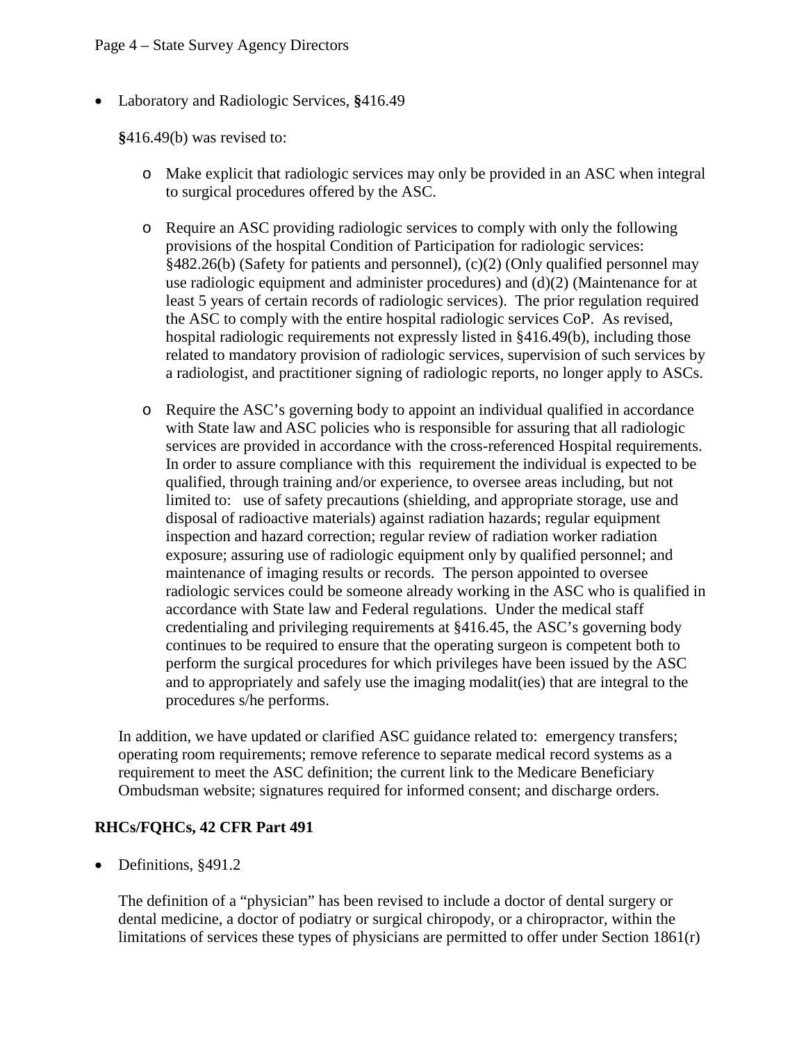- Laboratory and Radiologic Services, §416.49

  §416.49(b) was revised to:

  - Make explicit that radiologic services may only be provided in an ASC when integral to surgical procedures offered by the ASC.

  - Require an ASC providing radiologic services to comply with only the following provisions of the hospital Condition of Participation for radiologic services: §482.26(b) (Safety for patients and personnel), (c)(2) (Only qualified personnel may use radiologic equipment and administer procedures) and (d)(2) (Maintenance for at least 5 years of certain records of radiologic services). The prior regulation required the ASC to comply with the entire hospital radiologic services CoP. As revised, hospital radiologic requirements not expressly listed in §416.49(b), including those related to mandatory provision of radiologic services, supervision of such services by a radiologist, and practitioner signing of radiologic reports, no longer apply to ASCs.

  - Require the ASC's governing body to appoint an individual qualified in accordance with State law and ASC policies who is responsible for assuring that all radiologic services are provided in accordance with the cross-referenced Hospital requirements. In order to assure compliance with this requirement the individual is expected to be qualified, through training and/or experience, to oversee areas including, but not limited to: use of safety precautions (shielding, and appropriate storage, use and disposal of radioactive materials) against radiation hazards; regular equipment inspection and hazard correction; regular review of radiation worker radiation exposure; assuring use of radiologic equipment only by qualified personnel; and maintenance of imaging results or records. The person appointed to oversee radiologic services could be someone already working in the ASC who is qualified in accordance with State law and Federal regulations. Under the medical staff credentialing and privileging requirements at §416.45, the ASC's governing body continues to be required to ensure that the operating surgeon is competent both to perform the surgical procedures for which privileges have been issued by the ASC and to appropriately and safely use the imaging modalit(ies) that are integral to the procedures s/he performs.

  In addition, we have updated or clarified ASC guidance related to: emergency transfers; operating room requirements; remove reference to separate medical record systems as a requirement to meet the ASC definition; the current link to the Medicare Beneficiary Ombudsman website; signatures required for informed consent; and discharge orders.

**RHCs/FQHCs, 42 CFR Part 491**

- Definitions, §491.2

  The definition of a "physician" has been revised to include a doctor of dental surgery or dental medicine, a doctor of podiatry or surgical chiropody, or a chiropractor, within the limitations of services these types of physicians are permitted to offer under Section 1861(r)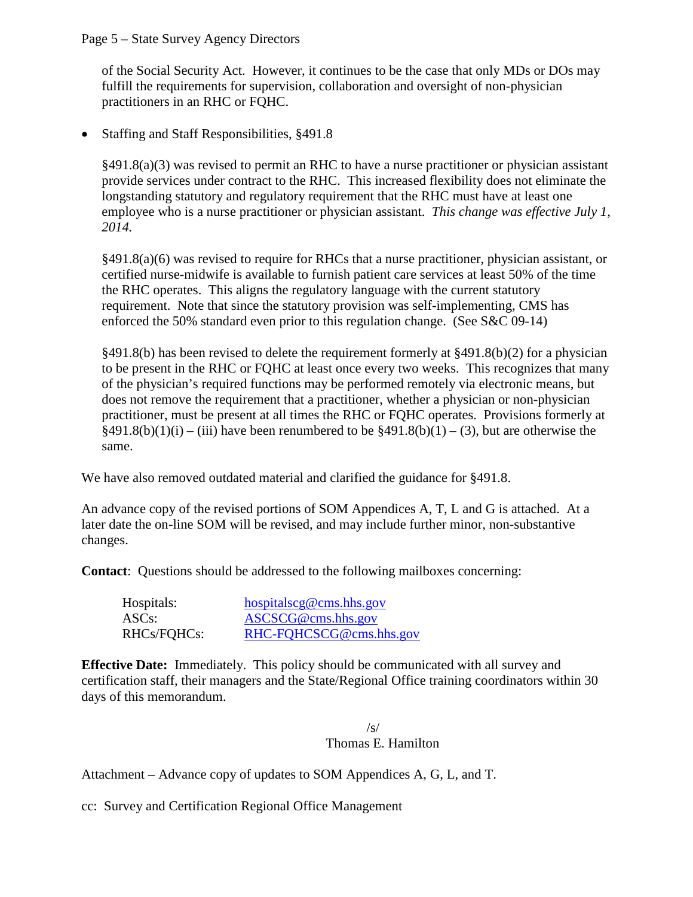of the Social Security Act. However, it continues to be the case that only MDs or DOs may fulfill the requirements for supervision, collaboration and oversight of non-physician practitioners in an RHC or FQHC.

- Staffing and Staff Responsibilities, §491.8

  §491.8(a)(3) was revised to permit an RHC to have a nurse practitioner or physician assistant provide services under contract to the RHC. This increased flexibility does not eliminate the longstanding statutory and regulatory requirement that the RHC must have at least one employee who is a nurse practitioner or physician assistant. *This change was effective July 1, 2014.*

  §491.8(a)(6) was revised to require for RHCs that a nurse practitioner, physician assistant, or certified nurse-midwife is available to furnish patient care services at least 50% of the time the RHC operates. This aligns the regulatory language with the current statutory requirement. Note that since the statutory provision was self-implementing, CMS has enforced the 50% standard even prior to this regulation change. (See S&C 09-14)

  §491.8(b) has been revised to delete the requirement formerly at §491.8(b)(2) for a physician to be present in the RHC or FQHC at least once every two weeks. This recognizes that many of the physician's required functions may be performed remotely via electronic means, but does not remove the requirement that a practitioner, whether a physician or non-physician practitioner, must be present at all times the RHC or FQHC operates. Provisions formerly at §491.8(b)(1)(i) – (iii) have been renumbered to be §491.8(b)(1) – (3), but are otherwise the same.

We have also removed outdated material and clarified the guidance for §491.8.

An advance copy of the revised portions of SOM Appendices A, T, L and G is attached. At a later date the on-line SOM will be revised, and may include further minor, non-substantive changes.

**Contact**: Questions should be addressed to the following mailboxes concerning:

| | |
|---|---|
| Hospitals: | hospitalscg@cms.hhs.gov |
| ASCs: | ASCSCG@cms.hhs.gov |
| RHCs/FQHCs: | RHC-FQHCSCG@cms.hhs.gov |

**Effective Date:** Immediately. This policy should be communicated with all survey and certification staff, their managers and the State/Regional Office training coordinators within 30 days of this memorandum.

/s/
Thomas E. Hamilton

Attachment – Advance copy of updates to SOM Appendices A, G, L, and T.

cc: Survey and Certification Regional Office Management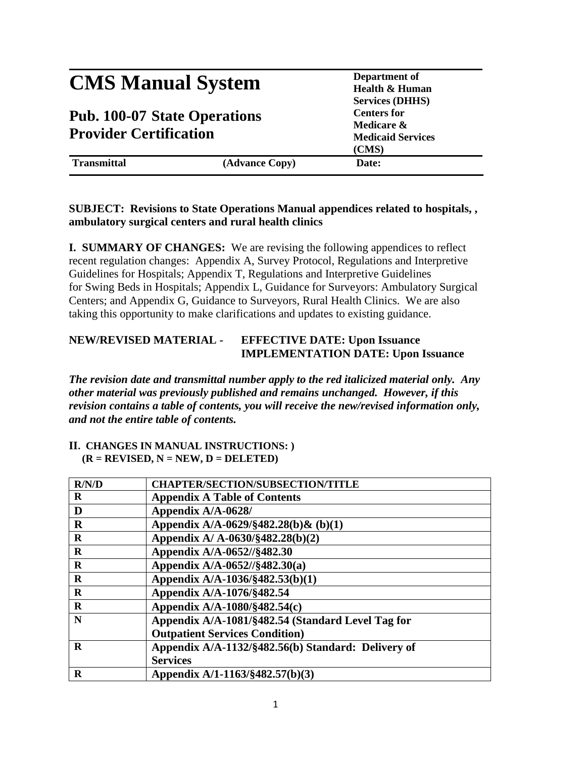# CMS Manual System

## Pub. 100-07 State Operations Provider Certification

**Department of Health & Human Services (DHHS)**
**Centers for Medicare & Medicaid Services (CMS)**

| **Transmittal** | **(Advance Copy)** | **Date:** |
|---|---|---|

**SUBJECT: Revisions to State Operations Manual appendices related to hospitals, , ambulatory surgical centers and rural health clinics**

**I. SUMMARY OF CHANGES:** We are revising the following appendices to reflect recent regulation changes: Appendix A, Survey Protocol, Regulations and Interpretive Guidelines for Hospitals; Appendix T, Regulations and Interpretive Guidelines for Swing Beds in Hospitals; Appendix L, Guidance for Surveyors: Ambulatory Surgical Centers; and Appendix G, Guidance to Surveyors, Rural Health Clinics. We are also taking this opportunity to make clarifications and updates to existing guidance.

**NEW/REVISED MATERIAL - EFFECTIVE DATE: Upon Issuance**
**IMPLEMENTATION DATE: Upon Issuance**

***The revision date and transmittal number apply to the red italicized material only. Any other material was previously published and remains unchanged. However, if this revision contains a table of contents, you will receive the new/revised information only, and not the entire table of contents.***

**II. CHANGES IN MANUAL INSTRUCTIONS: )**
**(R = REVISED, N = NEW, D = DELETED)**

| R/N/D | CHAPTER/SECTION/SUBSECTION/TITLE |
|---|---|
| R | Appendix A Table of Contents |
| D | Appendix A/A-0628/ |
| R | Appendix A/A-0629/§482.28(b)& (b)(1) |
| R | Appendix A/ A-0630/§482.28(b)(2) |
| R | Appendix A/A-0652//§482.30 |
| R | Appendix A/A-0652//§482.30(a) |
| R | Appendix A/A-1036/§482.53(b)(1) |
| R | Appendix A/A-1076/§482.54 |
| R | Appendix A/A-1080/§482.54(c) |
| N | Appendix A/A-1081/§482.54 (Standard Level Tag for Outpatient Services Condition) |
| R | Appendix A/A-1132/§482.56(b) Standard: Delivery of Services |
| R | Appendix A/1-1163/§482.57(b)(3) |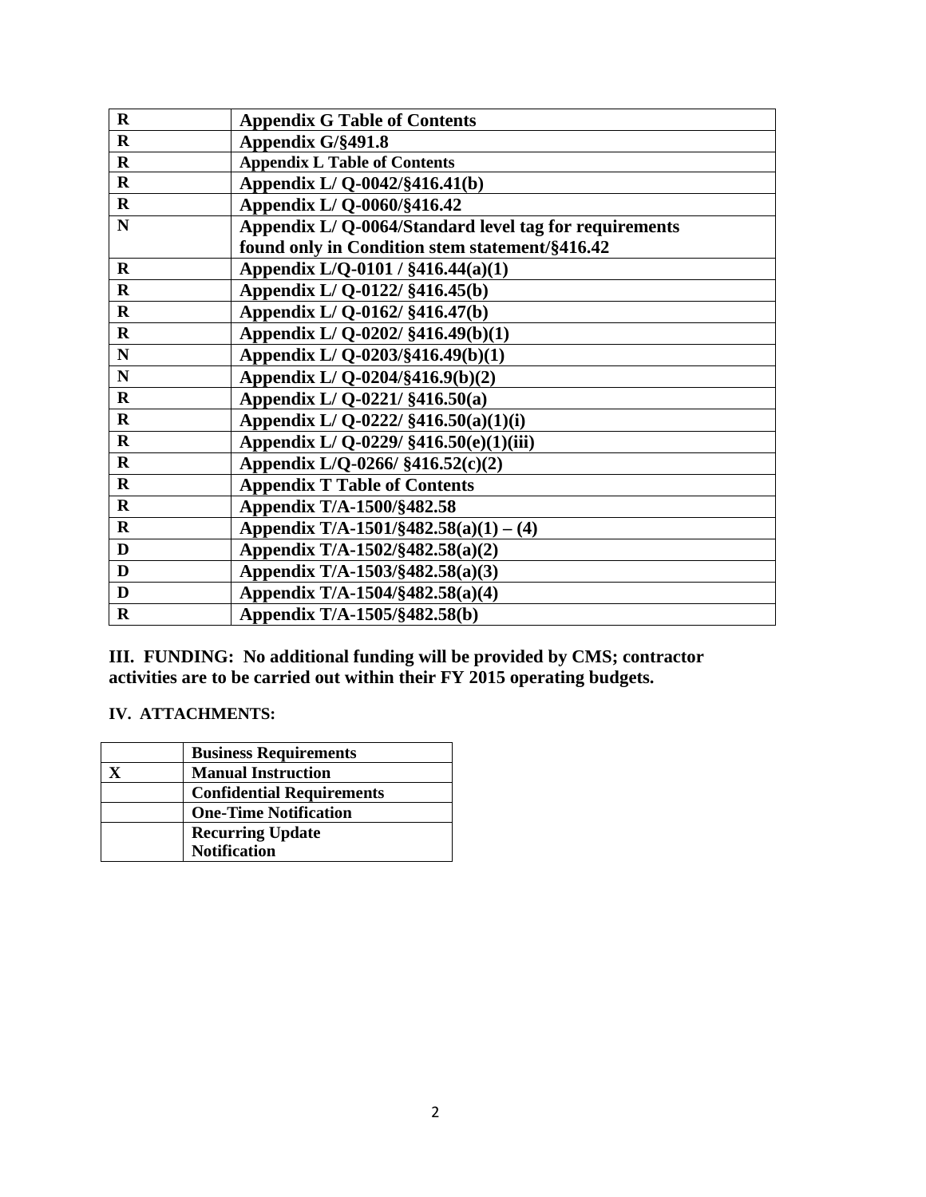| R | Appendix G Table of Contents |
|---|---|
| R | Appendix G/§491.8 |
| R | Appendix L Table of Contents |
| R | Appendix L/ Q-0042/§416.41(b) |
| R | Appendix L/ Q-0060/§416.42 |
| N | Appendix L/ Q-0064/Standard level tag for requirements found only in Condition stem statement/§416.42 |
| R | Appendix L/Q-0101 / §416.44(a)(1) |
| R | Appendix L/ Q-0122/ §416.45(b) |
| R | Appendix L/ Q-0162/ §416.47(b) |
| R | Appendix L/ Q-0202/ §416.49(b)(1) |
| N | Appendix L/ Q-0203/§416.49(b)(1) |
| N | Appendix L/ Q-0204/§416.9(b)(2) |
| R | Appendix L/ Q-0221/ §416.50(a) |
| R | Appendix L/ Q-0222/ §416.50(a)(1)(i) |
| R | Appendix L/ Q-0229/ §416.50(e)(1)(iii) |
| R | Appendix L/Q-0266/ §416.52(c)(2) |
| R | Appendix T Table of Contents |
| R | Appendix T/A-1500/§482.58 |
| R | Appendix T/A-1501/§482.58(a)(1) – (4) |
| D | Appendix T/A-1502/§482.58(a)(2) |
| D | Appendix T/A-1503/§482.58(a)(3) |
| D | Appendix T/A-1504/§482.58(a)(4) |
| R | Appendix T/A-1505/§482.58(b) |

**III. FUNDING: No additional funding will be provided by CMS; contractor activities are to be carried out within their FY 2015 operating budgets.**

**IV. ATTACHMENTS:**

| | Business Requirements |
|---|---|
| X | Manual Instruction |
| | Confidential Requirements |
| | One-Time Notification |
| | Recurring Update Notification |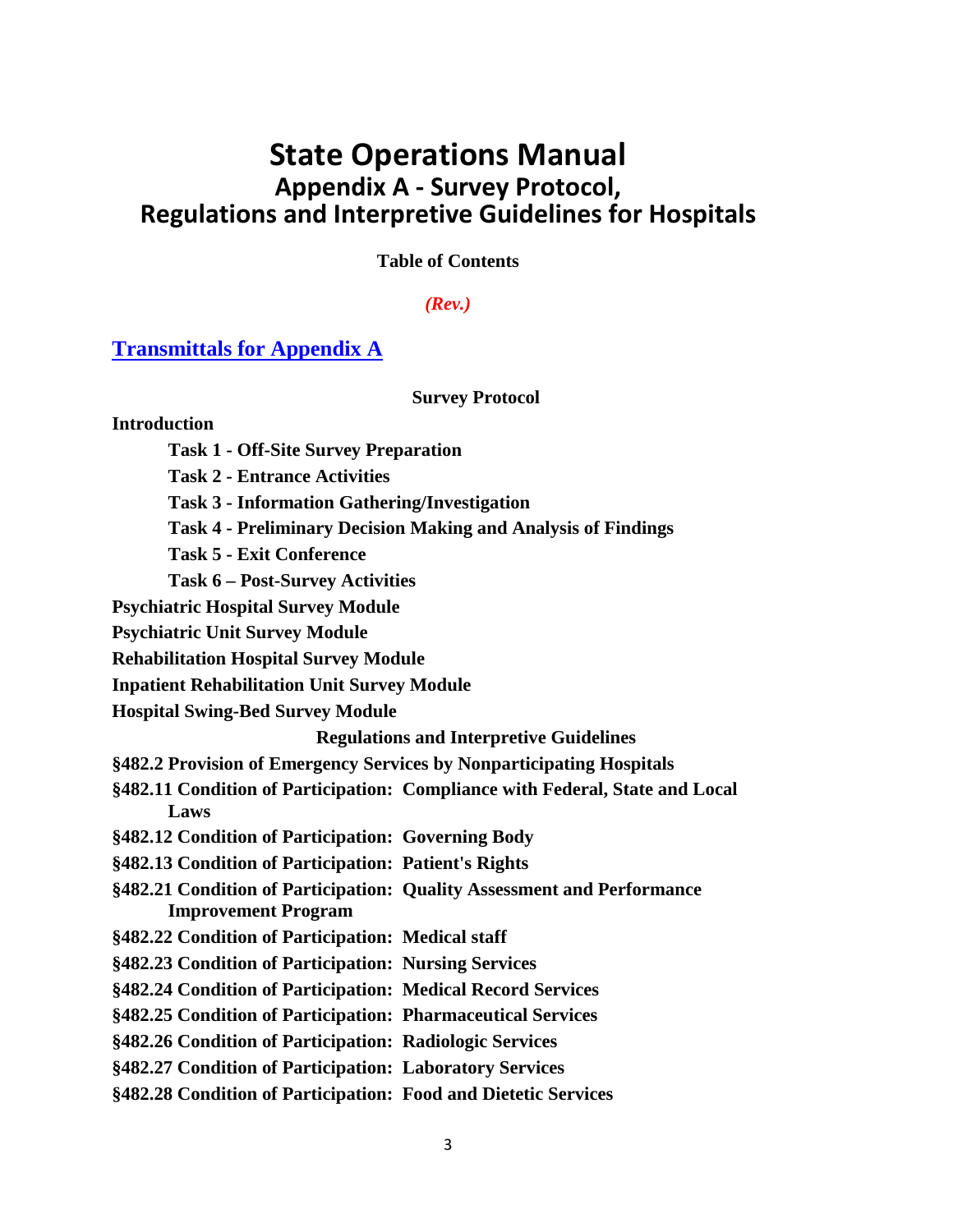# State Operations Manual

## Appendix A - Survey Protocol, Regulations and Interpretive Guidelines for Hospitals

**Table of Contents**

***(Rev.)***

**[Transmittals for Appendix A]**

**Survey Protocol**

**Introduction**

- **Task 1 - Off-Site Survey Preparation**
- **Task 2 - Entrance Activities**
- **Task 3 - Information Gathering/Investigation**
- **Task 4 - Preliminary Decision Making and Analysis of Findings**
- **Task 5 - Exit Conference**
- **Task 6 – Post-Survey Activities**

**Psychiatric Hospital Survey Module**

**Psychiatric Unit Survey Module**

**Rehabilitation Hospital Survey Module**

**Inpatient Rehabilitation Unit Survey Module**

**Hospital Swing-Bed Survey Module**

**Regulations and Interpretive Guidelines**

**§482.2 Provision of Emergency Services by Nonparticipating Hospitals**

**§482.11 Condition of Participation: Compliance with Federal, State and Local Laws**

**§482.12 Condition of Participation: Governing Body**

**§482.13 Condition of Participation: Patient's Rights**

**§482.21 Condition of Participation: Quality Assessment and Performance Improvement Program**

**§482.22 Condition of Participation: Medical staff**

**§482.23 Condition of Participation: Nursing Services**

**§482.24 Condition of Participation: Medical Record Services**

**§482.25 Condition of Participation: Pharmaceutical Services**

**§482.26 Condition of Participation: Radiologic Services**

**§482.27 Condition of Participation: Laboratory Services**

**§482.28 Condition of Participation: Food and Dietetic Services**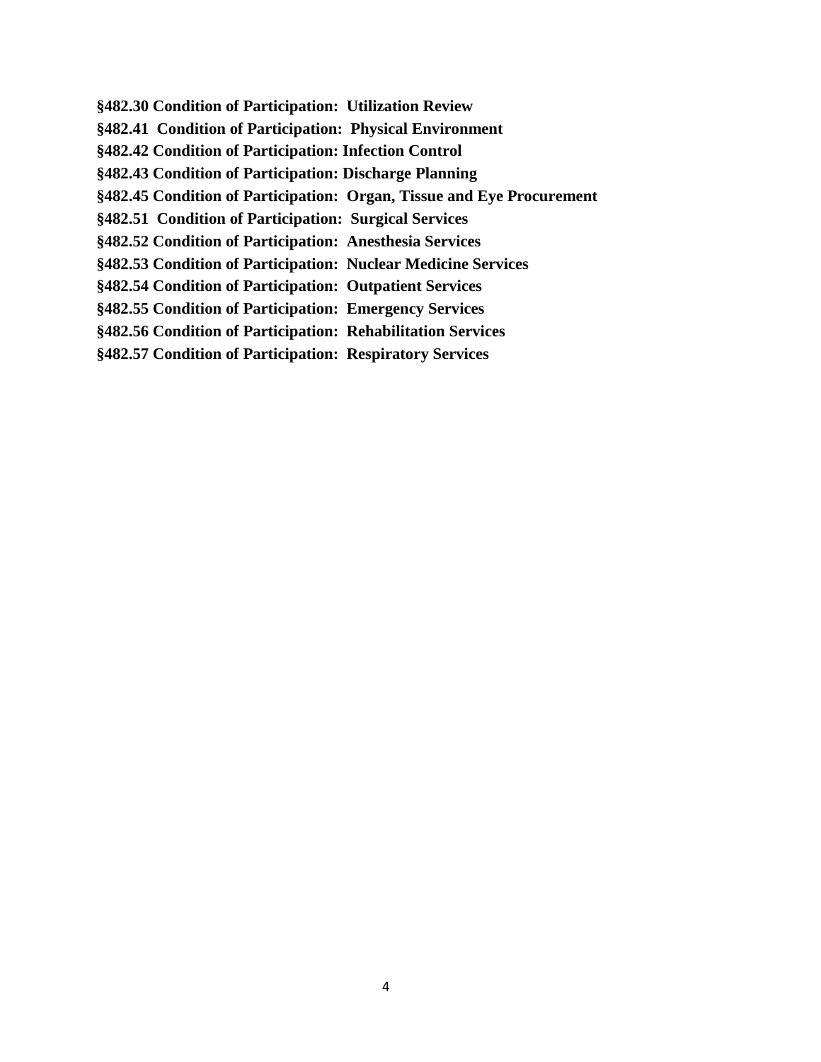**§482.30 Condition of Participation: Utilization Review**

**§482.41 Condition of Participation: Physical Environment**

**§482.42 Condition of Participation: Infection Control**

**§482.43 Condition of Participation: Discharge Planning**

**§482.45 Condition of Participation: Organ, Tissue and Eye Procurement**

**§482.51 Condition of Participation: Surgical Services**

**§482.52 Condition of Participation: Anesthesia Services**

**§482.53 Condition of Participation: Nuclear Medicine Services**

**§482.54 Condition of Participation: Outpatient Services**

**§482.55 Condition of Participation: Emergency Services**

**§482.56 Condition of Participation: Rehabilitation Services**

**§482.57 Condition of Participation: Respiratory Services**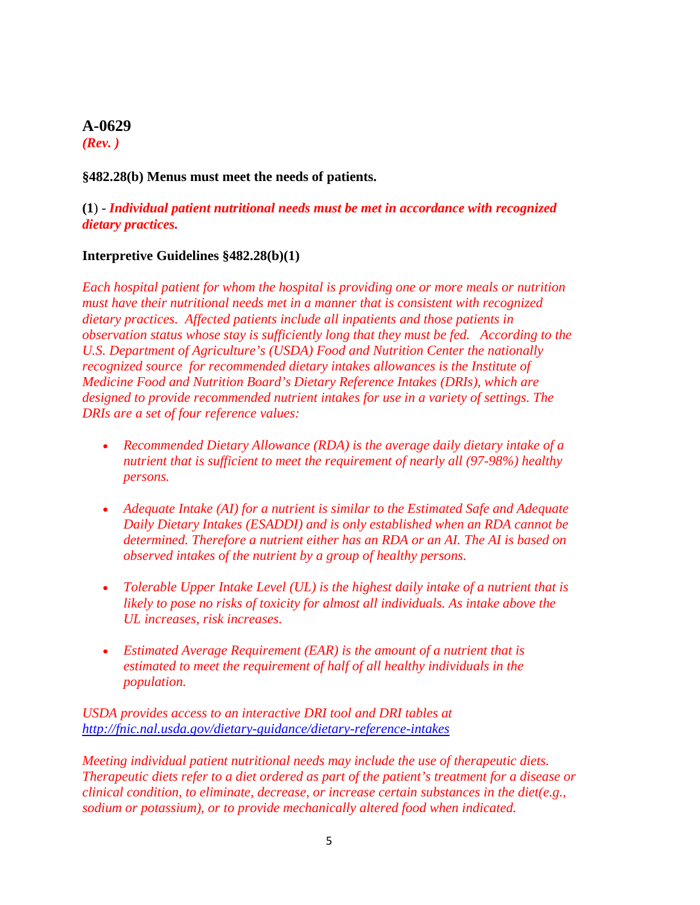## A-0629

*(Rev. )*

**§482.28(b) Menus must meet the needs of patients.**

**(1**) - ***Individual patient nutritional needs must be met in accordance with recognized dietary practices.***

**Interpretive Guidelines §482.28(b)(1)**

*Each hospital patient for whom the hospital is providing one or more meals or nutrition must have their nutritional needs met in a manner that is consistent with recognized dietary practices. Affected patients include all inpatients and those patients in observation status whose stay is sufficiently long that they must be fed. According to the U.S. Department of Agriculture's (USDA) Food and Nutrition Center the nationally recognized source for recommended dietary intakes allowances is the Institute of Medicine Food and Nutrition Board's Dietary Reference Intakes (DRIs), which are designed to provide recommended nutrient intakes for use in a variety of settings. The DRIs are a set of four reference values:*

- *Recommended Dietary Allowance (RDA) is the average daily dietary intake of a nutrient that is sufficient to meet the requirement of nearly all (97-98%) healthy persons.*

- *Adequate Intake (AI) for a nutrient is similar to the Estimated Safe and Adequate Daily Dietary Intakes (ESADDI) and is only established when an RDA cannot be determined. Therefore a nutrient either has an RDA or an AI. The AI is based on observed intakes of the nutrient by a group of healthy persons.*

- *Tolerable Upper Intake Level (UL) is the highest daily intake of a nutrient that is likely to pose no risks of toxicity for almost all individuals. As intake above the UL increases, risk increases.*

- *Estimated Average Requirement (EAR) is the amount of a nutrient that is estimated to meet the requirement of half of all healthy individuals in the population.*

*USDA provides access to an interactive DRI tool and DRI tables at [http://fnic.nal.usda.gov/dietary-guidance/dietary-reference-intakes](http://fnic.nal.usda.gov/dietary-guidance/dietary-reference-intakes)*

*Meeting individual patient nutritional needs may include the use of therapeutic diets. Therapeutic diets refer to a diet ordered as part of the patient's treatment for a disease or clinical condition, to eliminate, decrease, or increase certain substances in the diet(e.g., sodium or potassium), or to provide mechanically altered food when indicated.*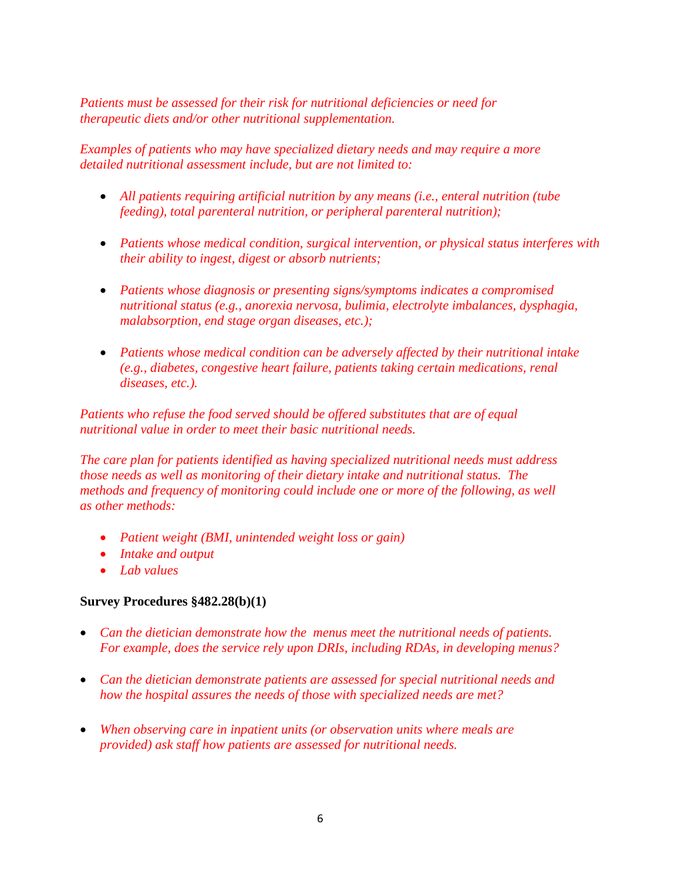*Patients must be assessed for their risk for nutritional deficiencies or need for therapeutic diets and/or other nutritional supplementation.*

*Examples of patients who may have specialized dietary needs and may require a more detailed nutritional assessment include, but are not limited to:*

- *All patients requiring artificial nutrition by any means (i.e., enteral nutrition (tube feeding), total parenteral nutrition, or peripheral parenteral nutrition);*
- *Patients whose medical condition, surgical intervention, or physical status interferes with their ability to ingest, digest or absorb nutrients;*
- *Patients whose diagnosis or presenting signs/symptoms indicates a compromised nutritional status (e.g., anorexia nervosa, bulimia, electrolyte imbalances, dysphagia, malabsorption, end stage organ diseases, etc.);*
- *Patients whose medical condition can be adversely affected by their nutritional intake (e.g., diabetes, congestive heart failure, patients taking certain medications, renal diseases, etc.).*

*Patients who refuse the food served should be offered substitutes that are of equal nutritional value in order to meet their basic nutritional needs.*

*The care plan for patients identified as having specialized nutritional needs must address those needs as well as monitoring of their dietary intake and nutritional status. The methods and frequency of monitoring could include one or more of the following, as well as other methods:*

- *Patient weight (BMI, unintended weight loss or gain)*
- *Intake and output*
- *Lab values*

**Survey Procedures §482.28(b)(1)**

- *Can the dietician demonstrate how the menus meet the nutritional needs of patients. For example, does the service rely upon DRIs, including RDAs, in developing menus?*
- *Can the dietician demonstrate patients are assessed for special nutritional needs and how the hospital assures the needs of those with specialized needs are met?*
- *When observing care in inpatient units (or observation units where meals are provided) ask staff how patients are assessed for nutritional needs.*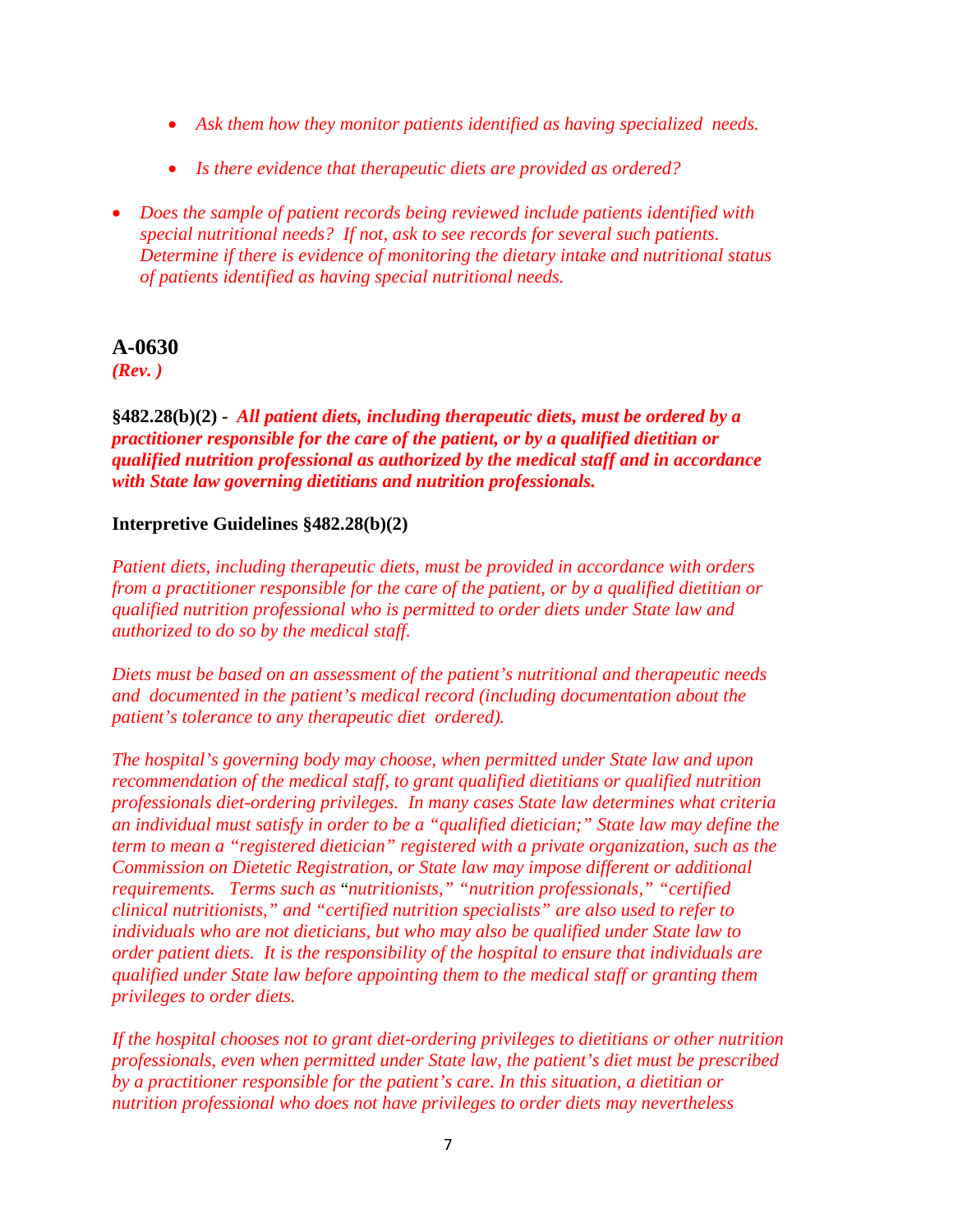- *Ask them how they monitor patients identified as having specialized needs.*
- *Is there evidence that therapeutic diets are provided as ordered?*

- *Does the sample of patient records being reviewed include patients identified with special nutritional needs? If not, ask to see records for several such patients. Determine if there is evidence of monitoring the dietary intake and nutritional status of patients identified as having special nutritional needs.*

## A-0630

***(Rev. )***

**§482.28(b)(2) -** ***All patient diets, including therapeutic diets, must be ordered by a practitioner responsible for the care of the patient, or by a qualified dietitian or qualified nutrition professional as authorized by the medical staff and in accordance with State law governing dietitians and nutrition professionals.***

**Interpretive Guidelines §482.28(b)(2)**

*Patient diets, including therapeutic diets, must be provided in accordance with orders from a practitioner responsible for the care of the patient, or by a qualified dietitian or qualified nutrition professional who is permitted to order diets under State law and authorized to do so by the medical staff.*

*Diets must be based on an assessment of the patient's nutritional and therapeutic needs and documented in the patient's medical record (including documentation about the patient's tolerance to any therapeutic diet ordered).*

*The hospital's governing body may choose, when permitted under State law and upon recommendation of the medical staff, to grant qualified dietitians or qualified nutrition professionals diet-ordering privileges. In many cases State law determines what criteria an individual must satisfy in order to be a "qualified dietician;" State law may define the term to mean a "registered dietician" registered with a private organization, such as the Commission on Dietetic Registration, or State law may impose different or additional requirements. Terms such as "nutritionists," "nutrition professionals," "certified clinical nutritionists," and "certified nutrition specialists" are also used to refer to individuals who are not dieticians, but who may also be qualified under State law to order patient diets. It is the responsibility of the hospital to ensure that individuals are qualified under State law before appointing them to the medical staff or granting them privileges to order diets.*

*If the hospital chooses not to grant diet-ordering privileges to dietitians or other nutrition professionals, even when permitted under State law, the patient's diet must be prescribed by a practitioner responsible for the patient's care. In this situation, a dietitian or nutrition professional who does not have privileges to order diets may nevertheless*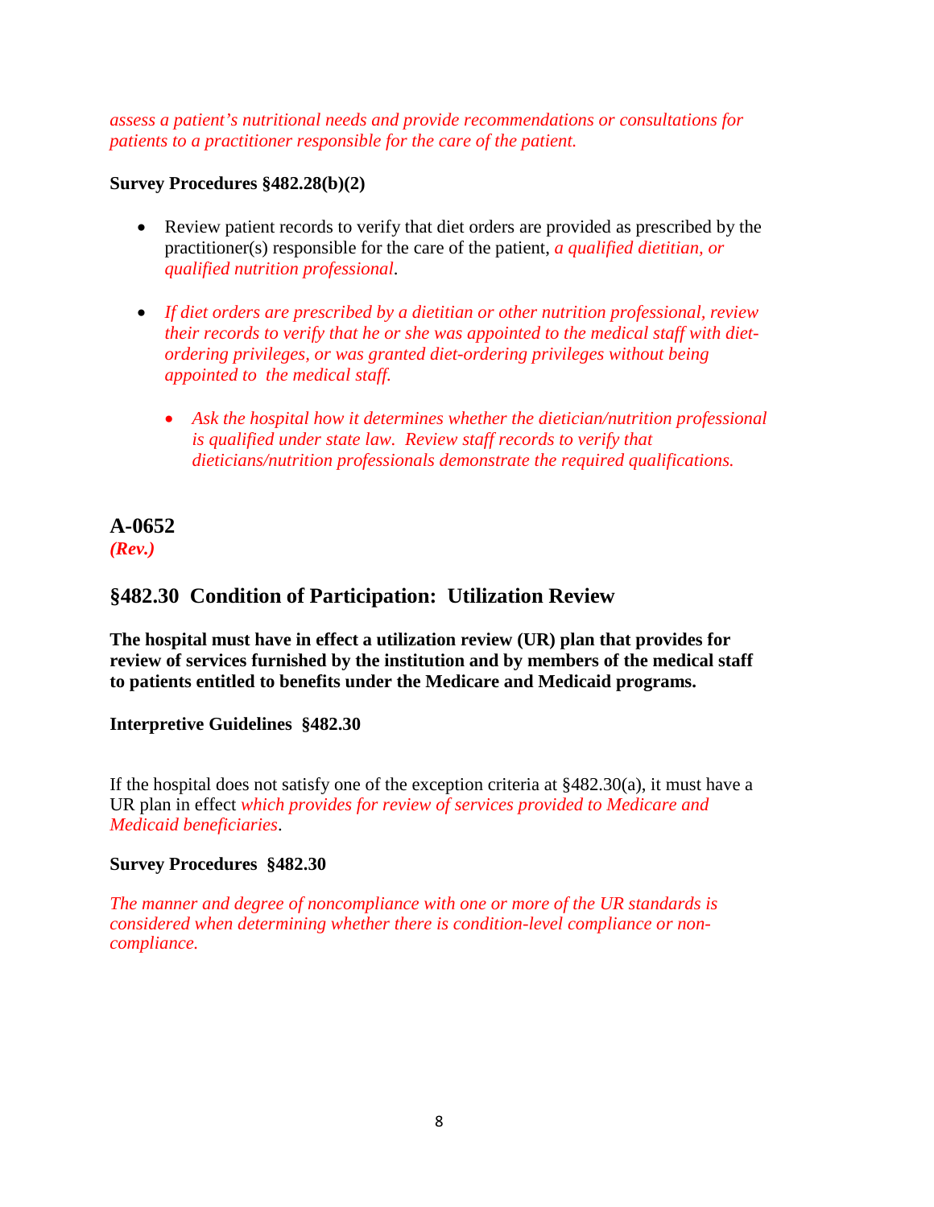*assess a patient's nutritional needs and provide recommendations or consultations for patients to a practitioner responsible for the care of the patient.*

**Survey Procedures §482.28(b)(2)**

- Review patient records to verify that diet orders are provided as prescribed by the practitioner(s) responsible for the care of the patient, *a qualified dietitian, or qualified nutrition professional*.
- *If diet orders are prescribed by a dietitian or other nutrition professional, review their records to verify that he or she was appointed to the medical staff with diet-ordering privileges, or was granted diet-ordering privileges without being appointed to the medical staff.*
  - *Ask the hospital how it determines whether the dietician/nutrition professional is qualified under state law. Review staff records to verify that dieticians/nutrition professionals demonstrate the required qualifications.*

## A-0652
***(Rev.)***

## §482.30 Condition of Participation: Utilization Review

**The hospital must have in effect a utilization review (UR) plan that provides for review of services furnished by the institution and by members of the medical staff to patients entitled to benefits under the Medicare and Medicaid programs.**

**Interpretive Guidelines §482.30**

If the hospital does not satisfy one of the exception criteria at §482.30(a), it must have a UR plan in effect *which provides for review of services provided to Medicare and Medicaid beneficiaries*.

**Survey Procedures §482.30**

*The manner and degree of noncompliance with one or more of the UR standards is considered when determining whether there is condition-level compliance or non-compliance.*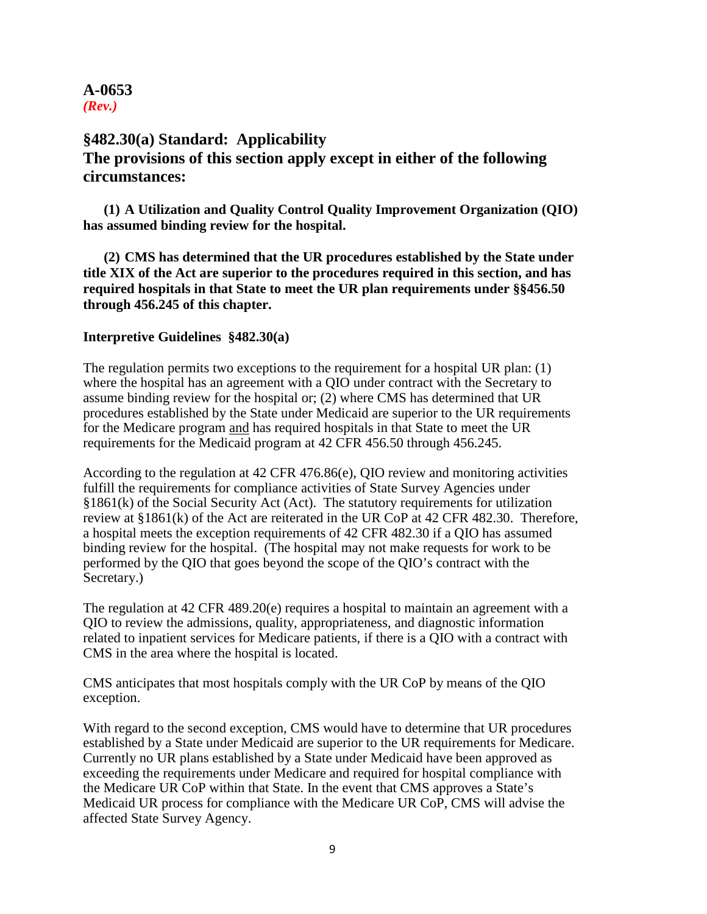**A-0653**
***(Rev.)***

## §482.30(a) Standard: Applicability
## The provisions of this section apply except in either of the following circumstances:

**(1) A Utilization and Quality Control Quality Improvement Organization (QIO) has assumed binding review for the hospital.**

**(2) CMS has determined that the UR procedures established by the State under title XIX of the Act are superior to the procedures required in this section, and has required hospitals in that State to meet the UR plan requirements under §§456.50 through 456.245 of this chapter.**

**Interpretive Guidelines §482.30(a)**

The regulation permits two exceptions to the requirement for a hospital UR plan: (1) where the hospital has an agreement with a QIO under contract with the Secretary to assume binding review for the hospital or; (2) where CMS has determined that UR procedures established by the State under Medicaid are superior to the UR requirements for the Medicare program <u>and</u> has required hospitals in that State to meet the UR requirements for the Medicaid program at 42 CFR 456.50 through 456.245.

According to the regulation at 42 CFR 476.86(e), QIO review and monitoring activities fulfill the requirements for compliance activities of State Survey Agencies under §1861(k) of the Social Security Act (Act). The statutory requirements for utilization review at §1861(k) of the Act are reiterated in the UR CoP at 42 CFR 482.30. Therefore, a hospital meets the exception requirements of 42 CFR 482.30 if a QIO has assumed binding review for the hospital. (The hospital may not make requests for work to be performed by the QIO that goes beyond the scope of the QIO's contract with the Secretary.)

The regulation at 42 CFR 489.20(e) requires a hospital to maintain an agreement with a QIO to review the admissions, quality, appropriateness, and diagnostic information related to inpatient services for Medicare patients, if there is a QIO with a contract with CMS in the area where the hospital is located.

CMS anticipates that most hospitals comply with the UR CoP by means of the QIO exception.

With regard to the second exception, CMS would have to determine that UR procedures established by a State under Medicaid are superior to the UR requirements for Medicare. Currently no UR plans established by a State under Medicaid have been approved as exceeding the requirements under Medicare and required for hospital compliance with the Medicare UR CoP within that State. In the event that CMS approves a State's Medicaid UR process for compliance with the Medicare UR CoP, CMS will advise the affected State Survey Agency.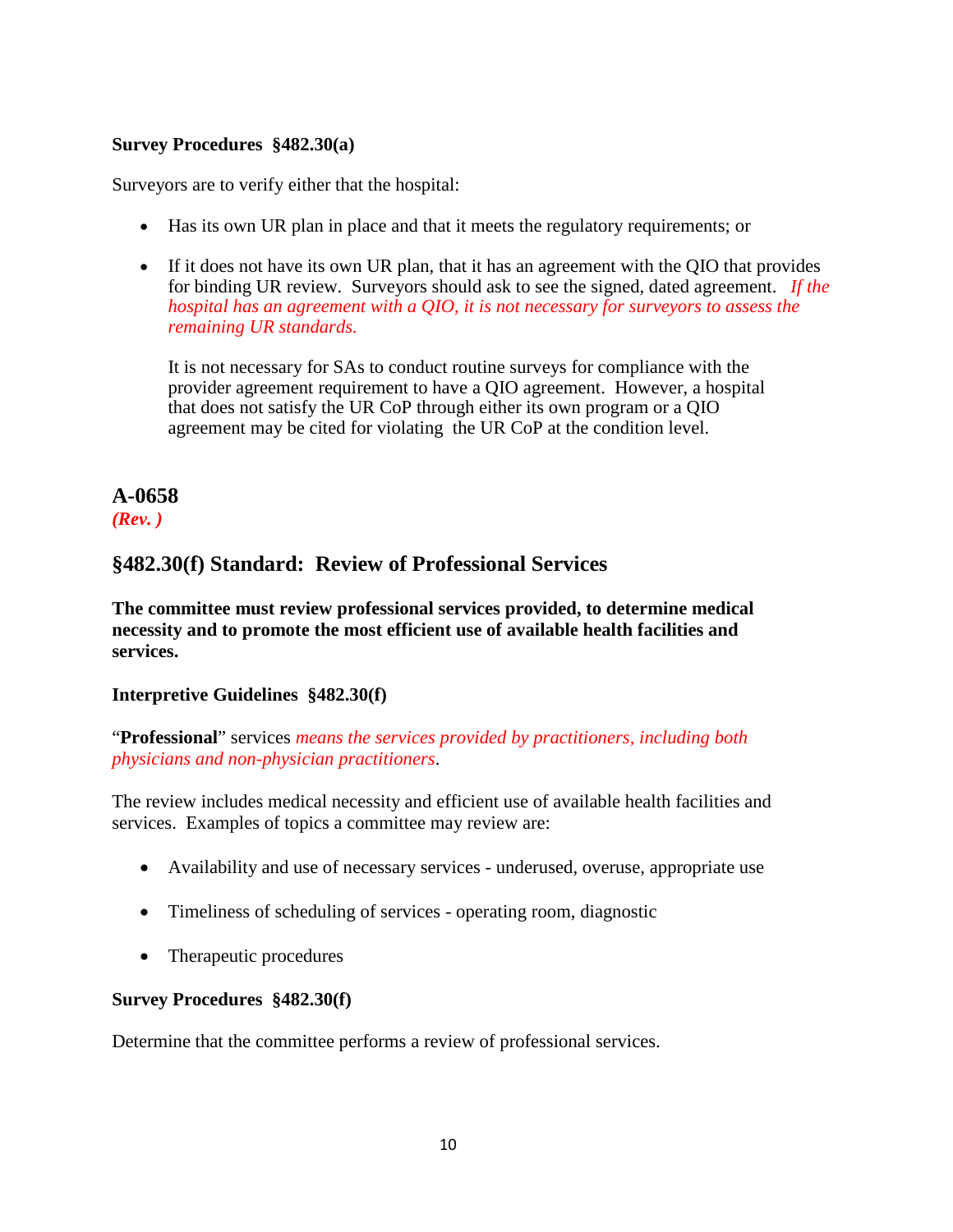**Survey Procedures §482.30(a)**

Surveyors are to verify either that the hospital:

- Has its own UR plan in place and that it meets the regulatory requirements; or

- If it does not have its own UR plan, that it has an agreement with the QIO that provides for binding UR review. Surveyors should ask to see the signed, dated agreement. *If the hospital has an agreement with a QIO, it is not necessary for surveyors to assess the remaining UR standards.*

  It is not necessary for SAs to conduct routine surveys for compliance with the provider agreement requirement to have a QIO agreement. However, a hospital that does not satisfy the UR CoP through either its own program or a QIO agreement may be cited for violating the UR CoP at the condition level.

## A-0658

***(Rev. )***

## §482.30(f) Standard: Review of Professional Services

**The committee must review professional services provided, to determine medical necessity and to promote the most efficient use of available health facilities and services.**

**Interpretive Guidelines §482.30(f)**

"**Professional**" services *means the services provided by practitioners, including both physicians and non-physician practitioners*.

The review includes medical necessity and efficient use of available health facilities and services. Examples of topics a committee may review are:

- Availability and use of necessary services - underused, overuse, appropriate use

- Timeliness of scheduling of services - operating room, diagnostic

- Therapeutic procedures

**Survey Procedures §482.30(f)**

Determine that the committee performs a review of professional services.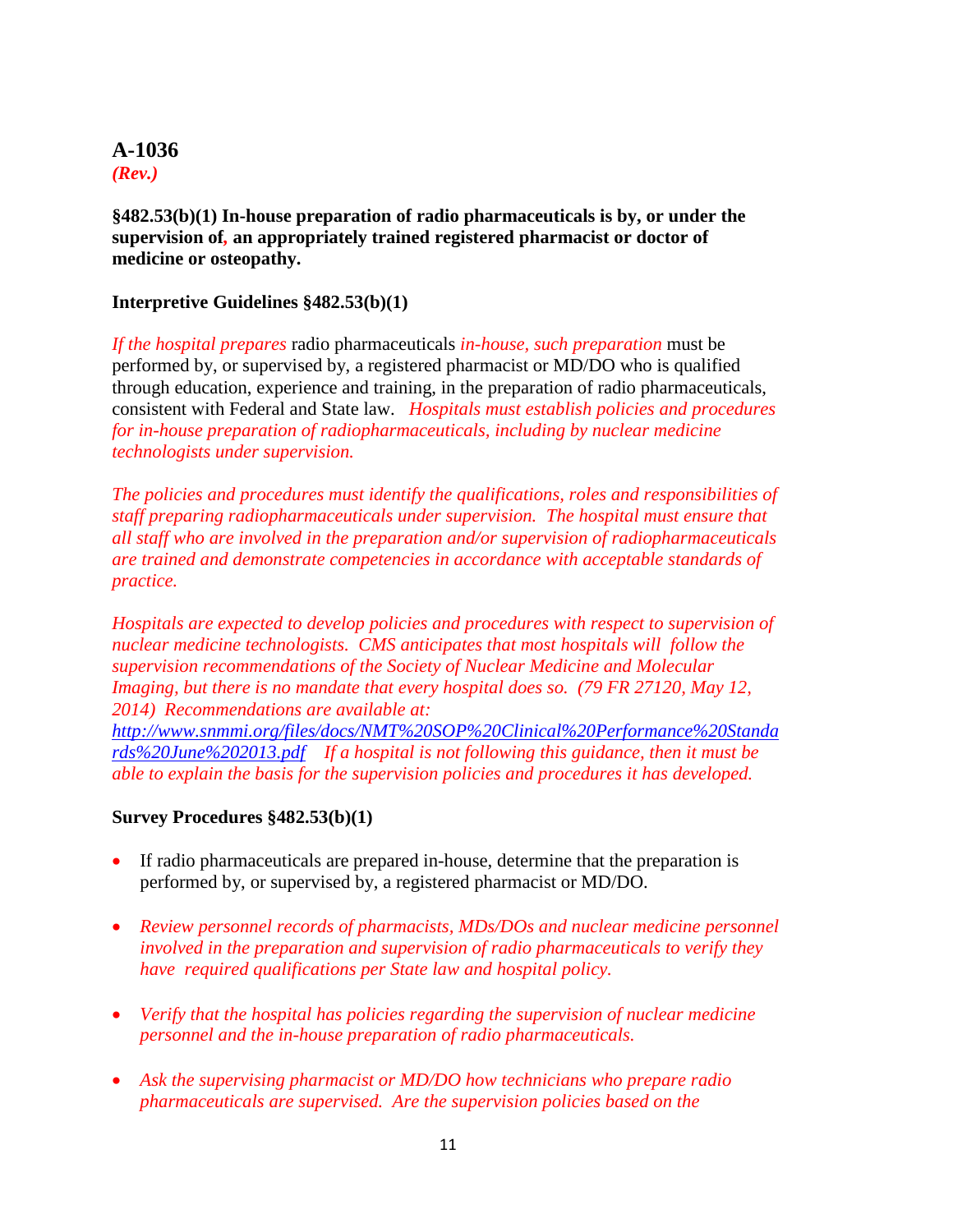## A-1036
***(Rev.)***

**§482.53(b)(1) In-house preparation of radio pharmaceuticals is by, or under the supervision of, an appropriately trained registered pharmacist or doctor of medicine or osteopathy.**

**Interpretive Guidelines §482.53(b)(1)**

*If the hospital prepares* radio pharmaceuticals *in-house, such preparation* must be performed by, or supervised by, a registered pharmacist or MD/DO who is qualified through education, experience and training, in the preparation of radio pharmaceuticals, consistent with Federal and State law. *Hospitals must establish policies and procedures for in-house preparation of radiopharmaceuticals, including by nuclear medicine technologists under supervision.*

*The policies and procedures must identify the qualifications, roles and responsibilities of staff preparing radiopharmaceuticals under supervision. The hospital must ensure that all staff who are involved in the preparation and/or supervision of radiopharmaceuticals are trained and demonstrate competencies in accordance with acceptable standards of practice.*

*Hospitals are expected to develop policies and procedures with respect to supervision of nuclear medicine technologists. CMS anticipates that most hospitals will follow the supervision recommendations of the Society of Nuclear Medicine and Molecular Imaging, but there is no mandate that every hospital does so. (79 FR 27120, May 12, 2014) Recommendations are available at:* [*http://www.snmmi.org/files/docs/NMT%20SOP%20Clinical%20Performance%20Standards%20June%202013.pdf*](http://www.snmmi.org/files/docs/NMT%20SOP%20Clinical%20Performance%20Standards%20June%202013.pdf) *If a hospital is not following this guidance, then it must be able to explain the basis for the supervision policies and procedures it has developed.*

**Survey Procedures §482.53(b)(1)**

- If radio pharmaceuticals are prepared in-house, determine that the preparation is performed by, or supervised by, a registered pharmacist or MD/DO.
- *Review personnel records of pharmacists, MDs/DOs and nuclear medicine personnel involved in the preparation and supervision of radio pharmaceuticals to verify they have required qualifications per State law and hospital policy.*
- *Verify that the hospital has policies regarding the supervision of nuclear medicine personnel and the in-house preparation of radio pharmaceuticals.*
- *Ask the supervising pharmacist or MD/DO how technicians who prepare radio pharmaceuticals are supervised. Are the supervision policies based on the*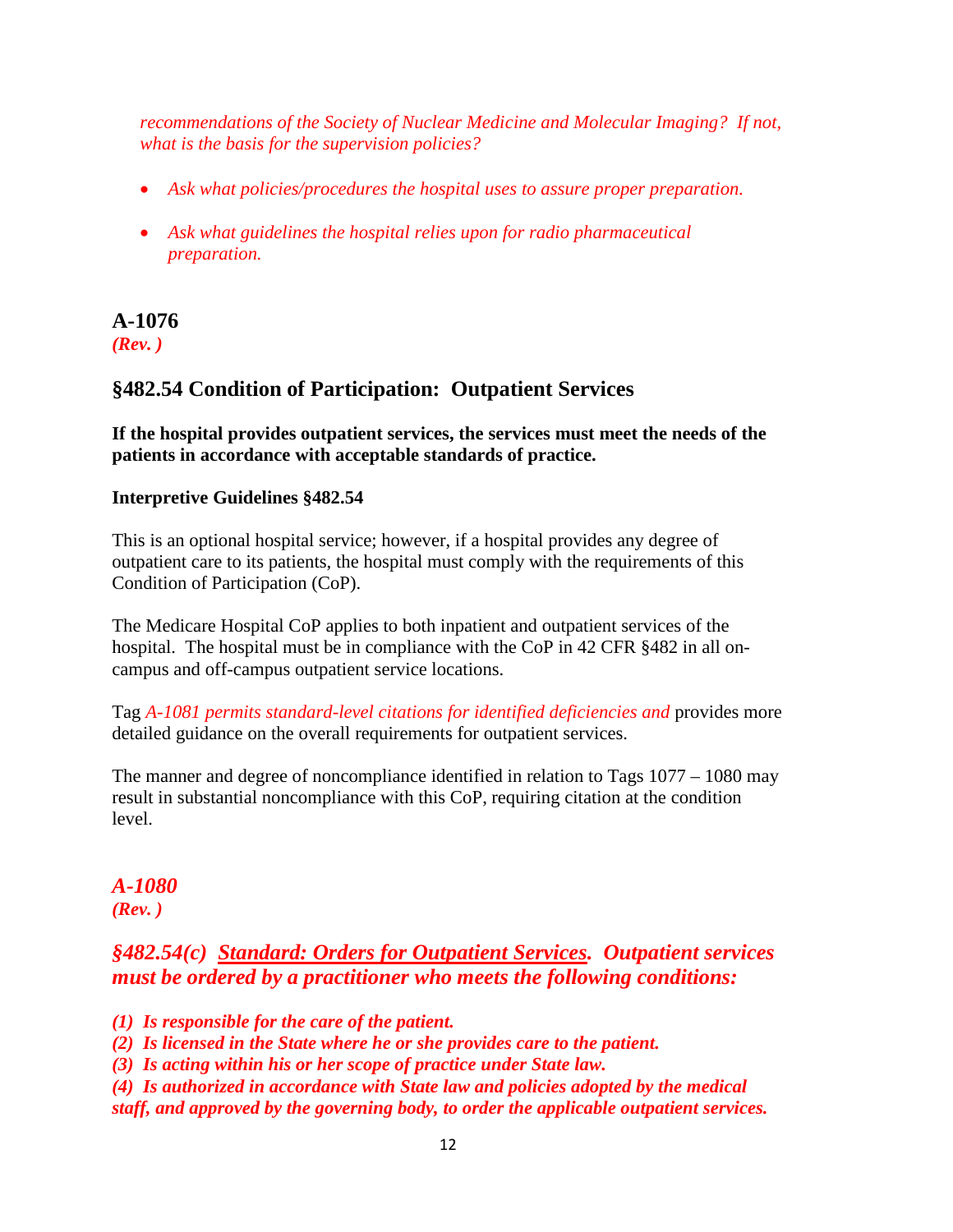*recommendations of the Society of Nuclear Medicine and Molecular Imaging? If not, what is the basis for the supervision policies?*

- *Ask what policies/procedures the hospital uses to assure proper preparation.*
- *Ask what guidelines the hospital relies upon for radio pharmaceutical preparation.*

## A-1076
***(Rev. )***

## §482.54 Condition of Participation: Outpatient Services

**If the hospital provides outpatient services, the services must meet the needs of the patients in accordance with acceptable standards of practice.**

**Interpretive Guidelines §482.54**

This is an optional hospital service; however, if a hospital provides any degree of outpatient care to its patients, the hospital must comply with the requirements of this Condition of Participation (CoP).

The Medicare Hospital CoP applies to both inpatient and outpatient services of the hospital. The hospital must be in compliance with the CoP in 42 CFR §482 in all on-campus and off-campus outpatient service locations.

Tag *A-1081 permits standard-level citations for identified deficiencies and* provides more detailed guidance on the overall requirements for outpatient services.

The manner and degree of noncompliance identified in relation to Tags 1077 – 1080 may result in substantial noncompliance with this CoP, requiring citation at the condition level.

## *A-1080*
***(Rev. )***

## *§482.54(c) Standard: Orders for Outpatient Services. Outpatient services must be ordered by a practitioner who meets the following conditions:*

***(1) Is responsible for the care of the patient.***
***(2) Is licensed in the State where he or she provides care to the patient.***
***(3) Is acting within his or her scope of practice under State law.***
***(4) Is authorized in accordance with State law and policies adopted by the medical staff, and approved by the governing body, to order the applicable outpatient services.***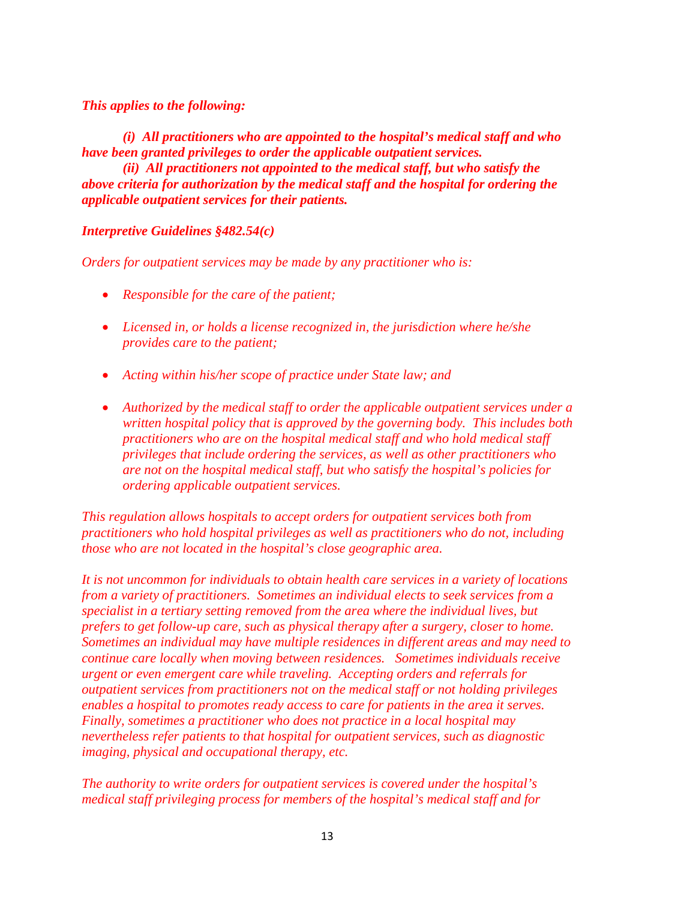***This applies to the following:***

***(i) All practitioners who are appointed to the hospital's medical staff and who have been granted privileges to order the applicable outpatient services.***

***(ii) All practitioners not appointed to the medical staff, but who satisfy the above criteria for authorization by the medical staff and the hospital for ordering the applicable outpatient services for their patients.***

***Interpretive Guidelines §482.54(c)***

*Orders for outpatient services may be made by any practitioner who is:*

- *Responsible for the care of the patient;*
- *Licensed in, or holds a license recognized in, the jurisdiction where he/she provides care to the patient;*
- *Acting within his/her scope of practice under State law; and*
- *Authorized by the medical staff to order the applicable outpatient services under a written hospital policy that is approved by the governing body. This includes both practitioners who are on the hospital medical staff and who hold medical staff privileges that include ordering the services, as well as other practitioners who are not on the hospital medical staff, but who satisfy the hospital's policies for ordering applicable outpatient services.*

*This regulation allows hospitals to accept orders for outpatient services both from practitioners who hold hospital privileges as well as practitioners who do not, including those who are not located in the hospital's close geographic area.*

*It is not uncommon for individuals to obtain health care services in a variety of locations from a variety of practitioners. Sometimes an individual elects to seek services from a specialist in a tertiary setting removed from the area where the individual lives, but prefers to get follow-up care, such as physical therapy after a surgery, closer to home. Sometimes an individual may have multiple residences in different areas and may need to continue care locally when moving between residences. Sometimes individuals receive urgent or even emergent care while traveling. Accepting orders and referrals for outpatient services from practitioners not on the medical staff or not holding privileges enables a hospital to promotes ready access to care for patients in the area it serves. Finally, sometimes a practitioner who does not practice in a local hospital may nevertheless refer patients to that hospital for outpatient services, such as diagnostic imaging, physical and occupational therapy, etc.*

*The authority to write orders for outpatient services is covered under the hospital's medical staff privileging process for members of the hospital's medical staff and for*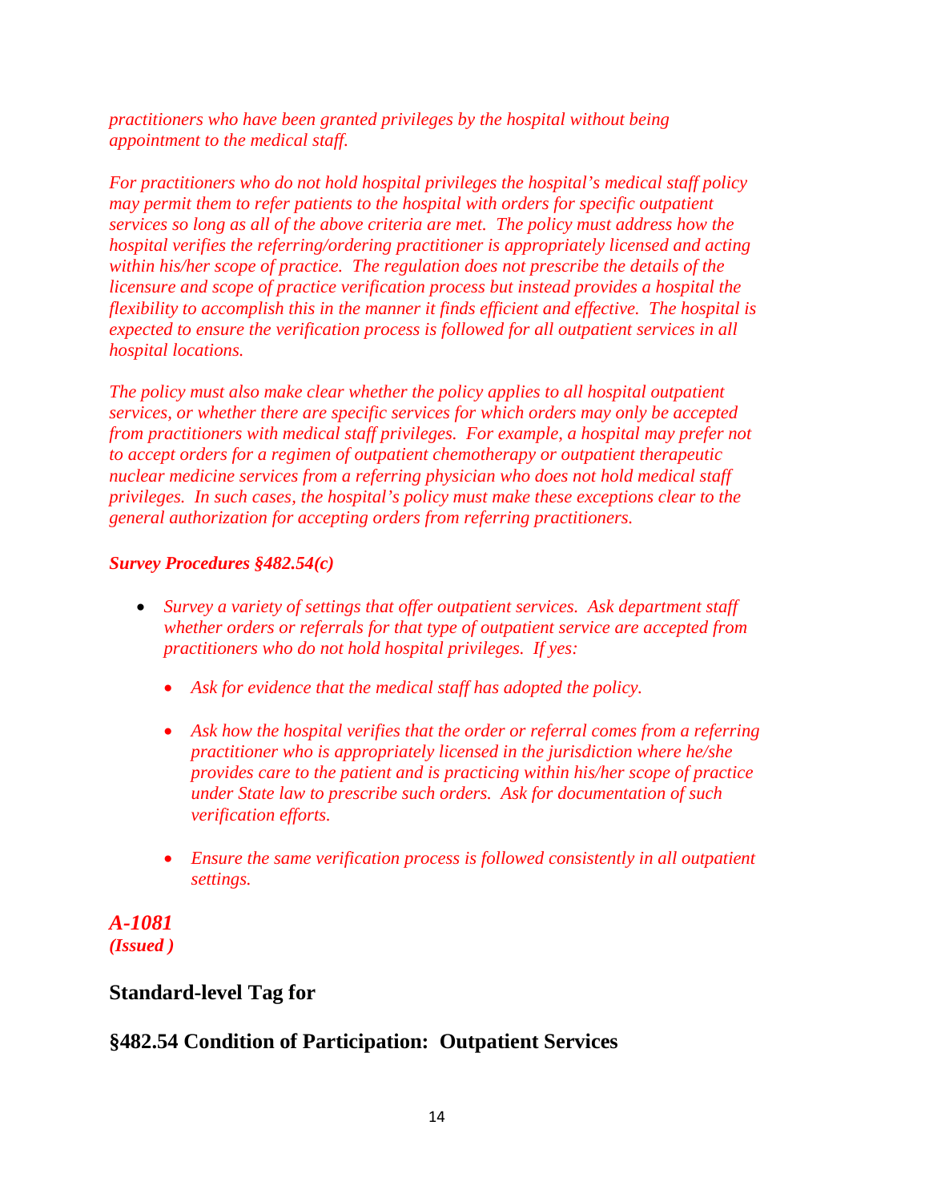*practitioners who have been granted privileges by the hospital without being appointment to the medical staff.*

*For practitioners who do not hold hospital privileges the hospital's medical staff policy may permit them to refer patients to the hospital with orders for specific outpatient services so long as all of the above criteria are met. The policy must address how the hospital verifies the referring/ordering practitioner is appropriately licensed and acting within his/her scope of practice. The regulation does not prescribe the details of the licensure and scope of practice verification process but instead provides a hospital the flexibility to accomplish this in the manner it finds efficient and effective. The hospital is expected to ensure the verification process is followed for all outpatient services in all hospital locations.*

*The policy must also make clear whether the policy applies to all hospital outpatient services, or whether there are specific services for which orders may only be accepted from practitioners with medical staff privileges. For example, a hospital may prefer not to accept orders for a regimen of outpatient chemotherapy or outpatient therapeutic nuclear medicine services from a referring physician who does not hold medical staff privileges. In such cases, the hospital's policy must make these exceptions clear to the general authorization for accepting orders from referring practitioners.*

***Survey Procedures §482.54(c)***

- *Survey a variety of settings that offer outpatient services. Ask department staff whether orders or referrals for that type of outpatient service are accepted from practitioners who do not hold hospital privileges. If yes:*
    - *Ask for evidence that the medical staff has adopted the policy.*
    - *Ask how the hospital verifies that the order or referral comes from a referring practitioner who is appropriately licensed in the jurisdiction where he/she provides care to the patient and is practicing within his/her scope of practice under State law to prescribe such orders. Ask for documentation of such verification efforts.*
    - *Ensure the same verification process is followed consistently in all outpatient settings.*

***A-1081***
***(Issued )***

**Standard-level Tag for**

**§482.54 Condition of Participation: Outpatient Services**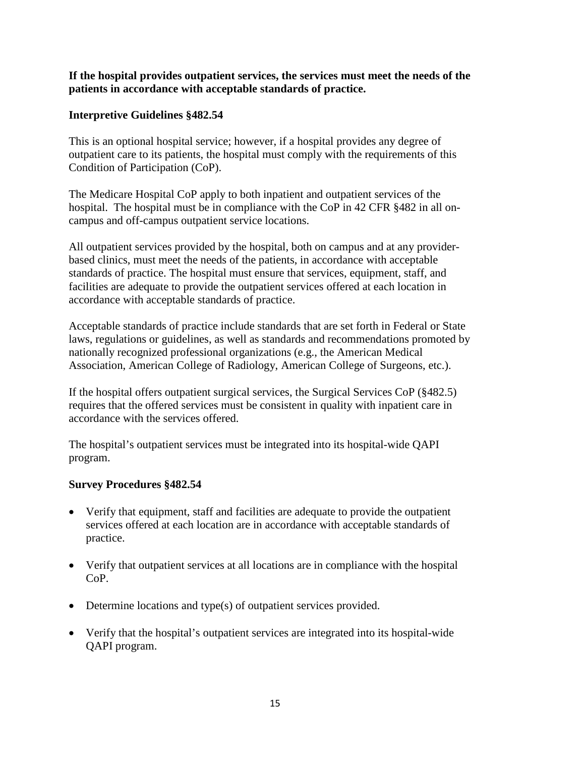**If the hospital provides outpatient services, the services must meet the needs of the patients in accordance with acceptable standards of practice.**

**Interpretive Guidelines §482.54**

This is an optional hospital service; however, if a hospital provides any degree of outpatient care to its patients, the hospital must comply with the requirements of this Condition of Participation (CoP).

The Medicare Hospital CoP apply to both inpatient and outpatient services of the hospital. The hospital must be in compliance with the CoP in 42 CFR §482 in all on-campus and off-campus outpatient service locations.

All outpatient services provided by the hospital, both on campus and at any provider-based clinics, must meet the needs of the patients, in accordance with acceptable standards of practice. The hospital must ensure that services, equipment, staff, and facilities are adequate to provide the outpatient services offered at each location in accordance with acceptable standards of practice.

Acceptable standards of practice include standards that are set forth in Federal or State laws, regulations or guidelines, as well as standards and recommendations promoted by nationally recognized professional organizations (e.g., the American Medical Association, American College of Radiology, American College of Surgeons, etc.).

If the hospital offers outpatient surgical services, the Surgical Services CoP (§482.5) requires that the offered services must be consistent in quality with inpatient care in accordance with the services offered.

The hospital's outpatient services must be integrated into its hospital-wide QAPI program.

**Survey Procedures §482.54**

- Verify that equipment, staff and facilities are adequate to provide the outpatient services offered at each location are in accordance with acceptable standards of practice.
- Verify that outpatient services at all locations are in compliance with the hospital CoP.
- Determine locations and type(s) of outpatient services provided.
- Verify that the hospital's outpatient services are integrated into its hospital-wide QAPI program.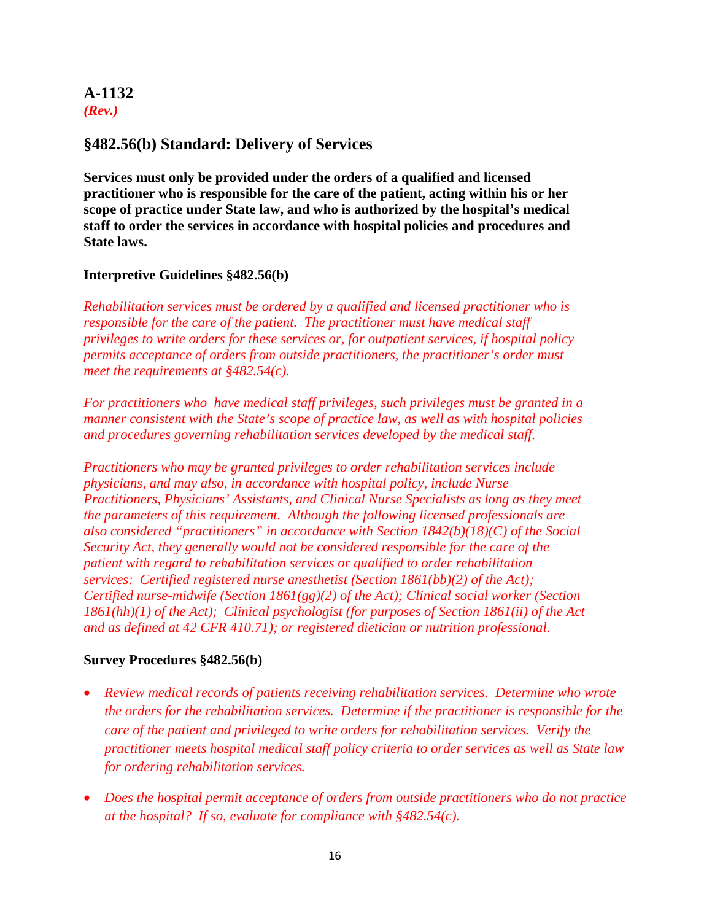## A-1132
*(Rev.)*

### §482.56(b) Standard: Delivery of Services

**Services must only be provided under the orders of a qualified and licensed practitioner who is responsible for the care of the patient, acting within his or her scope of practice under State law, and who is authorized by the hospital's medical staff to order the services in accordance with hospital policies and procedures and State laws.**

**Interpretive Guidelines §482.56(b)**

*Rehabilitation services must be ordered by a qualified and licensed practitioner who is responsible for the care of the patient. The practitioner must have medical staff privileges to write orders for these services or, for outpatient services, if hospital policy permits acceptance of orders from outside practitioners, the practitioner's order must meet the requirements at §482.54(c).*

*For practitioners who have medical staff privileges, such privileges must be granted in a manner consistent with the State's scope of practice law, as well as with hospital policies and procedures governing rehabilitation services developed by the medical staff.*

*Practitioners who may be granted privileges to order rehabilitation services include physicians, and may also, in accordance with hospital policy, include Nurse Practitioners, Physicians' Assistants, and Clinical Nurse Specialists as long as they meet the parameters of this requirement. Although the following licensed professionals are also considered "practitioners" in accordance with Section 1842(b)(18)(C) of the Social Security Act, they generally would not be considered responsible for the care of the patient with regard to rehabilitation services or qualified to order rehabilitation services: Certified registered nurse anesthetist (Section 1861(bb)(2) of the Act); Certified nurse-midwife (Section 1861(gg)(2) of the Act); Clinical social worker (Section 1861(hh)(1) of the Act); Clinical psychologist (for purposes of Section 1861(ii) of the Act and as defined at 42 CFR 410.71); or registered dietician or nutrition professional.*

**Survey Procedures §482.56(b)**

- *Review medical records of patients receiving rehabilitation services. Determine who wrote the orders for the rehabilitation services. Determine if the practitioner is responsible for the care of the patient and privileged to write orders for rehabilitation services. Verify the practitioner meets hospital medical staff policy criteria to order services as well as State law for ordering rehabilitation services.*

- *Does the hospital permit acceptance of orders from outside practitioners who do not practice at the hospital? If so, evaluate for compliance with §482.54(c).*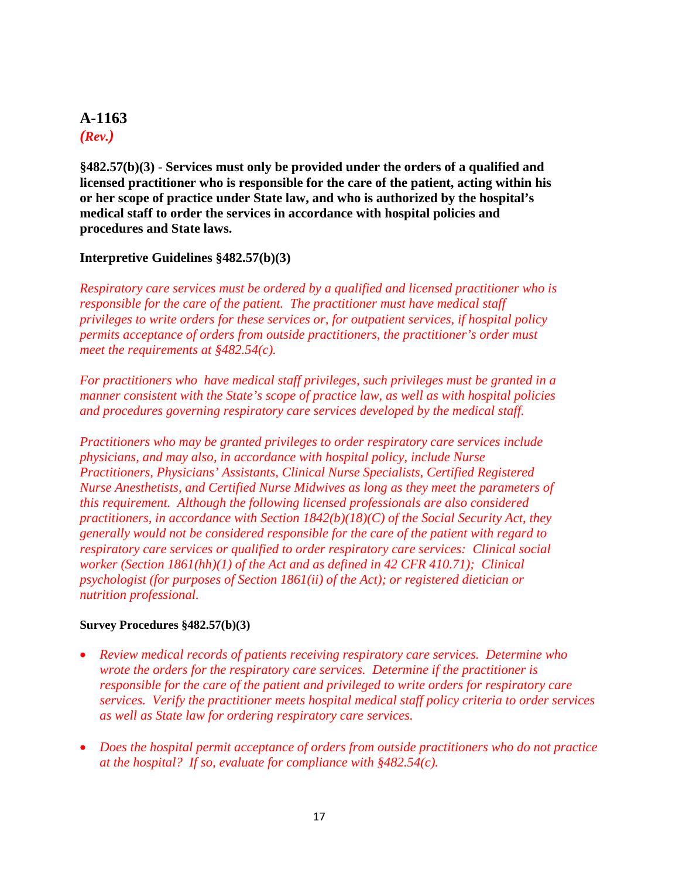## A-1163

***(Rev.)***

**§482.57(b)(3) - Services must only be provided under the orders of a qualified and licensed practitioner who is responsible for the care of the patient, acting within his or her scope of practice under State law, and who is authorized by the hospital's medical staff to order the services in accordance with hospital policies and procedures and State laws.**

**Interpretive Guidelines §482.57(b)(3)**

*Respiratory care services must be ordered by a qualified and licensed practitioner who is responsible for the care of the patient. The practitioner must have medical staff privileges to write orders for these services or, for outpatient services, if hospital policy permits acceptance of orders from outside practitioners, the practitioner's order must meet the requirements at §482.54(c).*

*For practitioners who have medical staff privileges, such privileges must be granted in a manner consistent with the State's scope of practice law, as well as with hospital policies and procedures governing respiratory care services developed by the medical staff.*

*Practitioners who may be granted privileges to order respiratory care services include physicians, and may also, in accordance with hospital policy, include Nurse Practitioners, Physicians' Assistants, Clinical Nurse Specialists, Certified Registered Nurse Anesthetists, and Certified Nurse Midwives as long as they meet the parameters of this requirement. Although the following licensed professionals are also considered practitioners, in accordance with Section 1842(b)(18)(C) of the Social Security Act, they generally would not be considered responsible for the care of the patient with regard to respiratory care services or qualified to order respiratory care services: Clinical social worker (Section 1861(hh)(1) of the Act and as defined in 42 CFR 410.71); Clinical psychologist (for purposes of Section 1861(ii) of the Act); or registered dietician or nutrition professional.*

**Survey Procedures §482.57(b)(3)**

- *Review medical records of patients receiving respiratory care services. Determine who wrote the orders for the respiratory care services. Determine if the practitioner is responsible for the care of the patient and privileged to write orders for respiratory care services. Verify the practitioner meets hospital medical staff policy criteria to order services as well as State law for ordering respiratory care services.*

- *Does the hospital permit acceptance of orders from outside practitioners who do not practice at the hospital? If so, evaluate for compliance with §482.54(c).*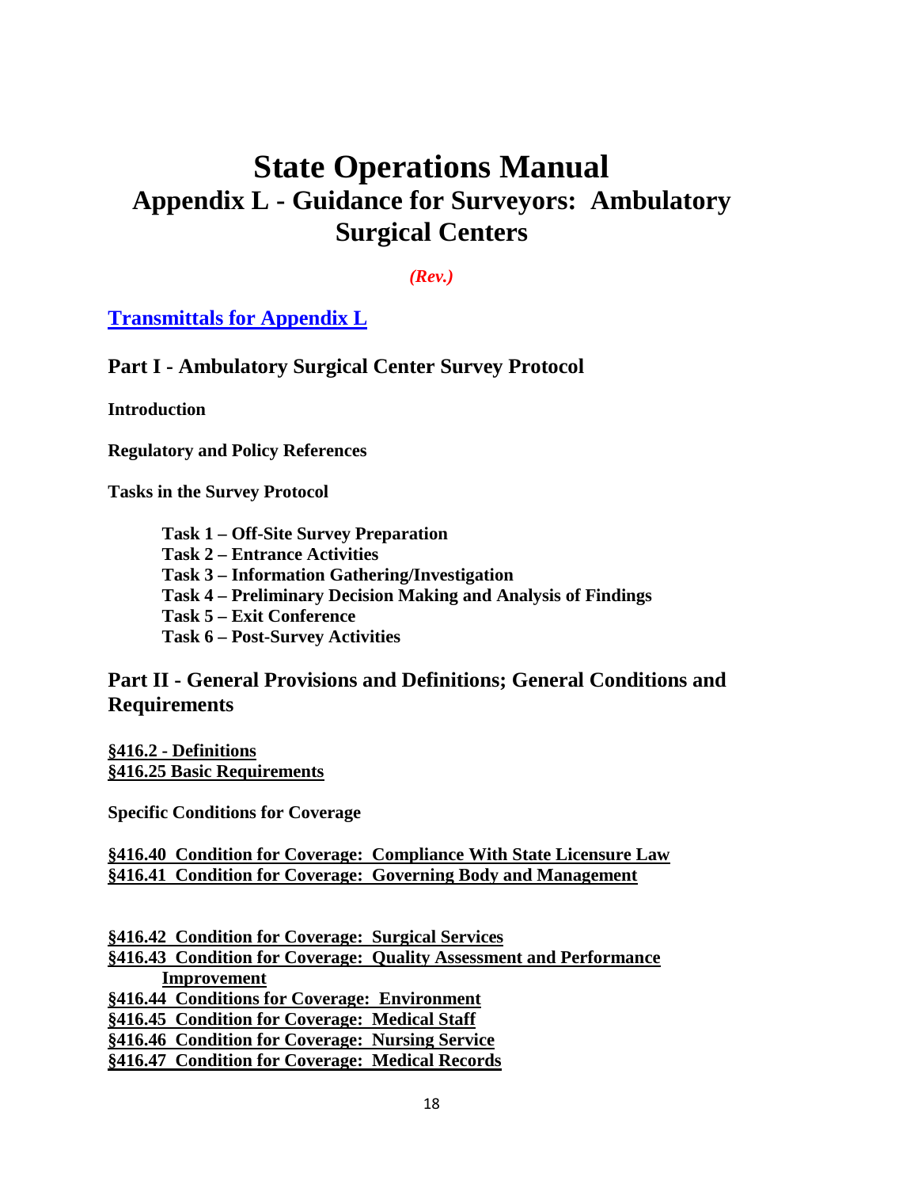# State Operations Manual

## Appendix L - Guidance for Surveyors: Ambulatory Surgical Centers

*(Rev.)*

**Transmittals for Appendix L**

## Part I - Ambulatory Surgical Center Survey Protocol

**Introduction**

**Regulatory and Policy References**

**Tasks in the Survey Protocol**

- **Task 1 – Off-Site Survey Preparation**
- **Task 2 – Entrance Activities**
- **Task 3 – Information Gathering/Investigation**
- **Task 4 – Preliminary Decision Making and Analysis of Findings**
- **Task 5 – Exit Conference**
- **Task 6 – Post-Survey Activities**

## Part II - General Provisions and Definitions; General Conditions and Requirements

**§416.2 - Definitions**
**§416.25 Basic Requirements**

**Specific Conditions for Coverage**

**§416.40 Condition for Coverage: Compliance With State Licensure Law**
**§416.41 Condition for Coverage: Governing Body and Management**

**§416.42 Condition for Coverage: Surgical Services**
**§416.43 Condition for Coverage: Quality Assessment and Performance Improvement**
**§416.44 Conditions for Coverage: Environment**
**§416.45 Condition for Coverage: Medical Staff**
**§416.46 Condition for Coverage: Nursing Service**
**§416.47 Condition for Coverage: Medical Records**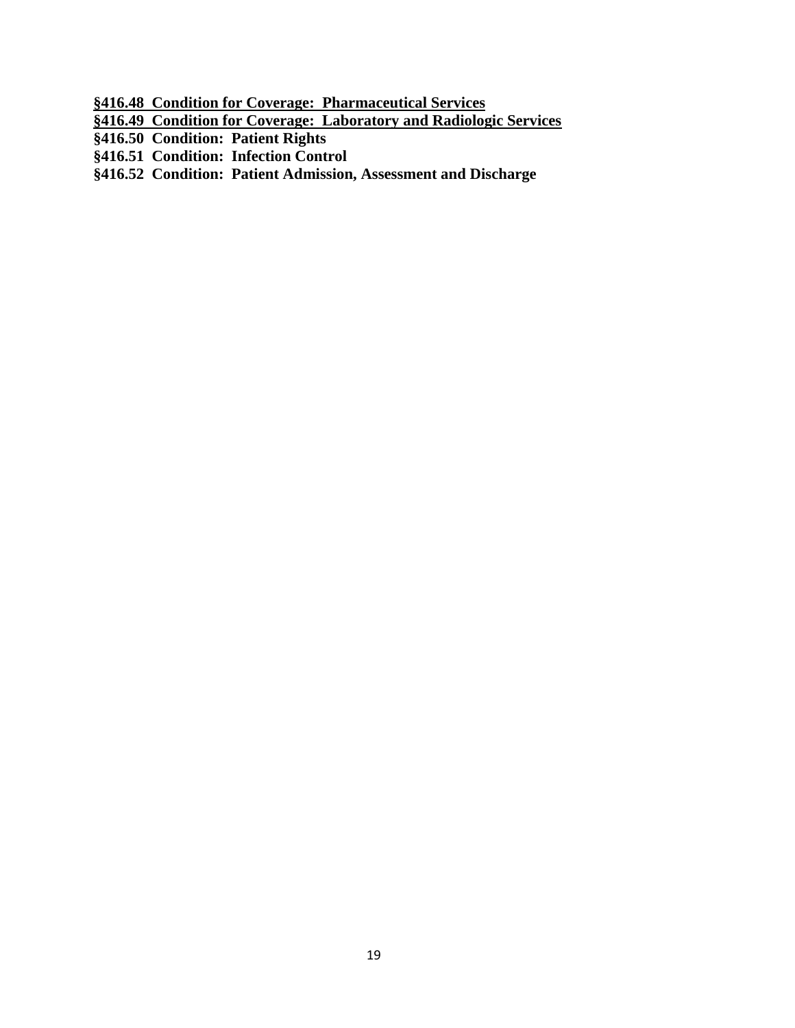**<u>§416.48  Condition for Coverage:  Pharmaceutical Services</u>**
**<u>§416.49  Condition for Coverage:  Laboratory and Radiologic Services</u>**
**§416.50  Condition:  Patient Rights**
**§416.51  Condition:  Infection Control**
**§416.52  Condition:  Patient Admission, Assessment and Discharge**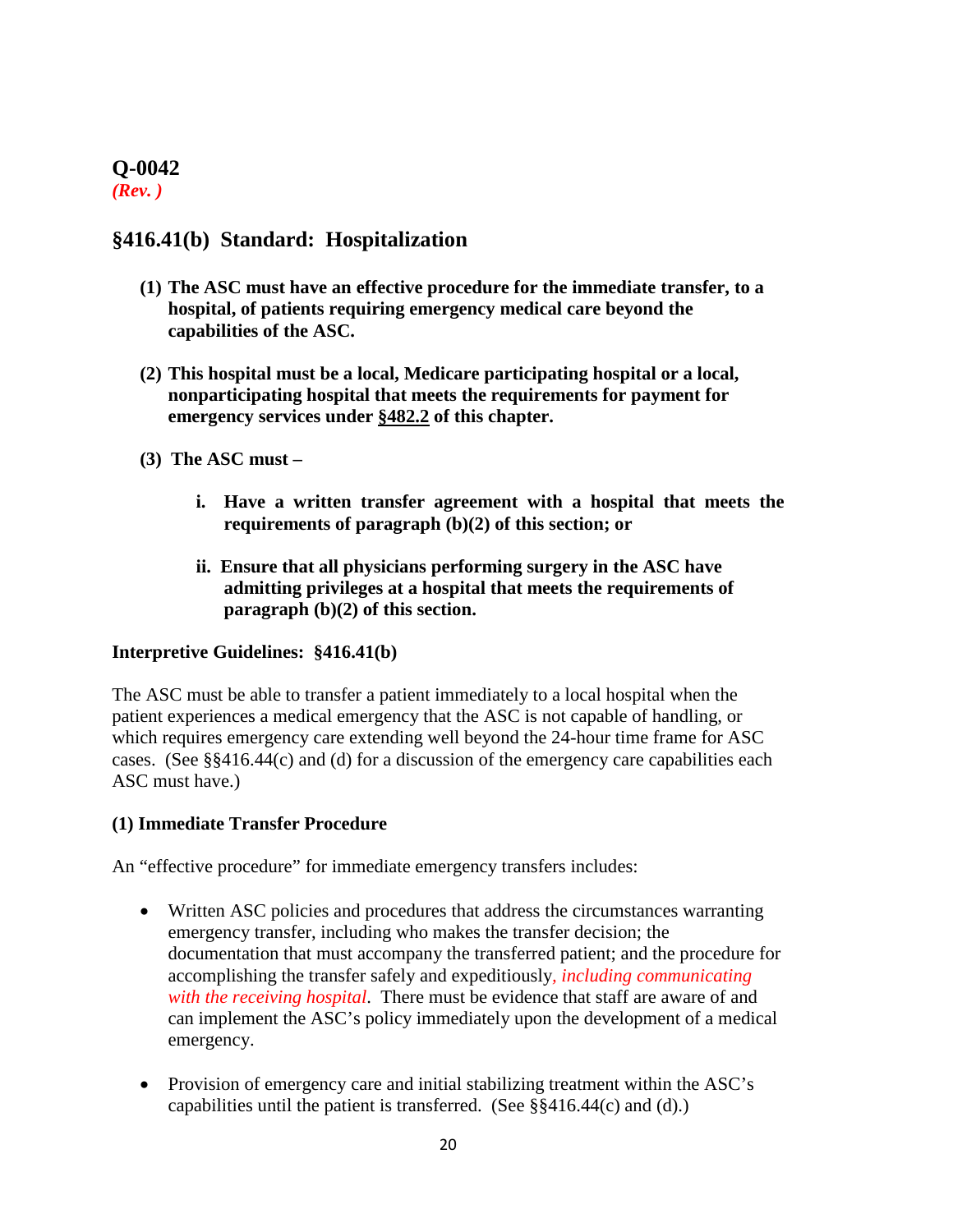**Q-0042**
***(Rev. )***

## §416.41(b) Standard: Hospitalization

**(1) The ASC must have an effective procedure for the immediate transfer, to a hospital, of patients requiring emergency medical care beyond the capabilities of the ASC.**

**(2) This hospital must be a local, Medicare participating hospital or a local, nonparticipating hospital that meets the requirements for payment for emergency services under <u>§482.2</u> of this chapter.**

**(3) The ASC must –**

> **i. Have a written transfer agreement with a hospital that meets the requirements of paragraph (b)(2) of this section; or**
>
> **ii. Ensure that all physicians performing surgery in the ASC have admitting privileges at a hospital that meets the requirements of paragraph (b)(2) of this section.**

**Interpretive Guidelines: §416.41(b)**

The ASC must be able to transfer a patient immediately to a local hospital when the patient experiences a medical emergency that the ASC is not capable of handling, or which requires emergency care extending well beyond the 24-hour time frame for ASC cases. (See §§416.44(c) and (d) for a discussion of the emergency care capabilities each ASC must have.)

**(1) Immediate Transfer Procedure**

An "effective procedure" for immediate emergency transfers includes:

- Written ASC policies and procedures that address the circumstances warranting emergency transfer, including who makes the transfer decision; the documentation that must accompany the transferred patient; and the procedure for accomplishing the transfer safely and expeditiously*, including communicating with the receiving hospital*. There must be evidence that staff are aware of and can implement the ASC's policy immediately upon the development of a medical emergency.

- Provision of emergency care and initial stabilizing treatment within the ASC's capabilities until the patient is transferred. (See §§416.44(c) and (d).)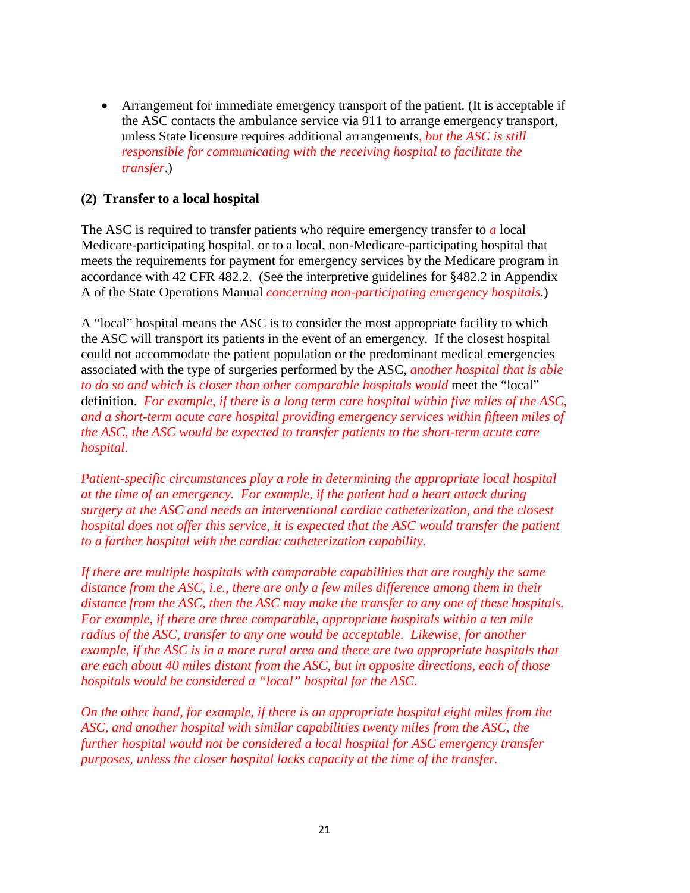- Arrangement for immediate emergency transport of the patient. (It is acceptable if the ASC contacts the ambulance service via 911 to arrange emergency transport, unless State licensure requires additional arrangements*, but the ASC is still responsible for communicating with the receiving hospital to facilitate the transfer*.)

**(2) Transfer to a local hospital**

The ASC is required to transfer patients who require emergency transfer to *a* local Medicare-participating hospital, or to a local, non-Medicare-participating hospital that meets the requirements for payment for emergency services by the Medicare program in accordance with 42 CFR 482.2. (See the interpretive guidelines for §482.2 in Appendix A of the State Operations Manual *concerning non-participating emergency hospitals*.)

A "local" hospital means the ASC is to consider the most appropriate facility to which the ASC will transport its patients in the event of an emergency. If the closest hospital could not accommodate the patient population or the predominant medical emergencies associated with the type of surgeries performed by the ASC, *another hospital that is able to do so and which is closer than other comparable hospitals would* meet the "local" definition. *For example, if there is a long term care hospital within five miles of the ASC, and a short-term acute care hospital providing emergency services within fifteen miles of the ASC, the ASC would be expected to transfer patients to the short-term acute care hospital.*

*Patient-specific circumstances play a role in determining the appropriate local hospital at the time of an emergency. For example, if the patient had a heart attack during surgery at the ASC and needs an interventional cardiac catheterization, and the closest hospital does not offer this service, it is expected that the ASC would transfer the patient to a farther hospital with the cardiac catheterization capability.*

*If there are multiple hospitals with comparable capabilities that are roughly the same distance from the ASC, i.e., there are only a few miles difference among them in their distance from the ASC, then the ASC may make the transfer to any one of these hospitals. For example, if there are three comparable, appropriate hospitals within a ten mile radius of the ASC, transfer to any one would be acceptable. Likewise, for another example, if the ASC is in a more rural area and there are two appropriate hospitals that are each about 40 miles distant from the ASC, but in opposite directions, each of those hospitals would be considered a "local" hospital for the ASC.*

*On the other hand, for example, if there is an appropriate hospital eight miles from the ASC, and another hospital with similar capabilities twenty miles from the ASC, the further hospital would not be considered a local hospital for ASC emergency transfer purposes, unless the closer hospital lacks capacity at the time of the transfer.*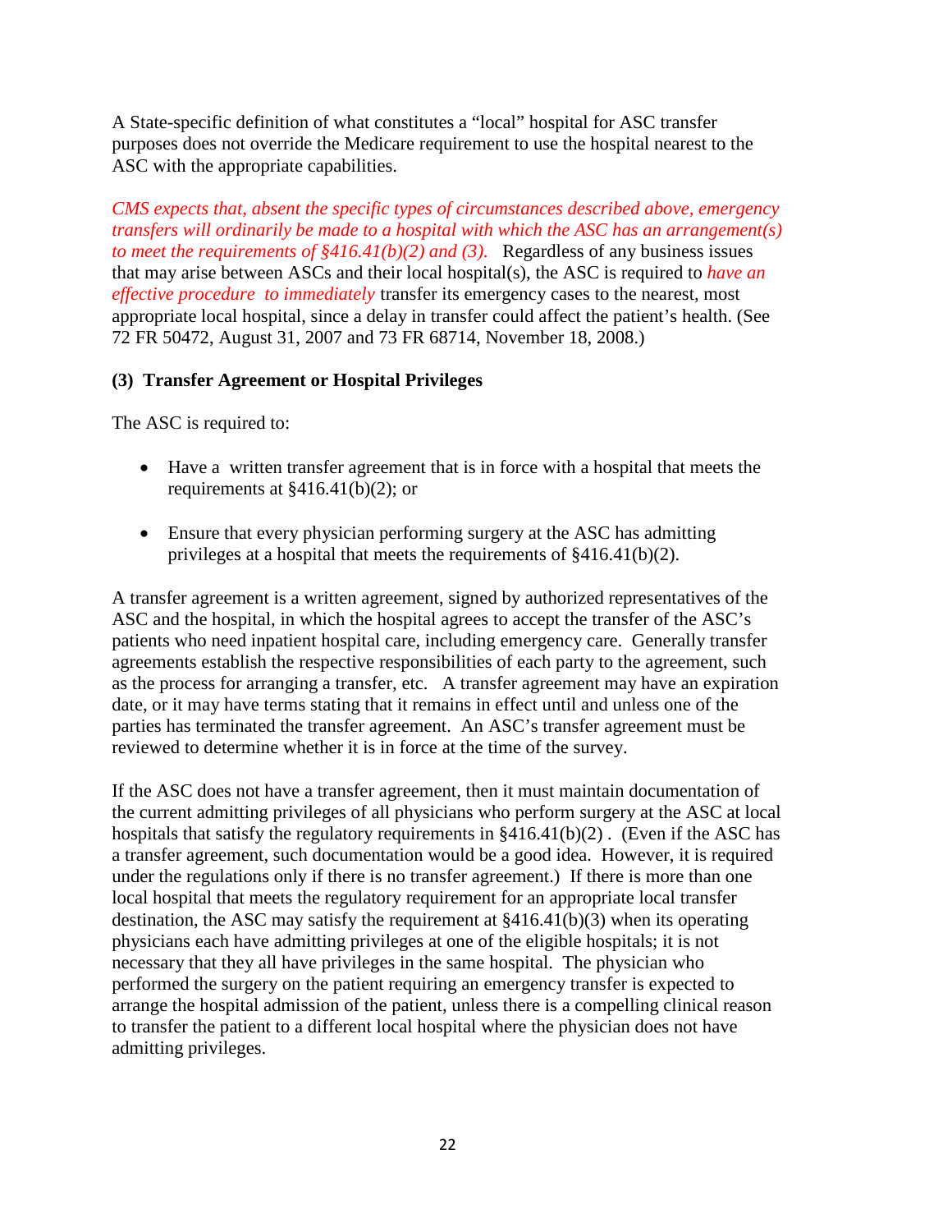A State-specific definition of what constitutes a "local" hospital for ASC transfer purposes does not override the Medicare requirement to use the hospital nearest to the ASC with the appropriate capabilities.

*CMS expects that, absent the specific types of circumstances described above, emergency transfers will ordinarily be made to a hospital with which the ASC has an arrangement(s) to meet the requirements of §416.41(b)(2) and (3).* Regardless of any business issues that may arise between ASCs and their local hospital(s), the ASC is required to *have an effective procedure to immediately* transfer its emergency cases to the nearest, most appropriate local hospital, since a delay in transfer could affect the patient's health. (See 72 FR 50472, August 31, 2007 and 73 FR 68714, November 18, 2008.)

**(3) Transfer Agreement or Hospital Privileges**

The ASC is required to:

- Have a written transfer agreement that is in force with a hospital that meets the requirements at §416.41(b)(2); or
- Ensure that every physician performing surgery at the ASC has admitting privileges at a hospital that meets the requirements of §416.41(b)(2).

A transfer agreement is a written agreement, signed by authorized representatives of the ASC and the hospital, in which the hospital agrees to accept the transfer of the ASC's patients who need inpatient hospital care, including emergency care. Generally transfer agreements establish the respective responsibilities of each party to the agreement, such as the process for arranging a transfer, etc. A transfer agreement may have an expiration date, or it may have terms stating that it remains in effect until and unless one of the parties has terminated the transfer agreement. An ASC's transfer agreement must be reviewed to determine whether it is in force at the time of the survey.

If the ASC does not have a transfer agreement, then it must maintain documentation of the current admitting privileges of all physicians who perform surgery at the ASC at local hospitals that satisfy the regulatory requirements in §416.41(b)(2) . (Even if the ASC has a transfer agreement, such documentation would be a good idea. However, it is required under the regulations only if there is no transfer agreement.) If there is more than one local hospital that meets the regulatory requirement for an appropriate local transfer destination, the ASC may satisfy the requirement at §416.41(b)(3) when its operating physicians each have admitting privileges at one of the eligible hospitals; it is not necessary that they all have privileges in the same hospital. The physician who performed the surgery on the patient requiring an emergency transfer is expected to arrange the hospital admission of the patient, unless there is a compelling clinical reason to transfer the patient to a different local hospital where the physician does not have admitting privileges.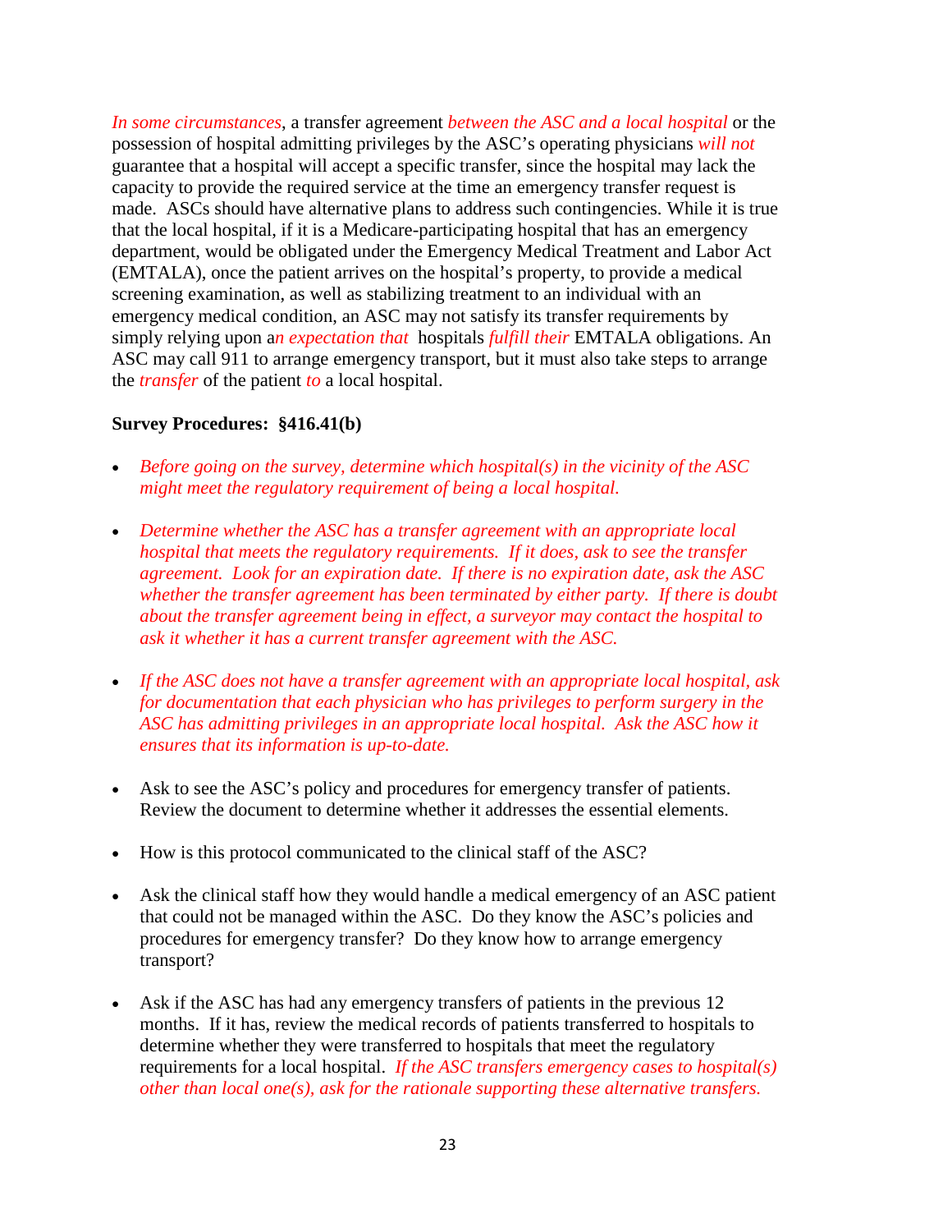*In some circumstances*, a transfer agreement *between the ASC and a local hospital* or the possession of hospital admitting privileges by the ASC's operating physicians *will not* guarantee that a hospital will accept a specific transfer, since the hospital may lack the capacity to provide the required service at the time an emergency transfer request is made. ASCs should have alternative plans to address such contingencies. While it is true that the local hospital, if it is a Medicare-participating hospital that has an emergency department, would be obligated under the Emergency Medical Treatment and Labor Act (EMTALA), once the patient arrives on the hospital's property, to provide a medical screening examination, as well as stabilizing treatment to an individual with an emergency medical condition, an ASC may not satisfy its transfer requirements by simply relying upon a*n expectation that* hospitals *fulfill their* EMTALA obligations. An ASC may call 911 to arrange emergency transport, but it must also take steps to arrange the *transfer* of the patient *to* a local hospital.

**Survey Procedures: §416.41(b)**

- *Before going on the survey, determine which hospital(s) in the vicinity of the ASC might meet the regulatory requirement of being a local hospital.*

- *Determine whether the ASC has a transfer agreement with an appropriate local hospital that meets the regulatory requirements. If it does, ask to see the transfer agreement. Look for an expiration date. If there is no expiration date, ask the ASC whether the transfer agreement has been terminated by either party. If there is doubt about the transfer agreement being in effect, a surveyor may contact the hospital to ask it whether it has a current transfer agreement with the ASC.*

- *If the ASC does not have a transfer agreement with an appropriate local hospital, ask for documentation that each physician who has privileges to perform surgery in the ASC has admitting privileges in an appropriate local hospital. Ask the ASC how it ensures that its information is up-to-date.*

- Ask to see the ASC's policy and procedures for emergency transfer of patients. Review the document to determine whether it addresses the essential elements.

- How is this protocol communicated to the clinical staff of the ASC?

- Ask the clinical staff how they would handle a medical emergency of an ASC patient that could not be managed within the ASC. Do they know the ASC's policies and procedures for emergency transfer? Do they know how to arrange emergency transport?

- Ask if the ASC has had any emergency transfers of patients in the previous 12 months. If it has, review the medical records of patients transferred to hospitals to determine whether they were transferred to hospitals that meet the regulatory requirements for a local hospital. *If the ASC transfers emergency cases to hospital(s) other than local one(s), ask for the rationale supporting these alternative transfers.*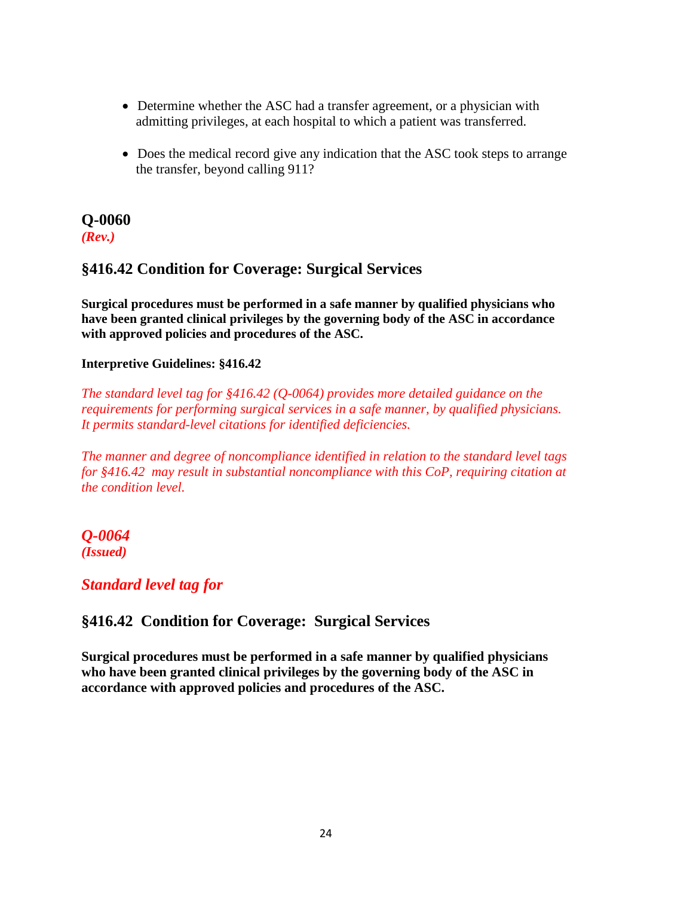- Determine whether the ASC had a transfer agreement, or a physician with admitting privileges, at each hospital to which a patient was transferred.

- Does the medical record give any indication that the ASC took steps to arrange the transfer, beyond calling 911?

## Q-0060
***(Rev.)***

### §416.42 Condition for Coverage: Surgical Services

**Surgical procedures must be performed in a safe manner by qualified physicians who have been granted clinical privileges by the governing body of the ASC in accordance with approved policies and procedures of the ASC.**

**Interpretive Guidelines: §416.42**

*The standard level tag for §416.42 (Q-0064) provides more detailed guidance on the requirements for performing surgical services in a safe manner, by qualified physicians. It permits standard-level citations for identified deficiencies.*

*The manner and degree of noncompliance identified in relation to the standard level tags for §416.42 may result in substantial noncompliance with this CoP, requiring citation at the condition level.*

## *Q-0064*
***(Issued)***

### *Standard level tag for*

### §416.42 Condition for Coverage: Surgical Services

**Surgical procedures must be performed in a safe manner by qualified physicians who have been granted clinical privileges by the governing body of the ASC in accordance with approved policies and procedures of the ASC.**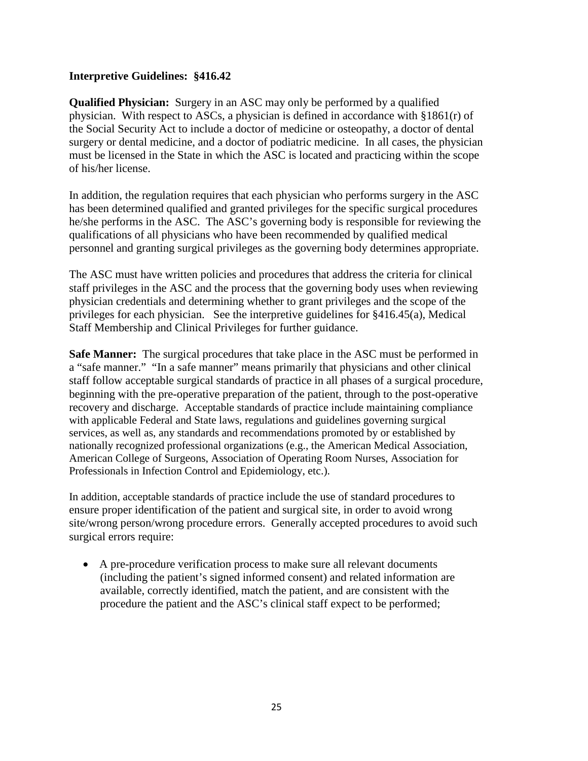**Interpretive Guidelines: §416.42**

**Qualified Physician:** Surgery in an ASC may only be performed by a qualified physician. With respect to ASCs, a physician is defined in accordance with §1861(r) of the Social Security Act to include a doctor of medicine or osteopathy, a doctor of dental surgery or dental medicine, and a doctor of podiatric medicine. In all cases, the physician must be licensed in the State in which the ASC is located and practicing within the scope of his/her license.

In addition, the regulation requires that each physician who performs surgery in the ASC has been determined qualified and granted privileges for the specific surgical procedures he/she performs in the ASC. The ASC's governing body is responsible for reviewing the qualifications of all physicians who have been recommended by qualified medical personnel and granting surgical privileges as the governing body determines appropriate.

The ASC must have written policies and procedures that address the criteria for clinical staff privileges in the ASC and the process that the governing body uses when reviewing physician credentials and determining whether to grant privileges and the scope of the privileges for each physician. See the interpretive guidelines for §416.45(a), Medical Staff Membership and Clinical Privileges for further guidance.

**Safe Manner:** The surgical procedures that take place in the ASC must be performed in a "safe manner." "In a safe manner" means primarily that physicians and other clinical staff follow acceptable surgical standards of practice in all phases of a surgical procedure, beginning with the pre-operative preparation of the patient, through to the post-operative recovery and discharge. Acceptable standards of practice include maintaining compliance with applicable Federal and State laws, regulations and guidelines governing surgical services, as well as, any standards and recommendations promoted by or established by nationally recognized professional organizations (e.g., the American Medical Association, American College of Surgeons, Association of Operating Room Nurses, Association for Professionals in Infection Control and Epidemiology, etc.).

In addition, acceptable standards of practice include the use of standard procedures to ensure proper identification of the patient and surgical site, in order to avoid wrong site/wrong person/wrong procedure errors. Generally accepted procedures to avoid such surgical errors require:

- A pre-procedure verification process to make sure all relevant documents (including the patient's signed informed consent) and related information are available, correctly identified, match the patient, and are consistent with the procedure the patient and the ASC's clinical staff expect to be performed;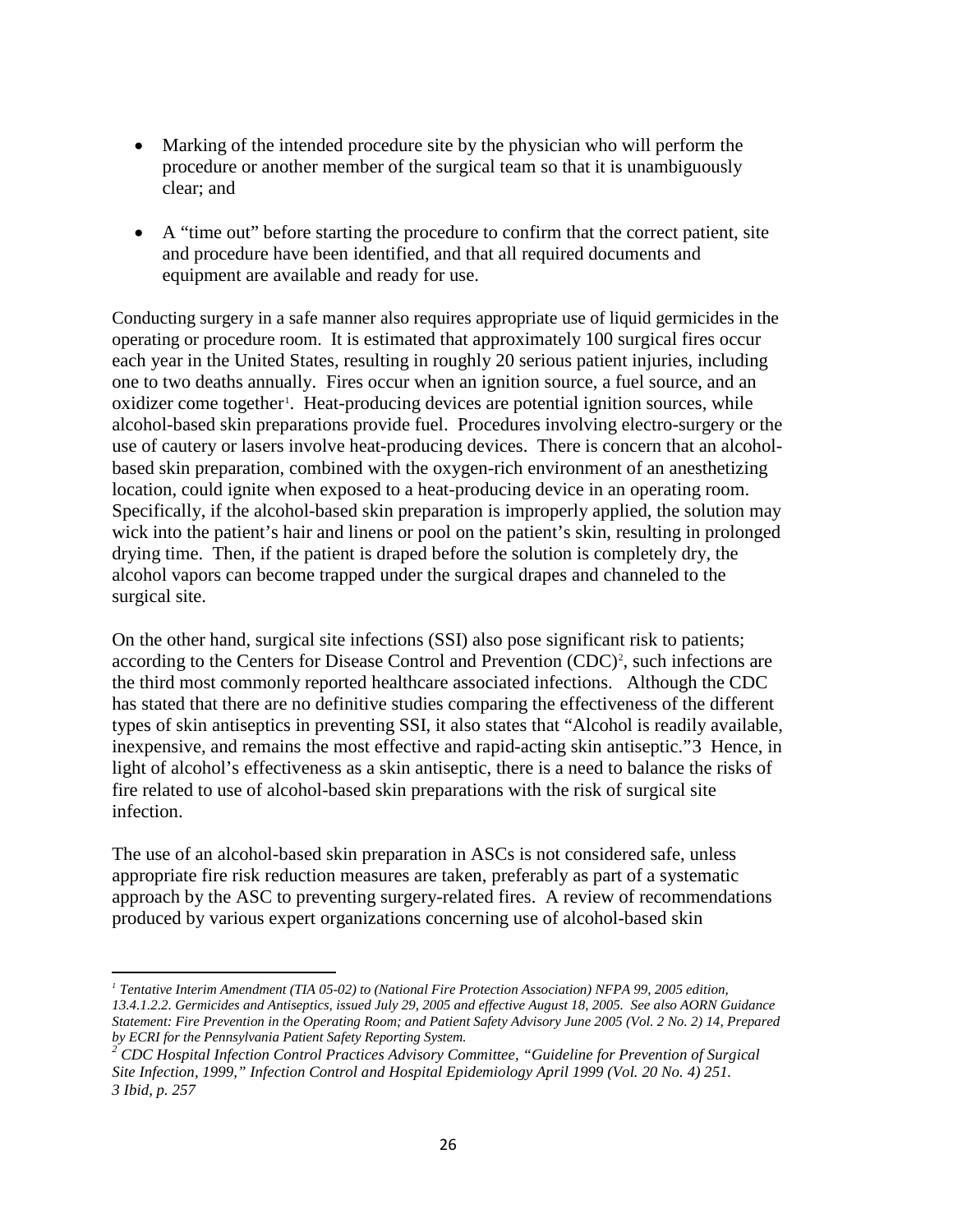- Marking of the intended procedure site by the physician who will perform the procedure or another member of the surgical team so that it is unambiguously clear; and

- A "time out" before starting the procedure to confirm that the correct patient, site and procedure have been identified, and that all required documents and equipment are available and ready for use.

Conducting surgery in a safe manner also requires appropriate use of liquid germicides in the operating or procedure room. It is estimated that approximately 100 surgical fires occur each year in the United States, resulting in roughly 20 serious patient injuries, including one to two deaths annually. Fires occur when an ignition source, a fuel source, and an oxidizer come together[1]. Heat-producing devices are potential ignition sources, while alcohol-based skin preparations provide fuel. Procedures involving electro-surgery or the use of cautery or lasers involve heat-producing devices. There is concern that an alcohol-based skin preparation, combined with the oxygen-rich environment of an anesthetizing location, could ignite when exposed to a heat-producing device in an operating room. Specifically, if the alcohol-based skin preparation is improperly applied, the solution may wick into the patient's hair and linens or pool on the patient's skin, resulting in prolonged drying time. Then, if the patient is draped before the solution is completely dry, the alcohol vapors can become trapped under the surgical drapes and channeled to the surgical site.

On the other hand, surgical site infections (SSI) also pose significant risk to patients; according to the Centers for Disease Control and Prevention (CDC)[2], such infections are the third most commonly reported healthcare associated infections. Although the CDC has stated that there are no definitive studies comparing the effectiveness of the different types of skin antiseptics in preventing SSI, it also states that "Alcohol is readily available, inexpensive, and remains the most effective and rapid-acting skin antiseptic."3 Hence, in light of alcohol's effectiveness as a skin antiseptic, there is a need to balance the risks of fire related to use of alcohol-based skin preparations with the risk of surgical site infection.

The use of an alcohol-based skin preparation in ASCs is not considered safe, unless appropriate fire risk reduction measures are taken, preferably as part of a systematic approach by the ASC to preventing surgery-related fires. A review of recommendations produced by various expert organizations concerning use of alcohol-based skin

---

*[1] Tentative Interim Amendment (TIA 05-02) to (National Fire Protection Association) NFPA 99, 2005 edition, 13.4.1.2.2. Germicides and Antiseptics, issued July 29, 2005 and effective August 18, 2005. See also AORN Guidance Statement: Fire Prevention in the Operating Room; and Patient Safety Advisory June 2005 (Vol. 2 No. 2) 14, Prepared by ECRI for the Pennsylvania Patient Safety Reporting System.*

*[2] CDC Hospital Infection Control Practices Advisory Committee, "Guideline for Prevention of Surgical Site Infection, 1999," Infection Control and Hospital Epidemiology April 1999 (Vol. 20 No. 4) 251.*

*3 Ibid, p. 257*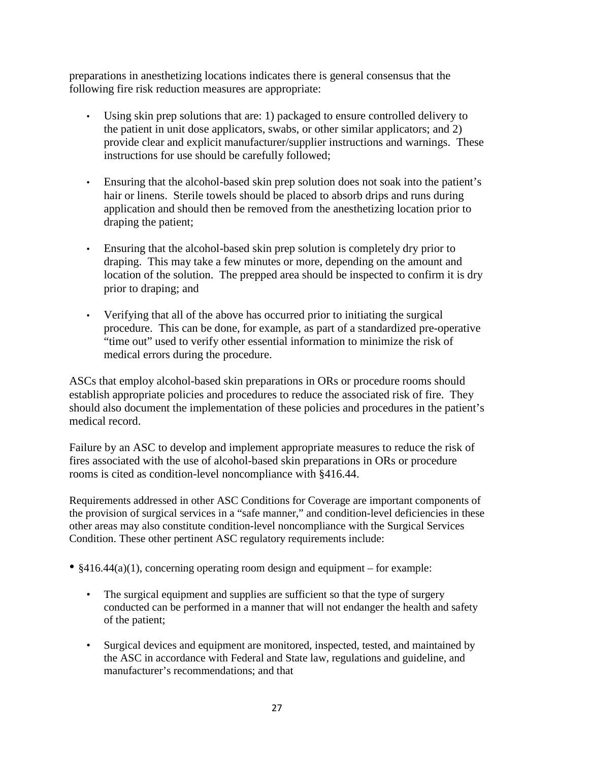preparations in anesthetizing locations indicates there is general consensus that the following fire risk reduction measures are appropriate:

- Using skin prep solutions that are: 1) packaged to ensure controlled delivery to the patient in unit dose applicators, swabs, or other similar applicators; and 2) provide clear and explicit manufacturer/supplier instructions and warnings. These instructions for use should be carefully followed;

- Ensuring that the alcohol-based skin prep solution does not soak into the patient's hair or linens. Sterile towels should be placed to absorb drips and runs during application and should then be removed from the anesthetizing location prior to draping the patient;

- Ensuring that the alcohol-based skin prep solution is completely dry prior to draping. This may take a few minutes or more, depending on the amount and location of the solution. The prepped area should be inspected to confirm it is dry prior to draping; and

- Verifying that all of the above has occurred prior to initiating the surgical procedure. This can be done, for example, as part of a standardized pre-operative "time out" used to verify other essential information to minimize the risk of medical errors during the procedure.

ASCs that employ alcohol-based skin preparations in ORs or procedure rooms should establish appropriate policies and procedures to reduce the associated risk of fire. They should also document the implementation of these policies and procedures in the patient's medical record.

Failure by an ASC to develop and implement appropriate measures to reduce the risk of fires associated with the use of alcohol-based skin preparations in ORs or procedure rooms is cited as condition-level noncompliance with §416.44.

Requirements addressed in other ASC Conditions for Coverage are important components of the provision of surgical services in a "safe manner," and condition-level deficiencies in these other areas may also constitute condition-level noncompliance with the Surgical Services Condition. These other pertinent ASC regulatory requirements include:

- §416.44(a)(1), concerning operating room design and equipment – for example:
  - The surgical equipment and supplies are sufficient so that the type of surgery conducted can be performed in a manner that will not endanger the health and safety of the patient;
  - Surgical devices and equipment are monitored, inspected, tested, and maintained by the ASC in accordance with Federal and State law, regulations and guideline, and manufacturer's recommendations; and that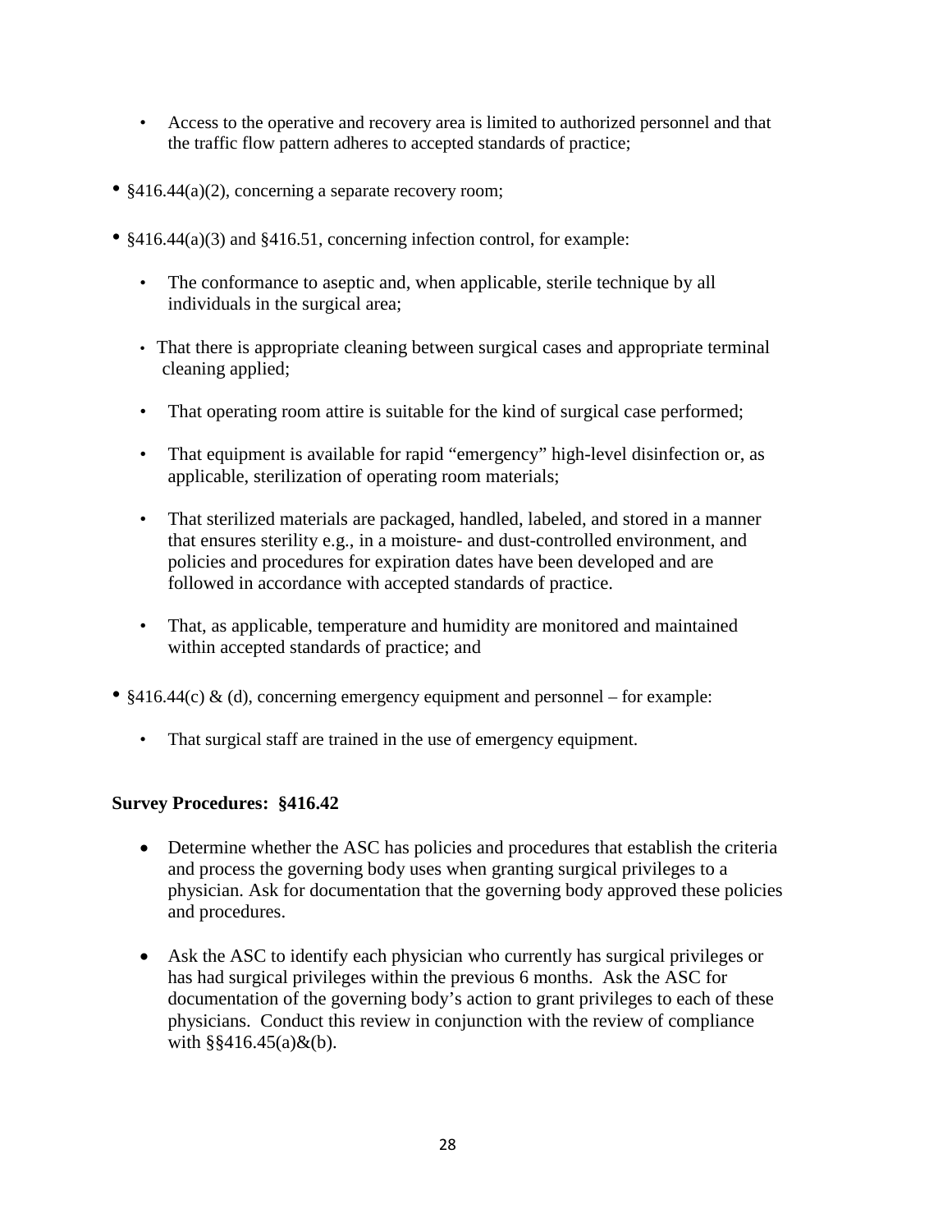- Access to the operative and recovery area is limited to authorized personnel and that the traffic flow pattern adheres to accepted standards of practice;

- §416.44(a)(2), concerning a separate recovery room;

- §416.44(a)(3) and §416.51, concerning infection control, for example:

  - The conformance to aseptic and, when applicable, sterile technique by all individuals in the surgical area;

  - That there is appropriate cleaning between surgical cases and appropriate terminal cleaning applied;

  - That operating room attire is suitable for the kind of surgical case performed;

  - That equipment is available for rapid "emergency" high-level disinfection or, as applicable, sterilization of operating room materials;

  - That sterilized materials are packaged, handled, labeled, and stored in a manner that ensures sterility e.g., in a moisture- and dust-controlled environment, and policies and procedures for expiration dates have been developed and are followed in accordance with accepted standards of practice.

  - That, as applicable, temperature and humidity are monitored and maintained within accepted standards of practice; and

- §416.44(c) & (d), concerning emergency equipment and personnel – for example:

  - That surgical staff are trained in the use of emergency equipment.

**Survey Procedures: §416.42**

- Determine whether the ASC has policies and procedures that establish the criteria and process the governing body uses when granting surgical privileges to a physician. Ask for documentation that the governing body approved these policies and procedures.

- Ask the ASC to identify each physician who currently has surgical privileges or has had surgical privileges within the previous 6 months. Ask the ASC for documentation of the governing body's action to grant privileges to each of these physicians. Conduct this review in conjunction with the review of compliance with §§416.45(a)&(b).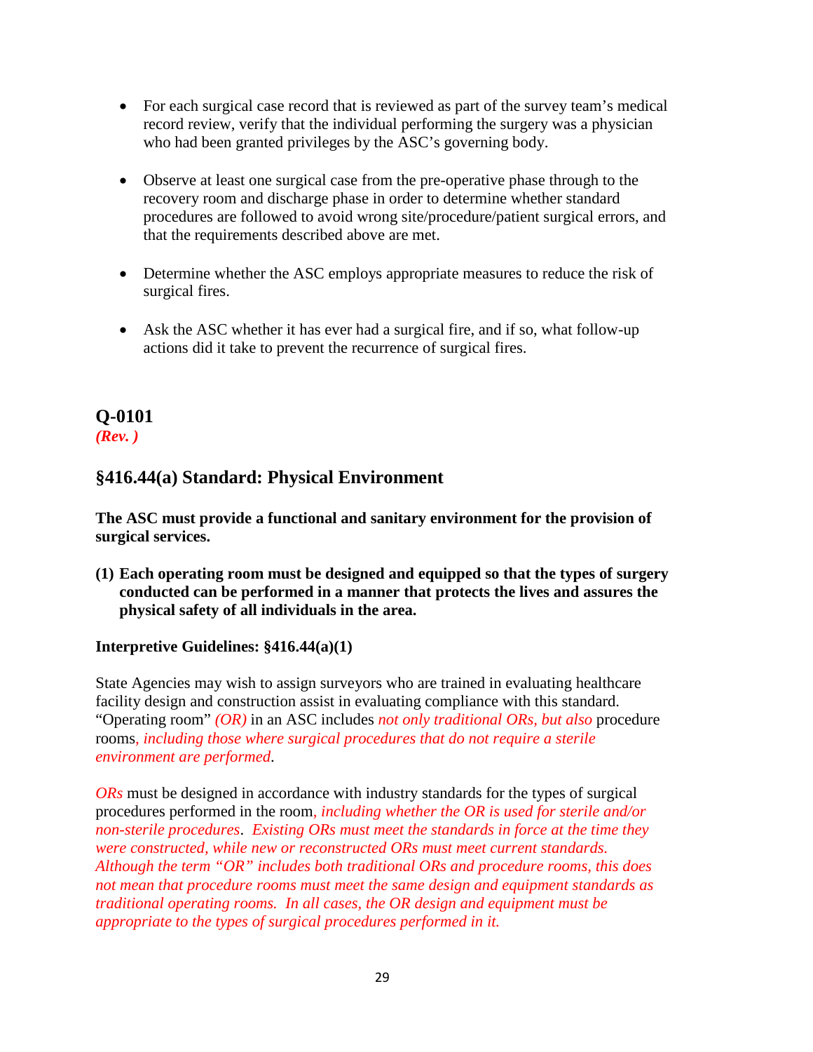- For each surgical case record that is reviewed as part of the survey team's medical record review, verify that the individual performing the surgery was a physician who had been granted privileges by the ASC's governing body.

- Observe at least one surgical case from the pre-operative phase through to the recovery room and discharge phase in order to determine whether standard procedures are followed to avoid wrong site/procedure/patient surgical errors, and that the requirements described above are met.

- Determine whether the ASC employs appropriate measures to reduce the risk of surgical fires.

- Ask the ASC whether it has ever had a surgical fire, and if so, what follow-up actions did it take to prevent the recurrence of surgical fires.

## Q-0101
***(Rev. )***

## §416.44(a) Standard: Physical Environment

**The ASC must provide a functional and sanitary environment for the provision of surgical services.**

**(1) Each operating room must be designed and equipped so that the types of surgery conducted can be performed in a manner that protects the lives and assures the physical safety of all individuals in the area.**

**Interpretive Guidelines: §416.44(a)(1)**

State Agencies may wish to assign surveyors who are trained in evaluating healthcare facility design and construction assist in evaluating compliance with this standard. "Operating room" *(OR)* in an ASC includes *not only traditional ORs, but also* procedure rooms*, including those where surgical procedures that do not require a sterile environment are performed*.

*ORs* must be designed in accordance with industry standards for the types of surgical procedures performed in the room*, including whether the OR is used for sterile and/or non-sterile procedures. Existing ORs must meet the standards in force at the time they were constructed, while new or reconstructed ORs must meet current standards. Although the term "OR" includes both traditional ORs and procedure rooms, this does not mean that procedure rooms must meet the same design and equipment standards as traditional operating rooms. In all cases, the OR design and equipment must be appropriate to the types of surgical procedures performed in it.*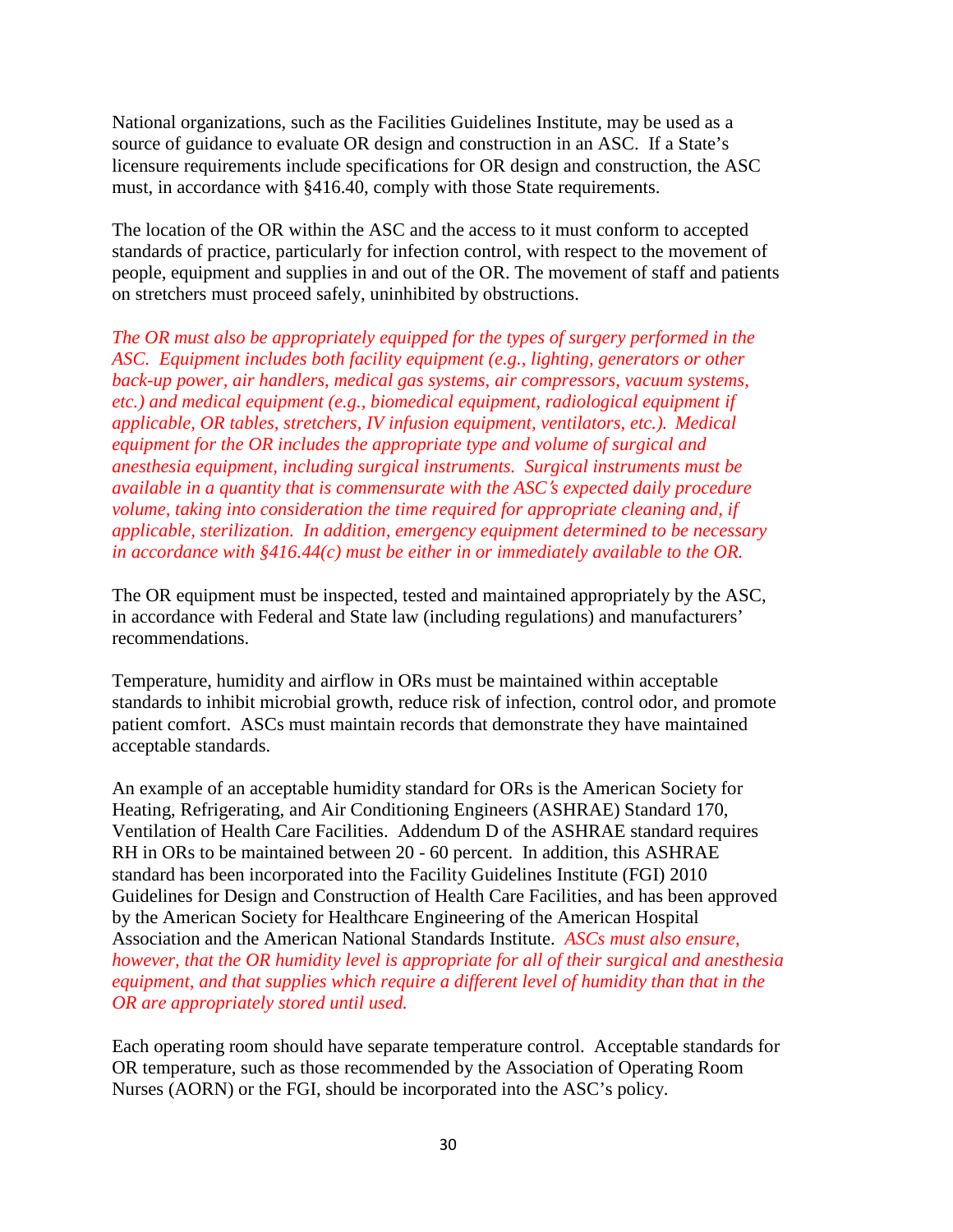National organizations, such as the Facilities Guidelines Institute, may be used as a source of guidance to evaluate OR design and construction in an ASC. If a State's licensure requirements include specifications for OR design and construction, the ASC must, in accordance with §416.40, comply with those State requirements.

The location of the OR within the ASC and the access to it must conform to accepted standards of practice, particularly for infection control, with respect to the movement of people, equipment and supplies in and out of the OR. The movement of staff and patients on stretchers must proceed safely, uninhibited by obstructions.

*The OR must also be appropriately equipped for the types of surgery performed in the ASC. Equipment includes both facility equipment (e.g., lighting, generators or other back-up power, air handlers, medical gas systems, air compressors, vacuum systems, etc.) and medical equipment (e.g., biomedical equipment, radiological equipment if applicable, OR tables, stretchers, IV infusion equipment, ventilators, etc.). Medical equipment for the OR includes the appropriate type and volume of surgical and anesthesia equipment, including surgical instruments. Surgical instruments must be available in a quantity that is commensurate with the ASC's expected daily procedure volume, taking into consideration the time required for appropriate cleaning and, if applicable, sterilization. In addition, emergency equipment determined to be necessary in accordance with §416.44(c) must be either in or immediately available to the OR.*

The OR equipment must be inspected, tested and maintained appropriately by the ASC, in accordance with Federal and State law (including regulations) and manufacturers' recommendations.

Temperature, humidity and airflow in ORs must be maintained within acceptable standards to inhibit microbial growth, reduce risk of infection, control odor, and promote patient comfort. ASCs must maintain records that demonstrate they have maintained acceptable standards.

An example of an acceptable humidity standard for ORs is the American Society for Heating, Refrigerating, and Air Conditioning Engineers (ASHRAE) Standard 170, Ventilation of Health Care Facilities. Addendum D of the ASHRAE standard requires RH in ORs to be maintained between 20 - 60 percent. In addition, this ASHRAE standard has been incorporated into the Facility Guidelines Institute (FGI) 2010 Guidelines for Design and Construction of Health Care Facilities, and has been approved by the American Society for Healthcare Engineering of the American Hospital Association and the American National Standards Institute. *ASCs must also ensure, however, that the OR humidity level is appropriate for all of their surgical and anesthesia equipment, and that supplies which require a different level of humidity than that in the OR are appropriately stored until used.*

Each operating room should have separate temperature control. Acceptable standards for OR temperature, such as those recommended by the Association of Operating Room Nurses (AORN) or the FGI, should be incorporated into the ASC's policy.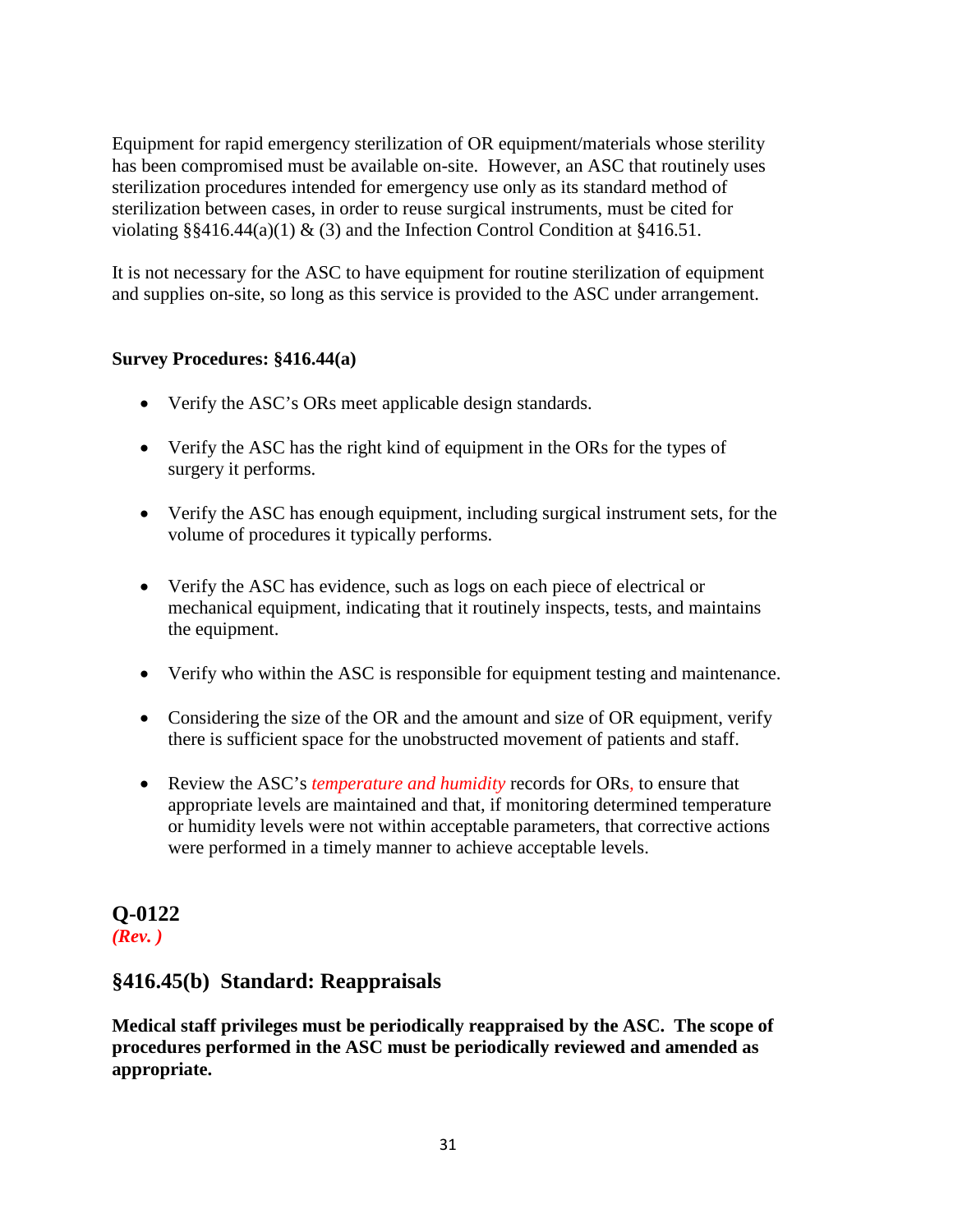Equipment for rapid emergency sterilization of OR equipment/materials whose sterility has been compromised must be available on-site. However, an ASC that routinely uses sterilization procedures intended for emergency use only as its standard method of sterilization between cases, in order to reuse surgical instruments, must be cited for violating §§416.44(a)(1) & (3) and the Infection Control Condition at §416.51.

It is not necessary for the ASC to have equipment for routine sterilization of equipment and supplies on-site, so long as this service is provided to the ASC under arrangement.

**Survey Procedures: §416.44(a)**

- Verify the ASC's ORs meet applicable design standards.
- Verify the ASC has the right kind of equipment in the ORs for the types of surgery it performs.
- Verify the ASC has enough equipment, including surgical instrument sets, for the volume of procedures it typically performs.
- Verify the ASC has evidence, such as logs on each piece of electrical or mechanical equipment, indicating that it routinely inspects, tests, and maintains the equipment.
- Verify who within the ASC is responsible for equipment testing and maintenance.
- Considering the size of the OR and the amount and size of OR equipment, verify there is sufficient space for the unobstructed movement of patients and staff.
- Review the ASC's *temperature and humidity* records for ORs, to ensure that appropriate levels are maintained and that, if monitoring determined temperature or humidity levels were not within acceptable parameters, that corrective actions were performed in a timely manner to achieve acceptable levels.

## Q-0122
***(Rev. )***

## §416.45(b) Standard: Reappraisals

**Medical staff privileges must be periodically reappraised by the ASC. The scope of procedures performed in the ASC must be periodically reviewed and amended as appropriate.**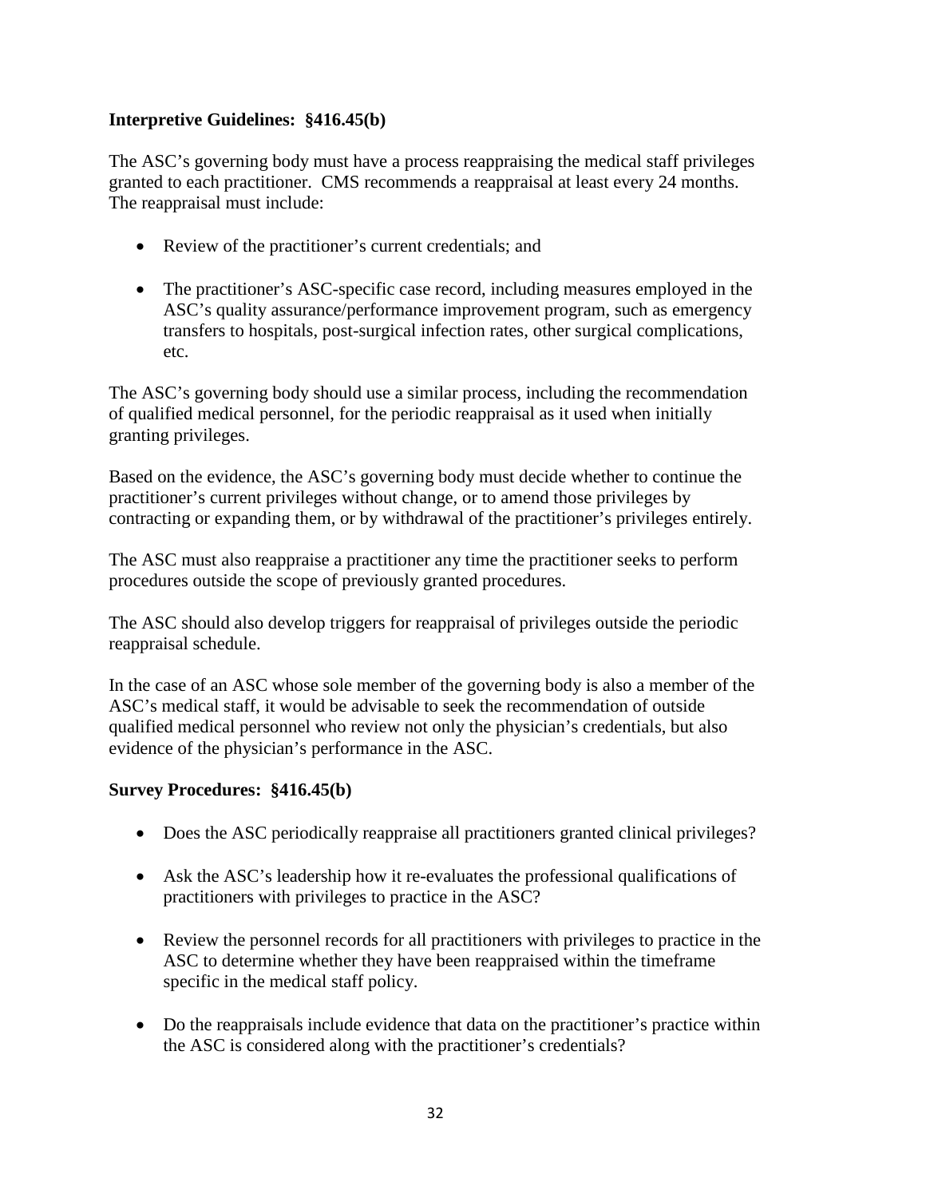**Interpretive Guidelines: §416.45(b)**

The ASC's governing body must have a process reappraising the medical staff privileges granted to each practitioner. CMS recommends a reappraisal at least every 24 months. The reappraisal must include:

- Review of the practitioner's current credentials; and
- The practitioner's ASC-specific case record, including measures employed in the ASC's quality assurance/performance improvement program, such as emergency transfers to hospitals, post-surgical infection rates, other surgical complications, etc.

The ASC's governing body should use a similar process, including the recommendation of qualified medical personnel, for the periodic reappraisal as it used when initially granting privileges.

Based on the evidence, the ASC's governing body must decide whether to continue the practitioner's current privileges without change, or to amend those privileges by contracting or expanding them, or by withdrawal of the practitioner's privileges entirely.

The ASC must also reappraise a practitioner any time the practitioner seeks to perform procedures outside the scope of previously granted procedures.

The ASC should also develop triggers for reappraisal of privileges outside the periodic reappraisal schedule.

In the case of an ASC whose sole member of the governing body is also a member of the ASC's medical staff, it would be advisable to seek the recommendation of outside qualified medical personnel who review not only the physician's credentials, but also evidence of the physician's performance in the ASC.

**Survey Procedures: §416.45(b)**

- Does the ASC periodically reappraise all practitioners granted clinical privileges?
- Ask the ASC's leadership how it re-evaluates the professional qualifications of practitioners with privileges to practice in the ASC?
- Review the personnel records for all practitioners with privileges to practice in the ASC to determine whether they have been reappraised within the timeframe specific in the medical staff policy.
- Do the reappraisals include evidence that data on the practitioner's practice within the ASC is considered along with the practitioner's credentials?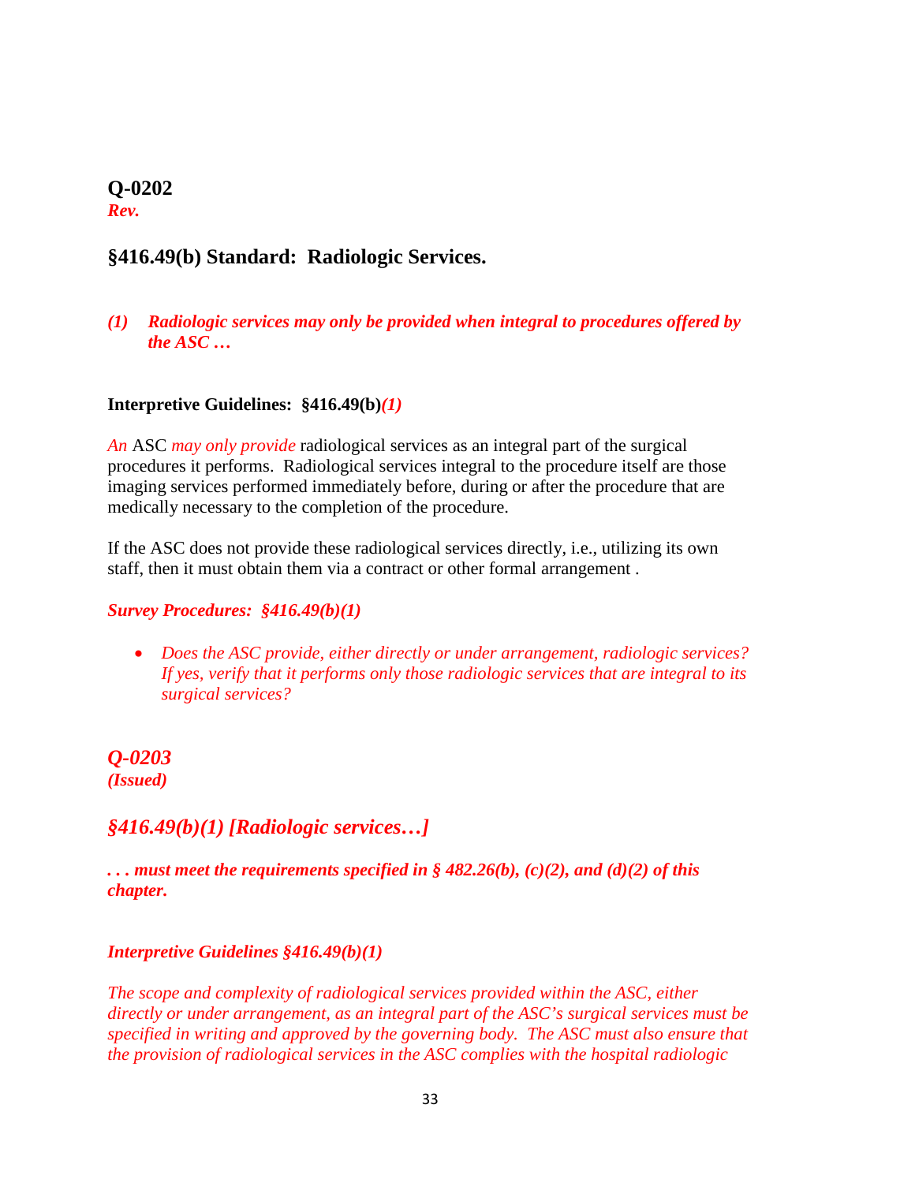**Q-0202**
***Rev.***

## §416.49(b) Standard: Radiologic Services.

***(1) Radiologic services may only be provided when integral to procedures offered by the ASC …***

**Interpretive Guidelines: §416.49(b)*(1)***

*An* ASC *may only provide* radiological services as an integral part of the surgical procedures it performs. Radiological services integral to the procedure itself are those imaging services performed immediately before, during or after the procedure that are medically necessary to the completion of the procedure.

If the ASC does not provide these radiological services directly, i.e., utilizing its own staff, then it must obtain them via a contract or other formal arrangement .

***Survey Procedures: §416.49(b)(1)***

- *Does the ASC provide, either directly or under arrangement, radiologic services? If yes, verify that it performs only those radiologic services that are integral to its surgical services?*

***Q-0203***
***(Issued)***

## *§416.49(b)(1) [Radiologic services…]*

***. . . must meet the requirements specified in § 482.26(b), (c)(2), and (d)(2) of this chapter.***

***Interpretive Guidelines §416.49(b)(1)***

*The scope and complexity of radiological services provided within the ASC, either directly or under arrangement, as an integral part of the ASC's surgical services must be specified in writing and approved by the governing body. The ASC must also ensure that the provision of radiological services in the ASC complies with the hospital radiologic*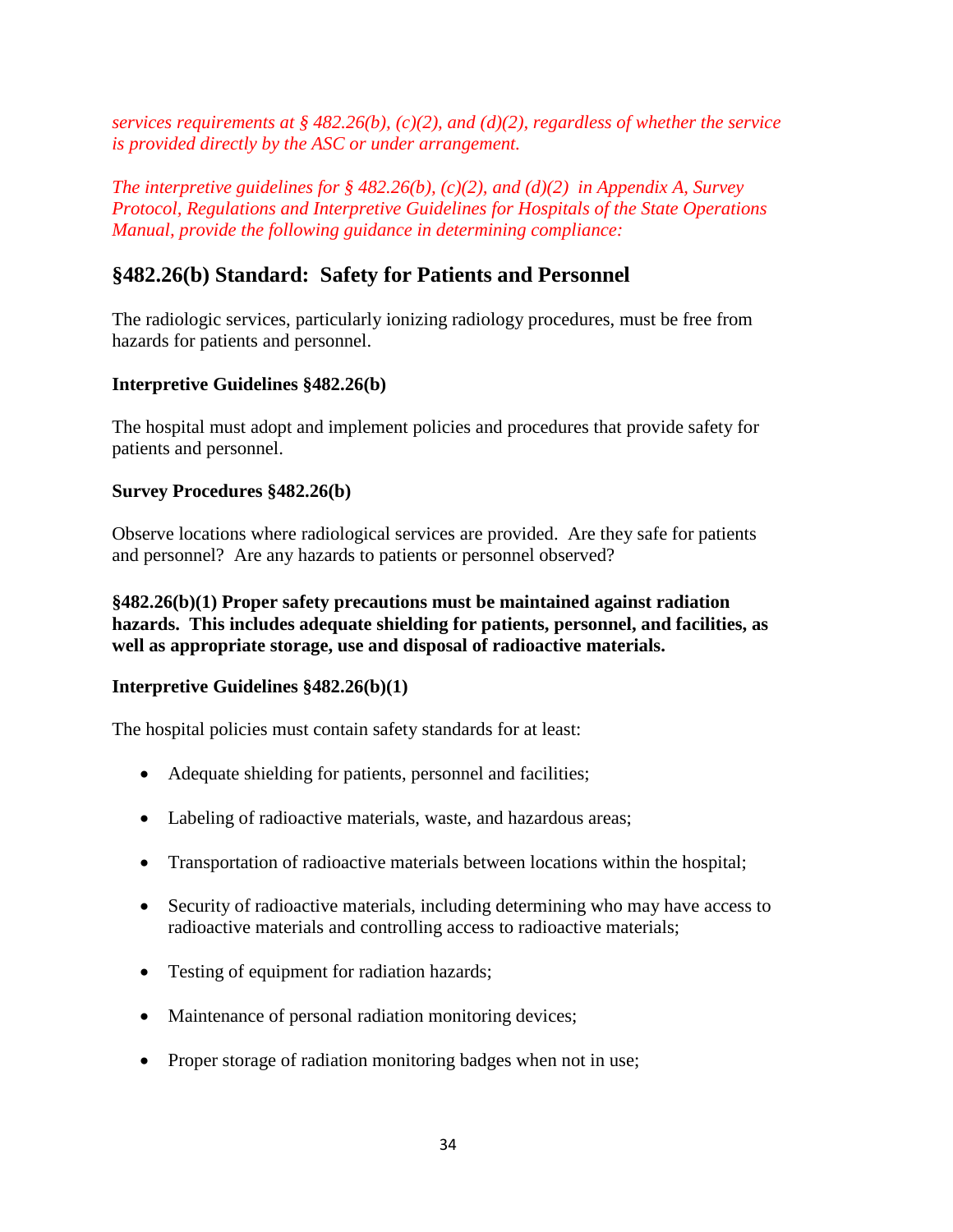*services requirements at § 482.26(b), (c)(2), and (d)(2), regardless of whether the service is provided directly by the ASC or under arrangement.*

*The interpretive guidelines for § 482.26(b), (c)(2), and (d)(2) in Appendix A, Survey Protocol, Regulations and Interpretive Guidelines for Hospitals of the State Operations Manual, provide the following guidance in determining compliance:*

## §482.26(b) Standard: Safety for Patients and Personnel

The radiologic services, particularly ionizing radiology procedures, must be free from hazards for patients and personnel.

**Interpretive Guidelines §482.26(b)**

The hospital must adopt and implement policies and procedures that provide safety for patients and personnel.

**Survey Procedures §482.26(b)**

Observe locations where radiological services are provided. Are they safe for patients and personnel? Are any hazards to patients or personnel observed?

**§482.26(b)(1) Proper safety precautions must be maintained against radiation hazards. This includes adequate shielding for patients, personnel, and facilities, as well as appropriate storage, use and disposal of radioactive materials.**

**Interpretive Guidelines §482.26(b)(1)**

The hospital policies must contain safety standards for at least:

- Adequate shielding for patients, personnel and facilities;
- Labeling of radioactive materials, waste, and hazardous areas;
- Transportation of radioactive materials between locations within the hospital;
- Security of radioactive materials, including determining who may have access to radioactive materials and controlling access to radioactive materials;
- Testing of equipment for radiation hazards;
- Maintenance of personal radiation monitoring devices;
- Proper storage of radiation monitoring badges when not in use;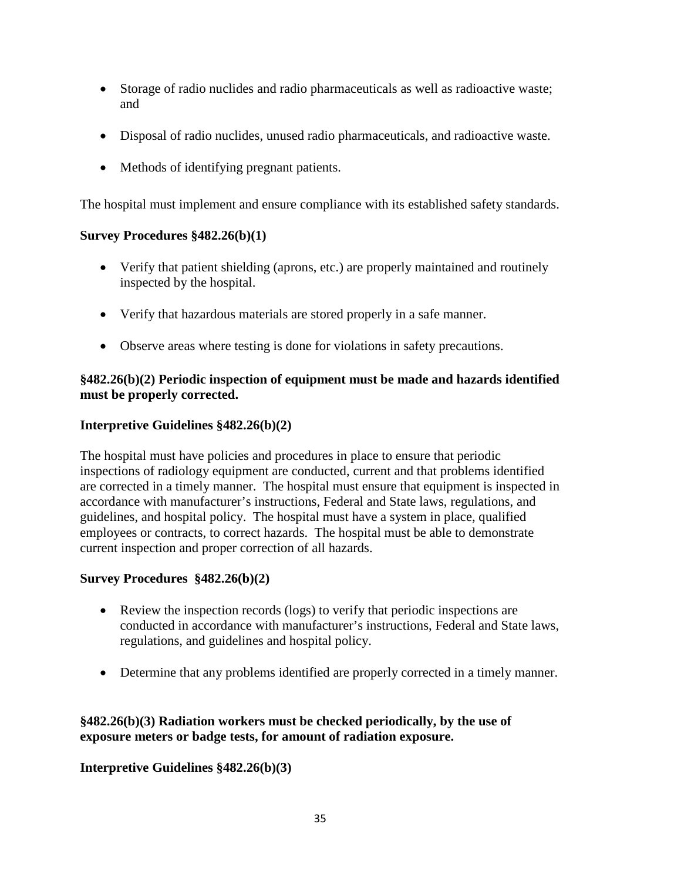- Storage of radio nuclides and radio pharmaceuticals as well as radioactive waste; and
- Disposal of radio nuclides, unused radio pharmaceuticals, and radioactive waste.
- Methods of identifying pregnant patients.

The hospital must implement and ensure compliance with its established safety standards.

**Survey Procedures §482.26(b)(1)**

- Verify that patient shielding (aprons, etc.) are properly maintained and routinely inspected by the hospital.
- Verify that hazardous materials are stored properly in a safe manner.
- Observe areas where testing is done for violations in safety precautions.

**§482.26(b)(2) Periodic inspection of equipment must be made and hazards identified must be properly corrected.**

**Interpretive Guidelines §482.26(b)(2)**

The hospital must have policies and procedures in place to ensure that periodic inspections of radiology equipment are conducted, current and that problems identified are corrected in a timely manner. The hospital must ensure that equipment is inspected in accordance with manufacturer's instructions, Federal and State laws, regulations, and guidelines, and hospital policy. The hospital must have a system in place, qualified employees or contracts, to correct hazards. The hospital must be able to demonstrate current inspection and proper correction of all hazards.

**Survey Procedures §482.26(b)(2)**

- Review the inspection records (logs) to verify that periodic inspections are conducted in accordance with manufacturer's instructions, Federal and State laws, regulations, and guidelines and hospital policy.
- Determine that any problems identified are properly corrected in a timely manner.

**§482.26(b)(3) Radiation workers must be checked periodically, by the use of exposure meters or badge tests, for amount of radiation exposure.**

**Interpretive Guidelines §482.26(b)(3)**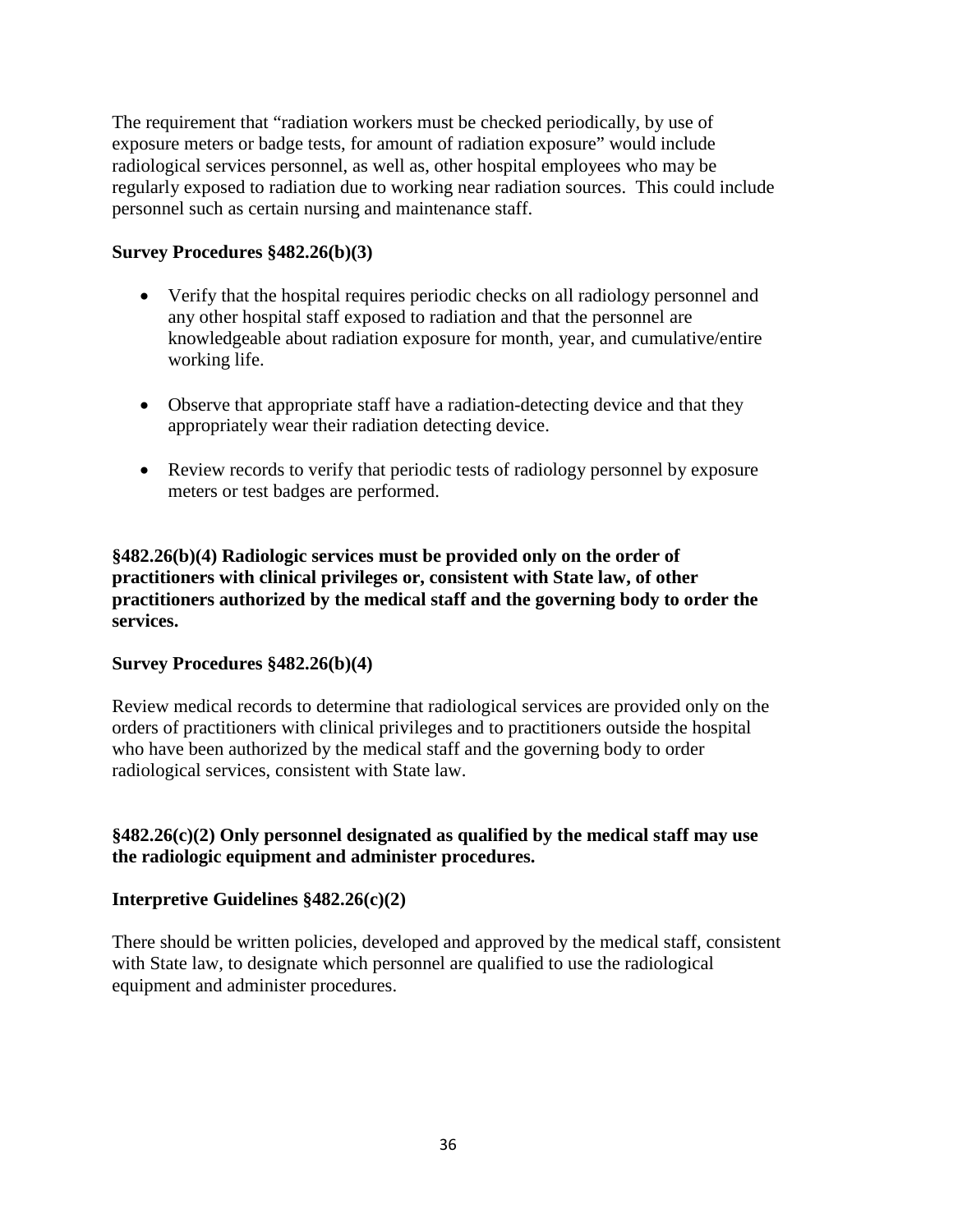The requirement that "radiation workers must be checked periodically, by use of exposure meters or badge tests, for amount of radiation exposure" would include radiological services personnel, as well as, other hospital employees who may be regularly exposed to radiation due to working near radiation sources. This could include personnel such as certain nursing and maintenance staff.

**Survey Procedures §482.26(b)(3)**

- Verify that the hospital requires periodic checks on all radiology personnel and any other hospital staff exposed to radiation and that the personnel are knowledgeable about radiation exposure for month, year, and cumulative/entire working life.
- Observe that appropriate staff have a radiation-detecting device and that they appropriately wear their radiation detecting device.
- Review records to verify that periodic tests of radiology personnel by exposure meters or test badges are performed.

**§482.26(b)(4) Radiologic services must be provided only on the order of practitioners with clinical privileges or, consistent with State law, of other practitioners authorized by the medical staff and the governing body to order the services.**

**Survey Procedures §482.26(b)(4)**

Review medical records to determine that radiological services are provided only on the orders of practitioners with clinical privileges and to practitioners outside the hospital who have been authorized by the medical staff and the governing body to order radiological services, consistent with State law.

**§482.26(c)(2) Only personnel designated as qualified by the medical staff may use the radiologic equipment and administer procedures.**

**Interpretive Guidelines §482.26(c)(2)**

There should be written policies, developed and approved by the medical staff, consistent with State law, to designate which personnel are qualified to use the radiological equipment and administer procedures.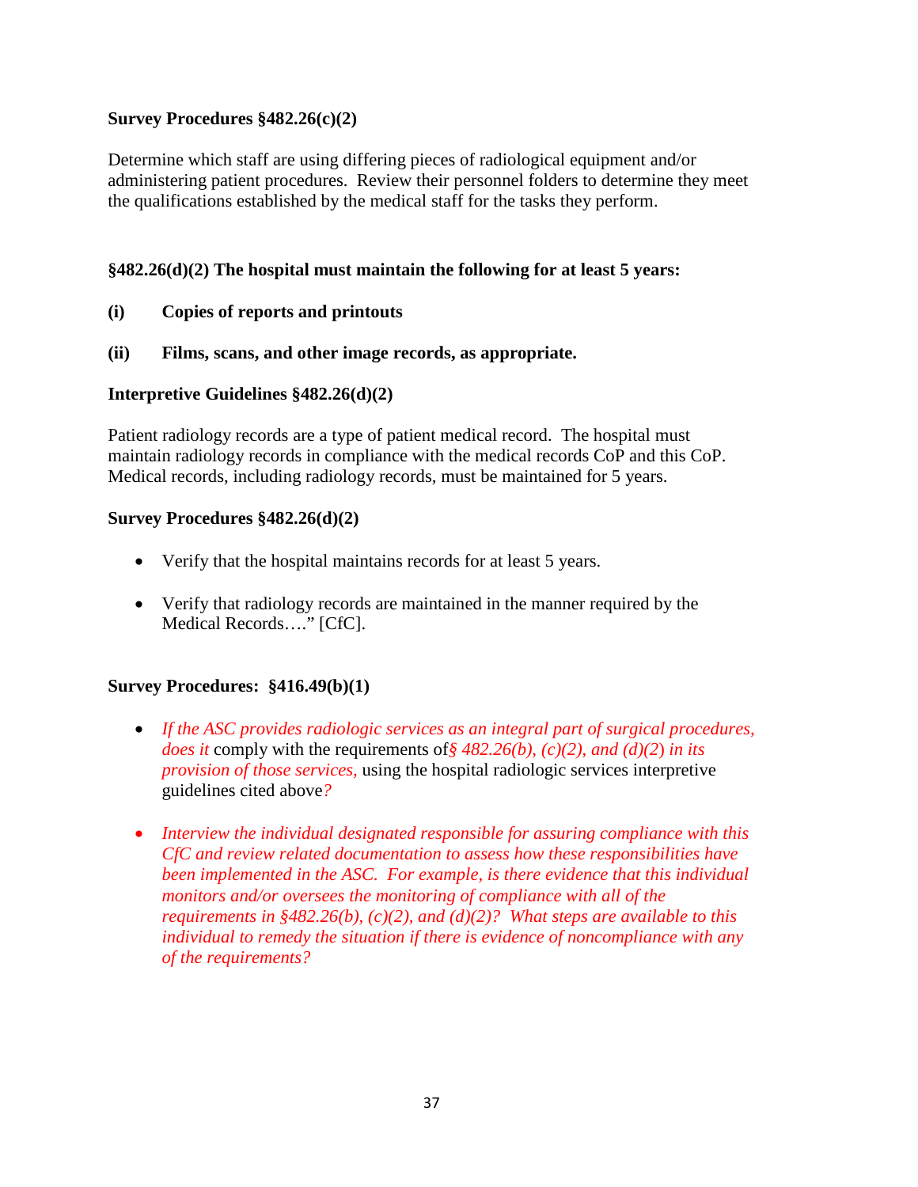**Survey Procedures §482.26(c)(2)**

Determine which staff are using differing pieces of radiological equipment and/or administering patient procedures. Review their personnel folders to determine they meet the qualifications established by the medical staff for the tasks they perform.

**§482.26(d)(2) The hospital must maintain the following for at least 5 years:**

**(i) Copies of reports and printouts**

**(ii) Films, scans, and other image records, as appropriate.**

**Interpretive Guidelines §482.26(d)(2)**

Patient radiology records are a type of patient medical record. The hospital must maintain radiology records in compliance with the medical records CoP and this CoP. Medical records, including radiology records, must be maintained for 5 years.

**Survey Procedures §482.26(d)(2)**

- Verify that the hospital maintains records for at least 5 years.
- Verify that radiology records are maintained in the manner required by the Medical Records…." [CfC].

**Survey Procedures: §416.49(b)(1)**

- *If the ASC provides radiologic services as an integral part of surgical procedures, does it* comply with the requirements of*§ 482.26(b), (c)(2), and (d)(2) in its provision of those services,* using the hospital radiologic services interpretive guidelines cited above*?*
- *Interview the individual designated responsible for assuring compliance with this CfC and review related documentation to assess how these responsibilities have been implemented in the ASC. For example, is there evidence that this individual monitors and/or oversees the monitoring of compliance with all of the requirements in §482.26(b), (c)(2), and (d)(2)? What steps are available to this individual to remedy the situation if there is evidence of noncompliance with any of the requirements?*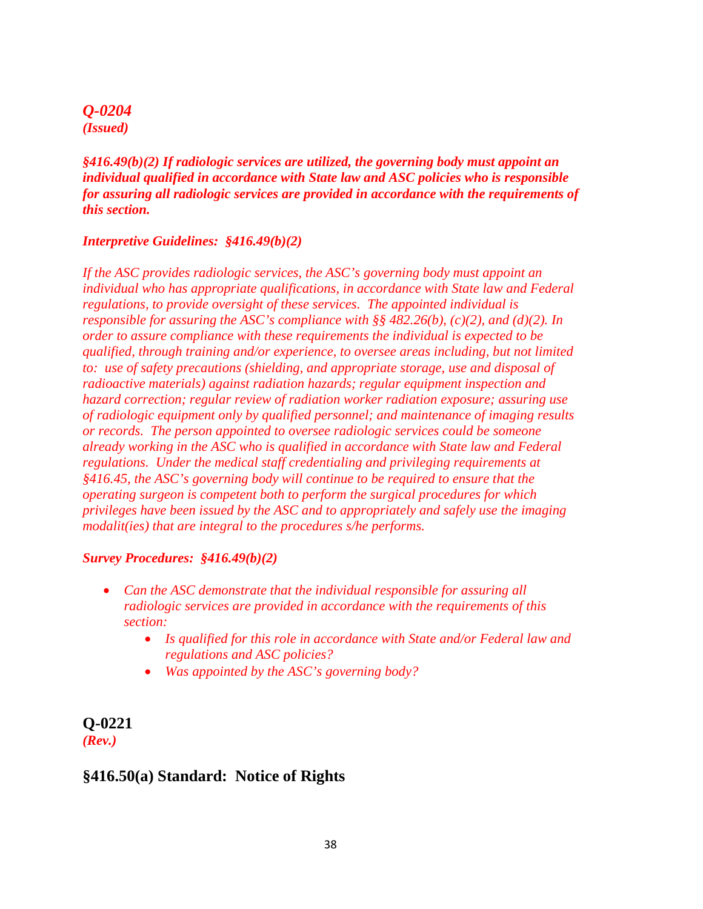***Q-0204***
***(Issued)***

***§416.49(b)(2) If radiologic services are utilized, the governing body must appoint an individual qualified in accordance with State law and ASC policies who is responsible for assuring all radiologic services are provided in accordance with the requirements of this section.***

***Interpretive Guidelines: §416.49(b)(2)***

*If the ASC provides radiologic services, the ASC's governing body must appoint an individual who has appropriate qualifications, in accordance with State law and Federal regulations, to provide oversight of these services. The appointed individual is responsible for assuring the ASC's compliance with §§ 482.26(b), (c)(2), and (d)(2). In order to assure compliance with these requirements the individual is expected to be qualified, through training and/or experience, to oversee areas including, but not limited to: use of safety precautions (shielding, and appropriate storage, use and disposal of radioactive materials) against radiation hazards; regular equipment inspection and hazard correction; regular review of radiation worker radiation exposure; assuring use of radiologic equipment only by qualified personnel; and maintenance of imaging results or records. The person appointed to oversee radiologic services could be someone already working in the ASC who is qualified in accordance with State law and Federal regulations. Under the medical staff credentialing and privileging requirements at §416.45, the ASC's governing body will continue to be required to ensure that the operating surgeon is competent both to perform the surgical procedures for which privileges have been issued by the ASC and to appropriately and safely use the imaging modalit(ies) that are integral to the procedures s/he performs.*

***Survey Procedures: §416.49(b)(2)***

- *Can the ASC demonstrate that the individual responsible for assuring all radiologic services are provided in accordance with the requirements of this section:*
  - *Is qualified for this role in accordance with State and/or Federal law and regulations and ASC policies?*
  - *Was appointed by the ASC's governing body?*

**Q-0221**
***(Rev.)***

## §416.50(a) Standard: Notice of Rights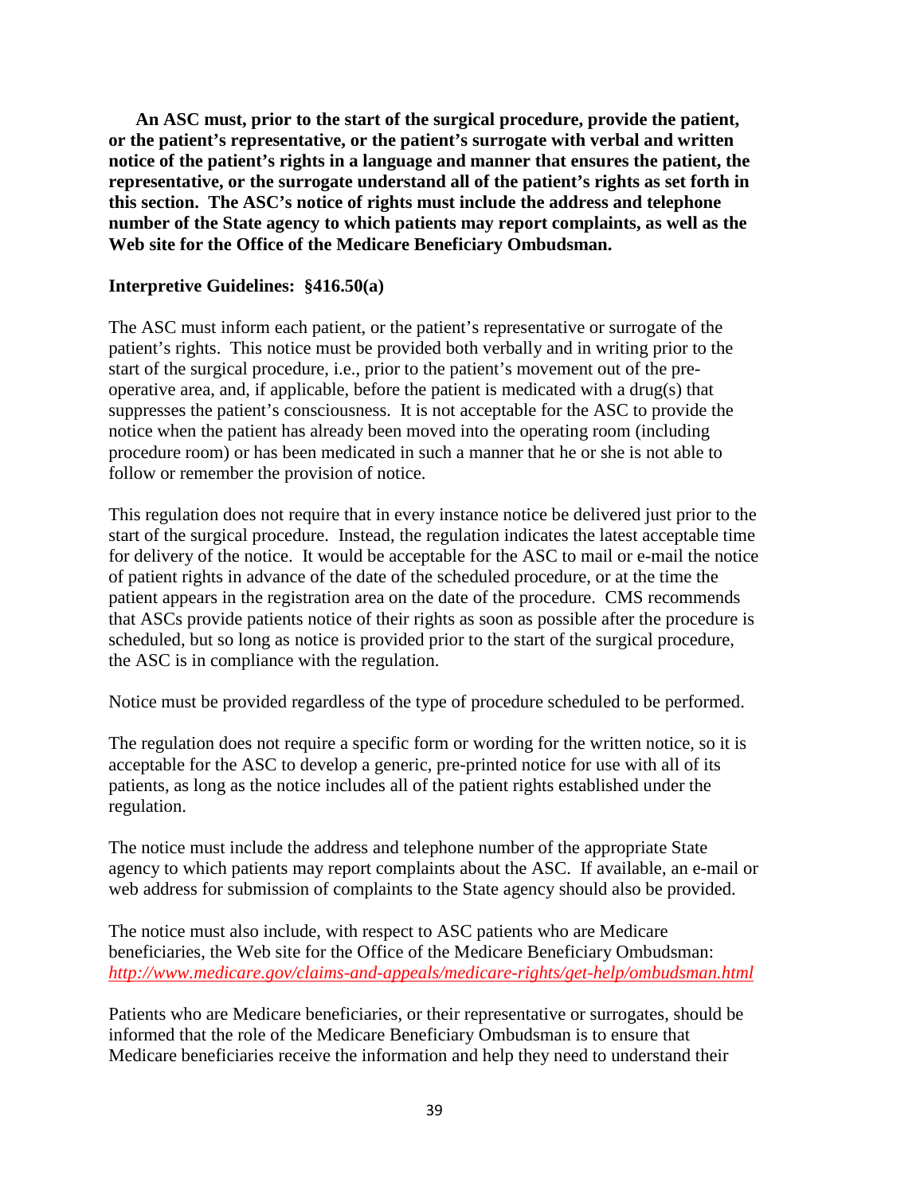**An ASC must, prior to the start of the surgical procedure, provide the patient, or the patient's representative, or the patient's surrogate with verbal and written notice of the patient's rights in a language and manner that ensures the patient, the representative, or the surrogate understand all of the patient's rights as set forth in this section. The ASC's notice of rights must include the address and telephone number of the State agency to which patients may report complaints, as well as the Web site for the Office of the Medicare Beneficiary Ombudsman.**

**Interpretive Guidelines: §416.50(a)**

The ASC must inform each patient, or the patient's representative or surrogate of the patient's rights. This notice must be provided both verbally and in writing prior to the start of the surgical procedure, i.e., prior to the patient's movement out of the pre-operative area, and, if applicable, before the patient is medicated with a drug(s) that suppresses the patient's consciousness. It is not acceptable for the ASC to provide the notice when the patient has already been moved into the operating room (including procedure room) or has been medicated in such a manner that he or she is not able to follow or remember the provision of notice.

This regulation does not require that in every instance notice be delivered just prior to the start of the surgical procedure. Instead, the regulation indicates the latest acceptable time for delivery of the notice. It would be acceptable for the ASC to mail or e-mail the notice of patient rights in advance of the date of the scheduled procedure, or at the time the patient appears in the registration area on the date of the procedure. CMS recommends that ASCs provide patients notice of their rights as soon as possible after the procedure is scheduled, but so long as notice is provided prior to the start of the surgical procedure, the ASC is in compliance with the regulation.

Notice must be provided regardless of the type of procedure scheduled to be performed.

The regulation does not require a specific form or wording for the written notice, so it is acceptable for the ASC to develop a generic, pre-printed notice for use with all of its patients, as long as the notice includes all of the patient rights established under the regulation.

The notice must include the address and telephone number of the appropriate State agency to which patients may report complaints about the ASC. If available, an e-mail or web address for submission of complaints to the State agency should also be provided.

The notice must also include, with respect to ASC patients who are Medicare beneficiaries, the Web site for the Office of the Medicare Beneficiary Ombudsman: *http://www.medicare.gov/claims-and-appeals/medicare-rights/get-help/ombudsman.html*

Patients who are Medicare beneficiaries, or their representative or surrogates, should be informed that the role of the Medicare Beneficiary Ombudsman is to ensure that Medicare beneficiaries receive the information and help they need to understand their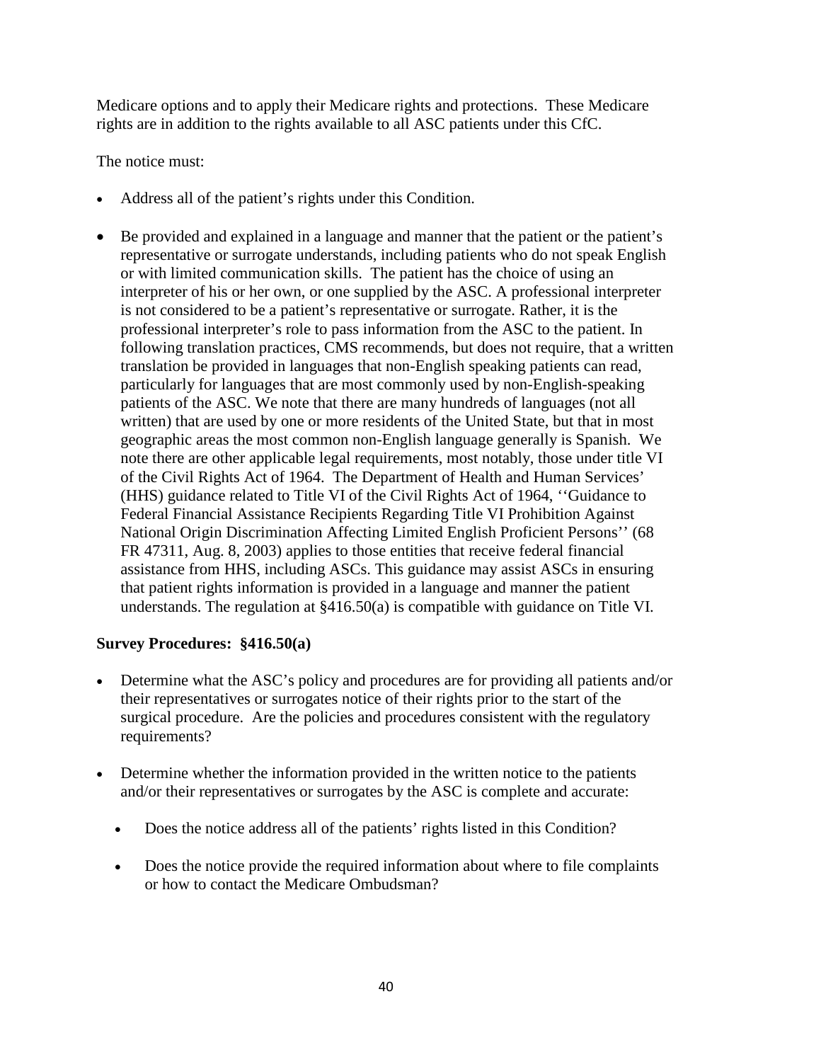Medicare options and to apply their Medicare rights and protections. These Medicare rights are in addition to the rights available to all ASC patients under this CfC.

The notice must:

- Address all of the patient's rights under this Condition.
- Be provided and explained in a language and manner that the patient or the patient's representative or surrogate understands, including patients who do not speak English or with limited communication skills. The patient has the choice of using an interpreter of his or her own, or one supplied by the ASC. A professional interpreter is not considered to be a patient's representative or surrogate. Rather, it is the professional interpreter's role to pass information from the ASC to the patient. In following translation practices, CMS recommends, but does not require, that a written translation be provided in languages that non-English speaking patients can read, particularly for languages that are most commonly used by non-English-speaking patients of the ASC. We note that there are many hundreds of languages (not all written) that are used by one or more residents of the United State, but that in most geographic areas the most common non-English language generally is Spanish. We note there are other applicable legal requirements, most notably, those under title VI of the Civil Rights Act of 1964. The Department of Health and Human Services' (HHS) guidance related to Title VI of the Civil Rights Act of 1964, ''Guidance to Federal Financial Assistance Recipients Regarding Title VI Prohibition Against National Origin Discrimination Affecting Limited English Proficient Persons'' (68 FR 47311, Aug. 8, 2003) applies to those entities that receive federal financial assistance from HHS, including ASCs. This guidance may assist ASCs in ensuring that patient rights information is provided in a language and manner the patient understands. The regulation at §416.50(a) is compatible with guidance on Title VI.

**Survey Procedures: §416.50(a)**

- Determine what the ASC's policy and procedures are for providing all patients and/or their representatives or surrogates notice of their rights prior to the start of the surgical procedure. Are the policies and procedures consistent with the regulatory requirements?
- Determine whether the information provided in the written notice to the patients and/or their representatives or surrogates by the ASC is complete and accurate:
  - Does the notice address all of the patients' rights listed in this Condition?
  - Does the notice provide the required information about where to file complaints or how to contact the Medicare Ombudsman?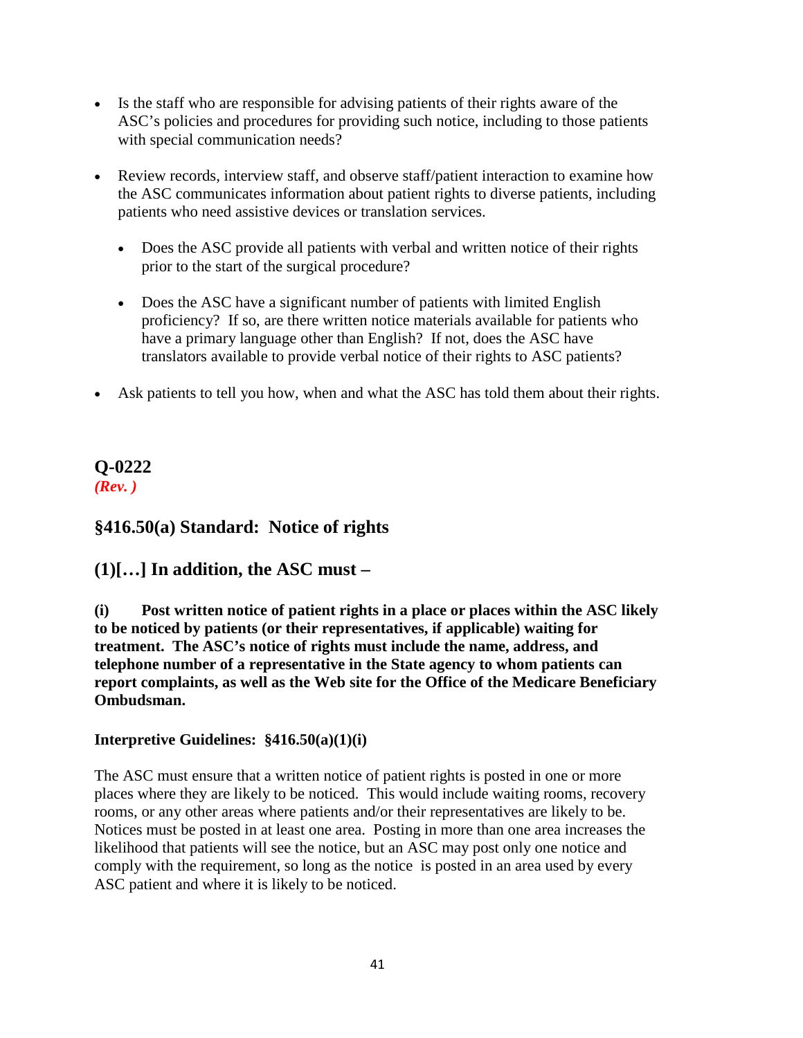- Is the staff who are responsible for advising patients of their rights aware of the ASC's policies and procedures for providing such notice, including to those patients with special communication needs?

- Review records, interview staff, and observe staff/patient interaction to examine how the ASC communicates information about patient rights to diverse patients, including patients who need assistive devices or translation services.

  - Does the ASC provide all patients with verbal and written notice of their rights prior to the start of the surgical procedure?

  - Does the ASC have a significant number of patients with limited English proficiency? If so, are there written notice materials available for patients who have a primary language other than English? If not, does the ASC have translators available to provide verbal notice of their rights to ASC patients?

- Ask patients to tell you how, when and what the ASC has told them about their rights.

## Q-0222

***(Rev. )***

## §416.50(a) Standard: Notice of rights

## (1)[…] In addition, the ASC must –

**(i) Post written notice of patient rights in a place or places within the ASC likely to be noticed by patients (or their representatives, if applicable) waiting for treatment. The ASC's notice of rights must include the name, address, and telephone number of a representative in the State agency to whom patients can report complaints, as well as the Web site for the Office of the Medicare Beneficiary Ombudsman.**

**Interpretive Guidelines: §416.50(a)(1)(i)**

The ASC must ensure that a written notice of patient rights is posted in one or more places where they are likely to be noticed. This would include waiting rooms, recovery rooms, or any other areas where patients and/or their representatives are likely to be. Notices must be posted in at least one area. Posting in more than one area increases the likelihood that patients will see the notice, but an ASC may post only one notice and comply with the requirement, so long as the notice is posted in an area used by every ASC patient and where it is likely to be noticed.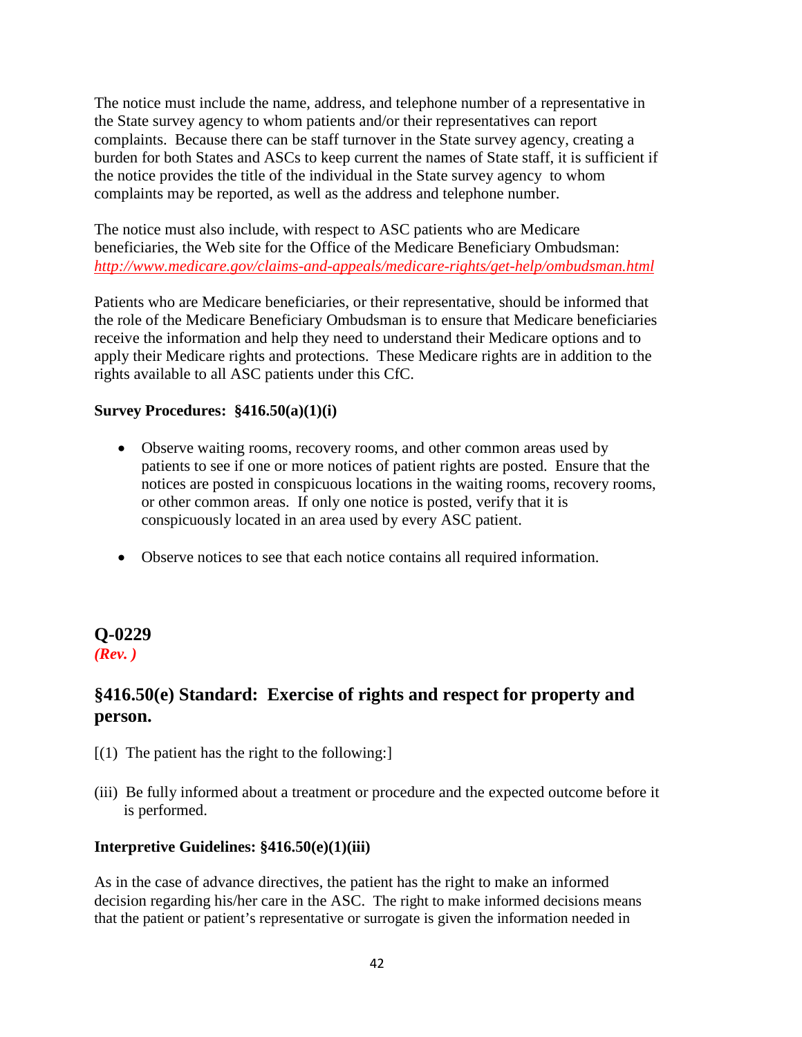The notice must include the name, address, and telephone number of a representative in the State survey agency to whom patients and/or their representatives can report complaints. Because there can be staff turnover in the State survey agency, creating a burden for both States and ASCs to keep current the names of State staff, it is sufficient if the notice provides the title of the individual in the State survey agency to whom complaints may be reported, as well as the address and telephone number.

The notice must also include, with respect to ASC patients who are Medicare beneficiaries, the Web site for the Office of the Medicare Beneficiary Ombudsman: *http://www.medicare.gov/claims-and-appeals/medicare-rights/get-help/ombudsman.html*

Patients who are Medicare beneficiaries, or their representative, should be informed that the role of the Medicare Beneficiary Ombudsman is to ensure that Medicare beneficiaries receive the information and help they need to understand their Medicare options and to apply their Medicare rights and protections. These Medicare rights are in addition to the rights available to all ASC patients under this CfC.

**Survey Procedures: §416.50(a)(1)(i)**

- Observe waiting rooms, recovery rooms, and other common areas used by patients to see if one or more notices of patient rights are posted. Ensure that the notices are posted in conspicuous locations in the waiting rooms, recovery rooms, or other common areas. If only one notice is posted, verify that it is conspicuously located in an area used by every ASC patient.

- Observe notices to see that each notice contains all required information.

## Q-0229

***(Rev. )***

## §416.50(e) Standard: Exercise of rights and respect for property and person.

[(1) The patient has the right to the following:]

(iii) Be fully informed about a treatment or procedure and the expected outcome before it is performed.

**Interpretive Guidelines: §416.50(e)(1)(iii)**

As in the case of advance directives, the patient has the right to make an informed decision regarding his/her care in the ASC. The right to make informed decisions means that the patient or patient's representative or surrogate is given the information needed in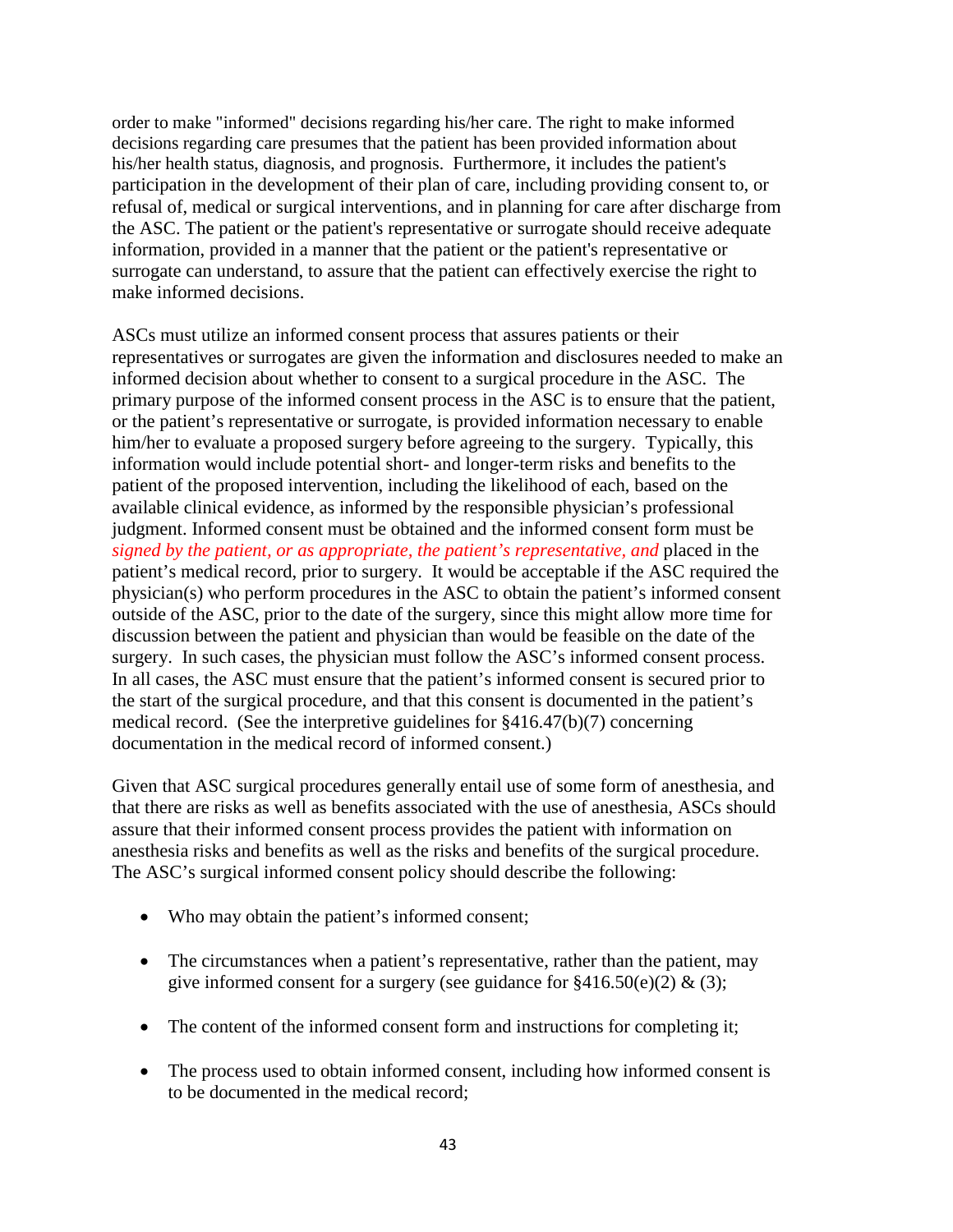order to make "informed" decisions regarding his/her care. The right to make informed decisions regarding care presumes that the patient has been provided information about his/her health status, diagnosis, and prognosis. Furthermore, it includes the patient's participation in the development of their plan of care, including providing consent to, or refusal of, medical or surgical interventions, and in planning for care after discharge from the ASC. The patient or the patient's representative or surrogate should receive adequate information, provided in a manner that the patient or the patient's representative or surrogate can understand, to assure that the patient can effectively exercise the right to make informed decisions.

ASCs must utilize an informed consent process that assures patients or their representatives or surrogates are given the information and disclosures needed to make an informed decision about whether to consent to a surgical procedure in the ASC. The primary purpose of the informed consent process in the ASC is to ensure that the patient, or the patient's representative or surrogate, is provided information necessary to enable him/her to evaluate a proposed surgery before agreeing to the surgery. Typically, this information would include potential short- and longer-term risks and benefits to the patient of the proposed intervention, including the likelihood of each, based on the available clinical evidence, as informed by the responsible physician's professional judgment. Informed consent must be obtained and the informed consent form must be *signed by the patient, or as appropriate, the patient's representative, and* placed in the patient's medical record, prior to surgery. It would be acceptable if the ASC required the physician(s) who perform procedures in the ASC to obtain the patient's informed consent outside of the ASC, prior to the date of the surgery, since this might allow more time for discussion between the patient and physician than would be feasible on the date of the surgery. In such cases, the physician must follow the ASC's informed consent process. In all cases, the ASC must ensure that the patient's informed consent is secured prior to the start of the surgical procedure, and that this consent is documented in the patient's medical record. (See the interpretive guidelines for §416.47(b)(7) concerning documentation in the medical record of informed consent.)

Given that ASC surgical procedures generally entail use of some form of anesthesia, and that there are risks as well as benefits associated with the use of anesthesia, ASCs should assure that their informed consent process provides the patient with information on anesthesia risks and benefits as well as the risks and benefits of the surgical procedure. The ASC's surgical informed consent policy should describe the following:

- Who may obtain the patient's informed consent;
- The circumstances when a patient's representative, rather than the patient, may give informed consent for a surgery (see guidance for §416.50(e)(2) & (3);
- The content of the informed consent form and instructions for completing it;
- The process used to obtain informed consent, including how informed consent is to be documented in the medical record;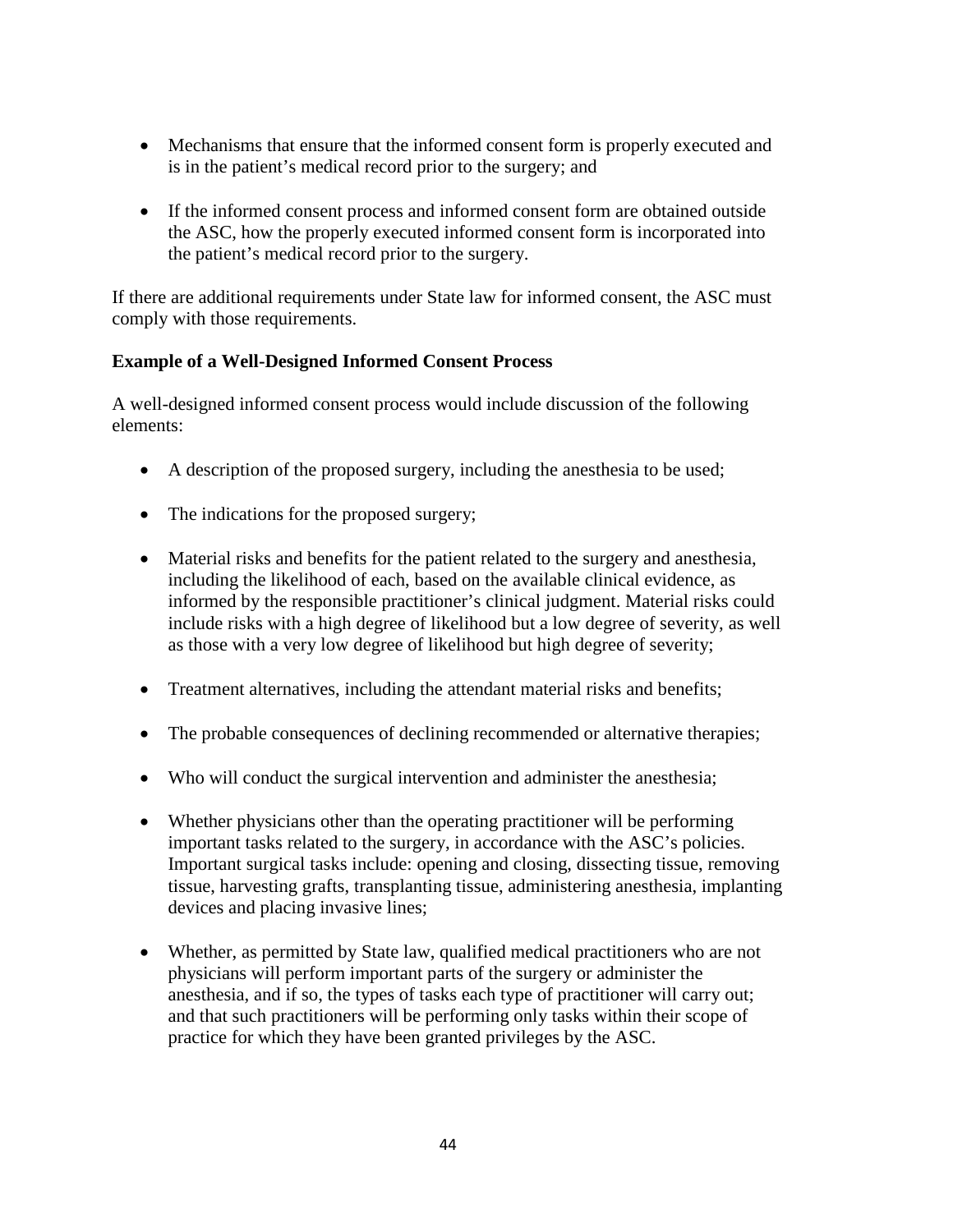- Mechanisms that ensure that the informed consent form is properly executed and is in the patient's medical record prior to the surgery; and

- If the informed consent process and informed consent form are obtained outside the ASC, how the properly executed informed consent form is incorporated into the patient's medical record prior to the surgery.

If there are additional requirements under State law for informed consent, the ASC must comply with those requirements.

**Example of a Well-Designed Informed Consent Process**

A well-designed informed consent process would include discussion of the following elements:

- A description of the proposed surgery, including the anesthesia to be used;

- The indications for the proposed surgery;

- Material risks and benefits for the patient related to the surgery and anesthesia, including the likelihood of each, based on the available clinical evidence, as informed by the responsible practitioner's clinical judgment. Material risks could include risks with a high degree of likelihood but a low degree of severity, as well as those with a very low degree of likelihood but high degree of severity;

- Treatment alternatives, including the attendant material risks and benefits;

- The probable consequences of declining recommended or alternative therapies;

- Who will conduct the surgical intervention and administer the anesthesia;

- Whether physicians other than the operating practitioner will be performing important tasks related to the surgery, in accordance with the ASC's policies. Important surgical tasks include: opening and closing, dissecting tissue, removing tissue, harvesting grafts, transplanting tissue, administering anesthesia, implanting devices and placing invasive lines;

- Whether, as permitted by State law, qualified medical practitioners who are not physicians will perform important parts of the surgery or administer the anesthesia, and if so, the types of tasks each type of practitioner will carry out; and that such practitioners will be performing only tasks within their scope of practice for which they have been granted privileges by the ASC.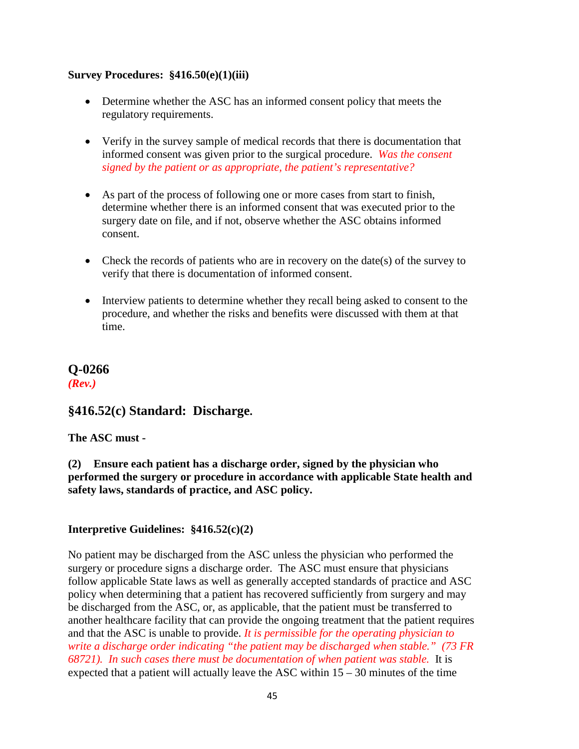**Survey Procedures: §416.50(e)(1)(iii)**

- Determine whether the ASC has an informed consent policy that meets the regulatory requirements.
- Verify in the survey sample of medical records that there is documentation that informed consent was given prior to the surgical procedure. *Was the consent signed by the patient or as appropriate, the patient's representative?*
- As part of the process of following one or more cases from start to finish, determine whether there is an informed consent that was executed prior to the surgery date on file, and if not, observe whether the ASC obtains informed consent.
- Check the records of patients who are in recovery on the date(s) of the survey to verify that there is documentation of informed consent.
- Interview patients to determine whether they recall being asked to consent to the procedure, and whether the risks and benefits were discussed with them at that time.

## Q-0266
***(Rev.)***

### §416.52(c) Standard: Discharge.

**The ASC must -**

**(2) Ensure each patient has a discharge order, signed by the physician who performed the surgery or procedure in accordance with applicable State health and safety laws, standards of practice, and ASC policy.**

**Interpretive Guidelines: §416.52(c)(2)**

No patient may be discharged from the ASC unless the physician who performed the surgery or procedure signs a discharge order. The ASC must ensure that physicians follow applicable State laws as well as generally accepted standards of practice and ASC policy when determining that a patient has recovered sufficiently from surgery and may be discharged from the ASC, or, as applicable, that the patient must be transferred to another healthcare facility that can provide the ongoing treatment that the patient requires and that the ASC is unable to provide. *It is permissible for the operating physician to write a discharge order indicating "the patient may be discharged when stable." (73 FR 68721). In such cases there must be documentation of when patient was stable.* It is expected that a patient will actually leave the ASC within 15 – 30 minutes of the time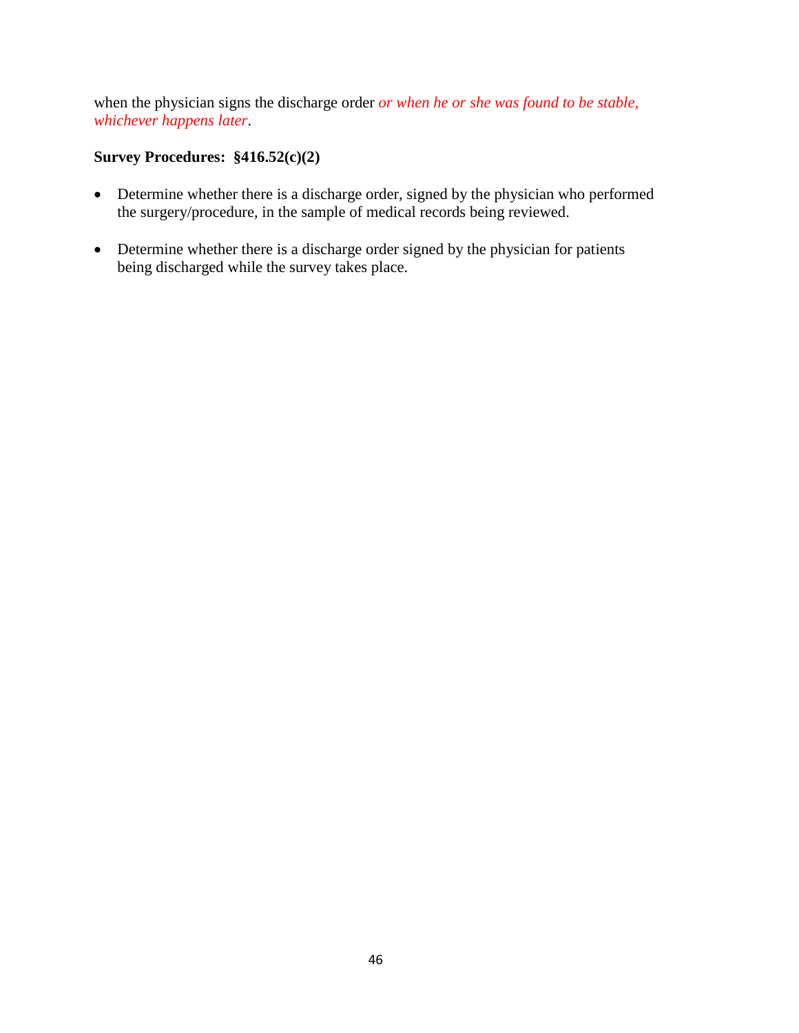when the physician signs the discharge order *or when he or she was found to be stable, whichever happens later*.

**Survey Procedures: §416.52(c)(2)**

- Determine whether there is a discharge order, signed by the physician who performed the surgery/procedure, in the sample of medical records being reviewed.
- Determine whether there is a discharge order signed by the physician for patients being discharged while the survey takes place.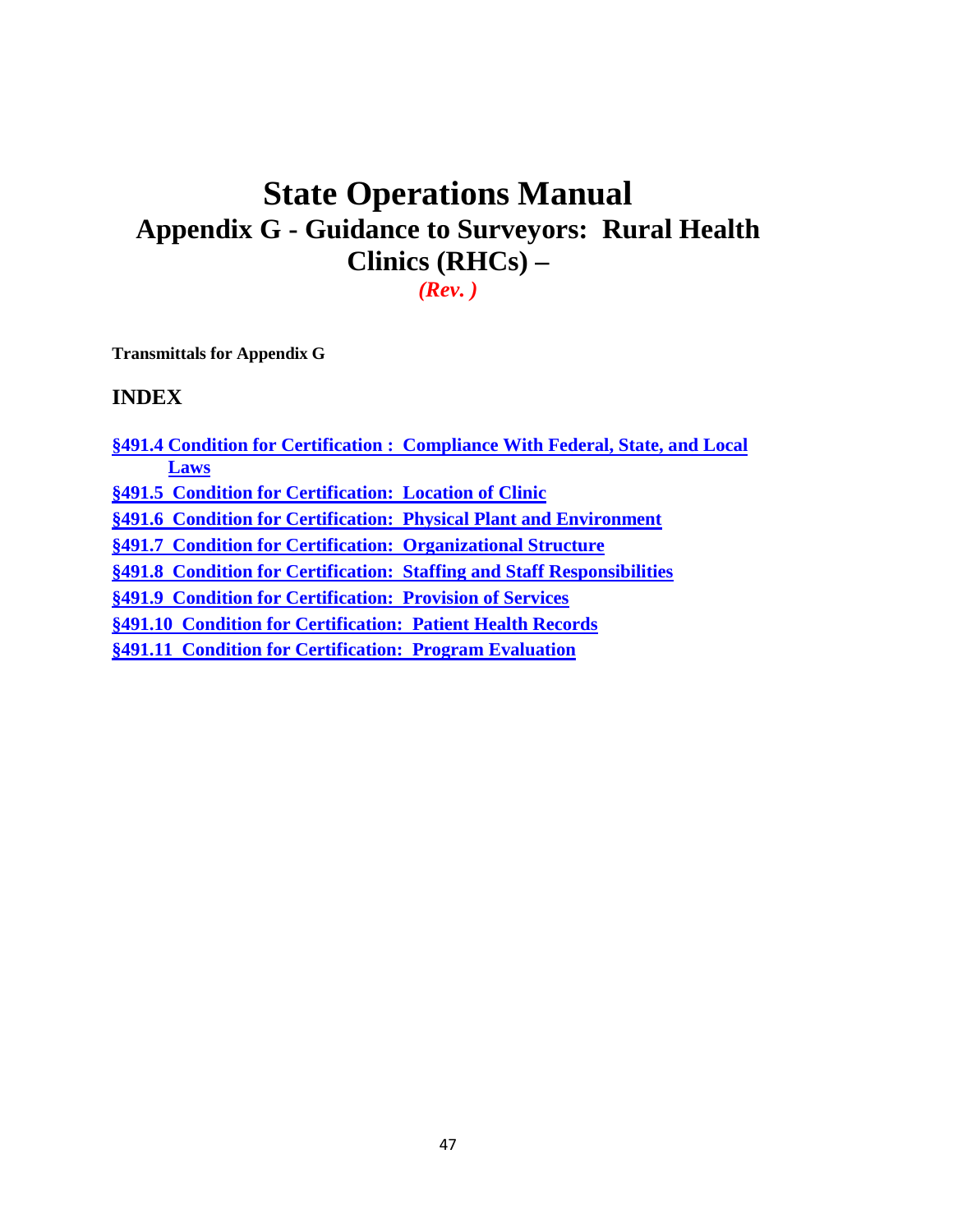# State Operations Manual

## Appendix G - Guidance to Surveyors: Rural Health Clinics (RHCs) –

*(Rev. )*

**Transmittals for Appendix G**

## INDEX

**§491.4 Condition for Certification : Compliance With Federal, State, and Local Laws**

**§491.5 Condition for Certification: Location of Clinic**

**§491.6 Condition for Certification: Physical Plant and Environment**

**§491.7 Condition for Certification: Organizational Structure**

**§491.8 Condition for Certification: Staffing and Staff Responsibilities**

**§491.9 Condition for Certification: Provision of Services**

**§491.10 Condition for Certification: Patient Health Records**

**§491.11 Condition for Certification: Program Evaluation**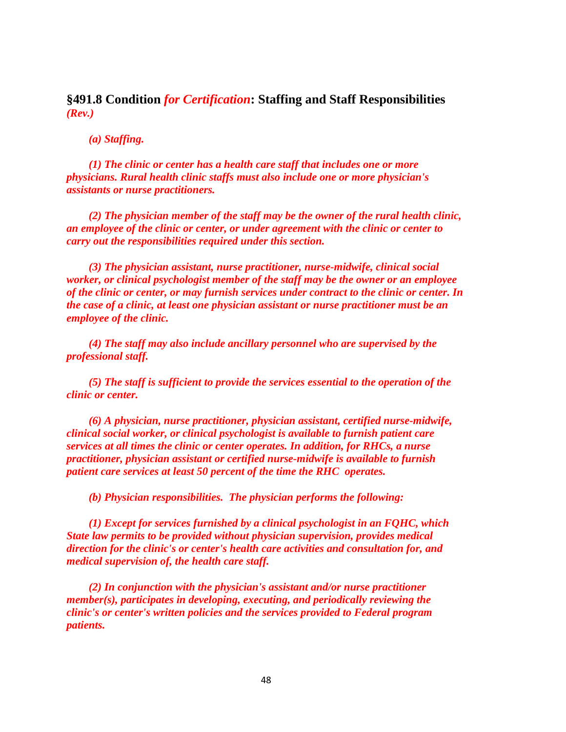## §491.8 Condition *for Certification*: Staffing and Staff Responsibilities *(Rev.)*

***(a) Staffing.***

***(1) The clinic or center has a health care staff that includes one or more physicians. Rural health clinic staffs must also include one or more physician's assistants or nurse practitioners.***

***(2) The physician member of the staff may be the owner of the rural health clinic, an employee of the clinic or center, or under agreement with the clinic or center to carry out the responsibilities required under this section.***

***(3) The physician assistant, nurse practitioner, nurse-midwife, clinical social worker, or clinical psychologist member of the staff may be the owner or an employee of the clinic or center, or may furnish services under contract to the clinic or center. In the case of a clinic, at least one physician assistant or nurse practitioner must be an employee of the clinic.***

***(4) The staff may also include ancillary personnel who are supervised by the professional staff.***

***(5) The staff is sufficient to provide the services essential to the operation of the clinic or center.***

***(6) A physician, nurse practitioner, physician assistant, certified nurse-midwife, clinical social worker, or clinical psychologist is available to furnish patient care services at all times the clinic or center operates. In addition, for RHCs, a nurse practitioner, physician assistant or certified nurse-midwife is available to furnish patient care services at least 50 percent of the time the RHC operates.***

***(b) Physician responsibilities. The physician performs the following:***

***(1) Except for services furnished by a clinical psychologist in an FQHC, which State law permits to be provided without physician supervision, provides medical direction for the clinic's or center's health care activities and consultation for, and medical supervision of, the health care staff.***

***(2) In conjunction with the physician's assistant and/or nurse practitioner member(s), participates in developing, executing, and periodically reviewing the clinic's or center's written policies and the services provided to Federal program patients.***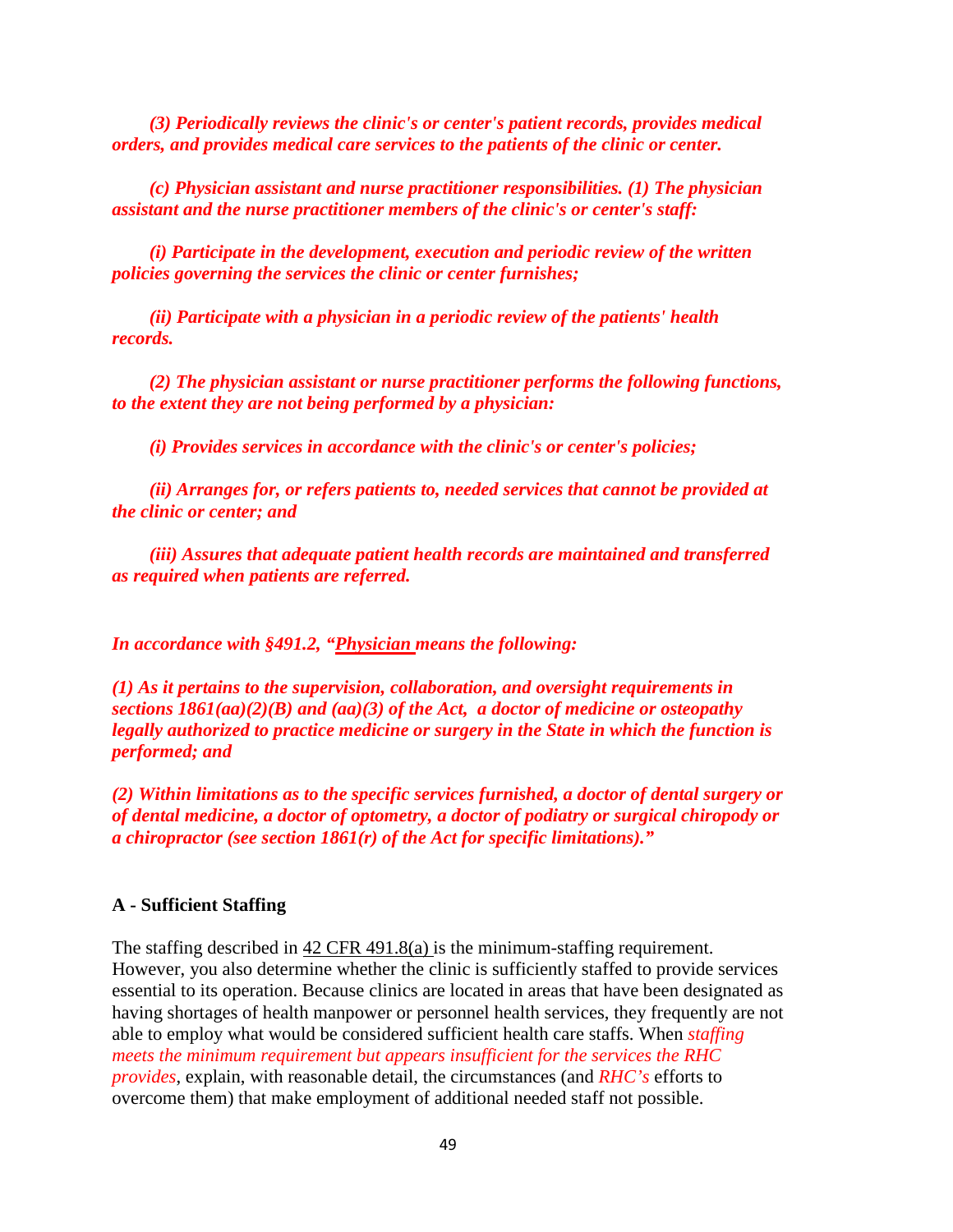*(3) Periodically reviews the clinic's or center's patient records, provides medical orders, and provides medical care services to the patients of the clinic or center.*

*(c) Physician assistant and nurse practitioner responsibilities. (1) The physician assistant and the nurse practitioner members of the clinic's or center's staff:*

*(i) Participate in the development, execution and periodic review of the written policies governing the services the clinic or center furnishes;*

*(ii) Participate with a physician in a periodic review of the patients' health records.*

*(2) The physician assistant or nurse practitioner performs the following functions, to the extent they are not being performed by a physician:*

*(i) Provides services in accordance with the clinic's or center's policies;*

*(ii) Arranges for, or refers patients to, needed services that cannot be provided at the clinic or center; and*

*(iii) Assures that adequate patient health records are maintained and transferred as required when patients are referred.*

*In accordance with §491.2, "Physician means the following:*

*(1) As it pertains to the supervision, collaboration, and oversight requirements in sections 1861(aa)(2)(B) and (aa)(3) of the Act, a doctor of medicine or osteopathy legally authorized to practice medicine or surgery in the State in which the function is performed; and*

*(2) Within limitations as to the specific services furnished, a doctor of dental surgery or of dental medicine, a doctor of optometry, a doctor of podiatry or surgical chiropody or a chiropractor (see section 1861(r) of the Act for specific limitations)."*

**A - Sufficient Staffing**

The staffing described in 42 CFR 491.8(a) is the minimum-staffing requirement. However, you also determine whether the clinic is sufficiently staffed to provide services essential to its operation. Because clinics are located in areas that have been designated as having shortages of health manpower or personnel health services, they frequently are not able to employ what would be considered sufficient health care staffs. When *staffing meets the minimum requirement but appears insufficient for the services the RHC provides*, explain, with reasonable detail, the circumstances (and *RHC's* efforts to overcome them) that make employment of additional needed staff not possible.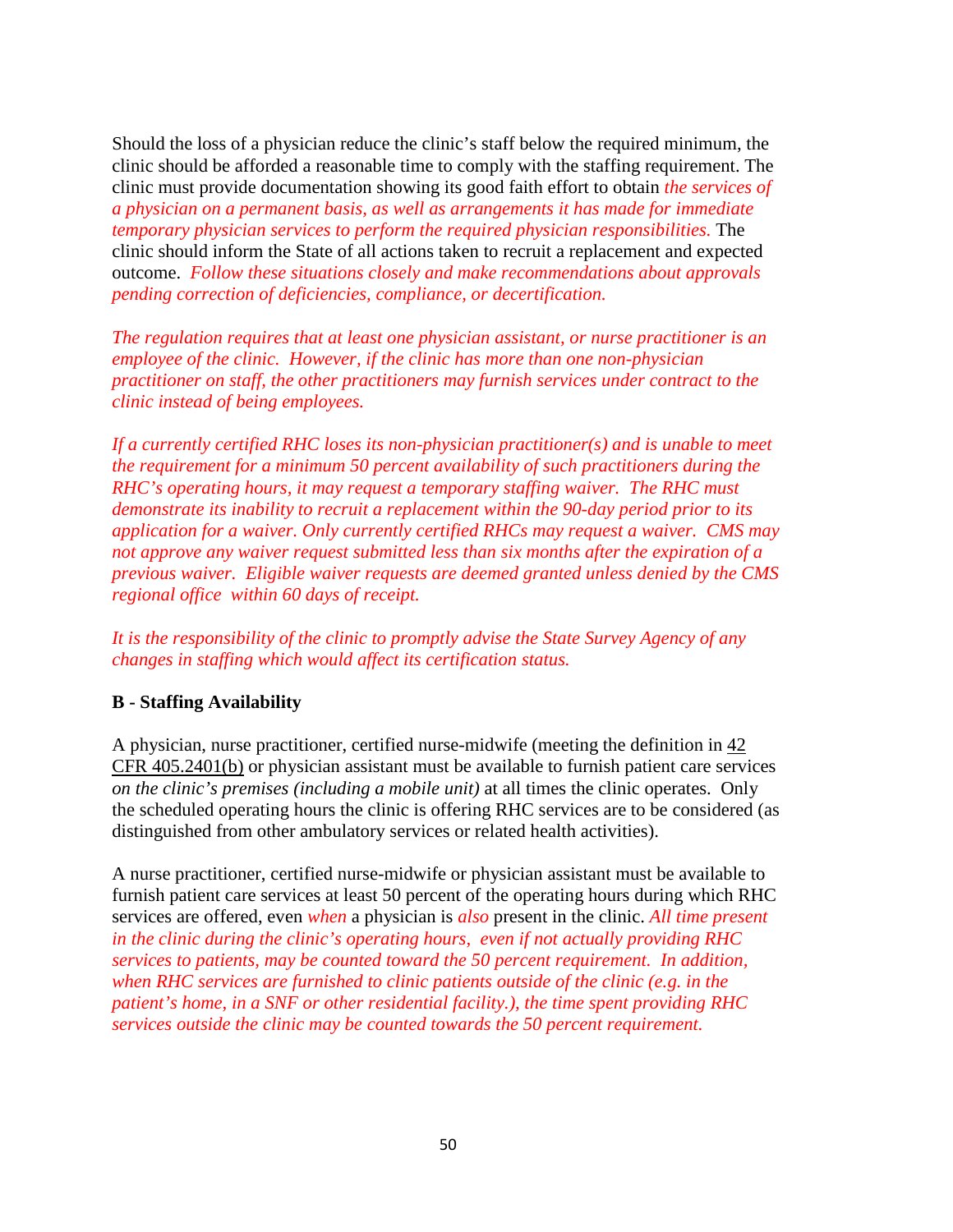Should the loss of a physician reduce the clinic's staff below the required minimum, the clinic should be afforded a reasonable time to comply with the staffing requirement. The clinic must provide documentation showing its good faith effort to obtain *the services of a physician on a permanent basis, as well as arrangements it has made for immediate temporary physician services to perform the required physician responsibilities.* The clinic should inform the State of all actions taken to recruit a replacement and expected outcome. *Follow these situations closely and make recommendations about approvals pending correction of deficiencies, compliance, or decertification.*

*The regulation requires that at least one physician assistant, or nurse practitioner is an employee of the clinic. However, if the clinic has more than one non-physician practitioner on staff, the other practitioners may furnish services under contract to the clinic instead of being employees.*

*If a currently certified RHC loses its non-physician practitioner(s) and is unable to meet the requirement for a minimum 50 percent availability of such practitioners during the RHC's operating hours, it may request a temporary staffing waiver. The RHC must demonstrate its inability to recruit a replacement within the 90-day period prior to its application for a waiver. Only currently certified RHCs may request a waiver. CMS may not approve any waiver request submitted less than six months after the expiration of a previous waiver. Eligible waiver requests are deemed granted unless denied by the CMS regional office within 60 days of receipt.*

*It is the responsibility of the clinic to promptly advise the State Survey Agency of any changes in staffing which would affect its certification status.*

**B - Staffing Availability**

A physician, nurse practitioner, certified nurse-midwife (meeting the definition in 42 CFR 405.2401(b) or physician assistant must be available to furnish patient care services *on the clinic's premises (including a mobile unit)* at all times the clinic operates. Only the scheduled operating hours the clinic is offering RHC services are to be considered (as distinguished from other ambulatory services or related health activities).

A nurse practitioner, certified nurse-midwife or physician assistant must be available to furnish patient care services at least 50 percent of the operating hours during which RHC services are offered, even *when* a physician is *also* present in the clinic. *All time present in the clinic during the clinic's operating hours, even if not actually providing RHC services to patients, may be counted toward the 50 percent requirement. In addition, when RHC services are furnished to clinic patients outside of the clinic (e.g. in the patient's home, in a SNF or other residential facility.), the time spent providing RHC services outside the clinic may be counted towards the 50 percent requirement.*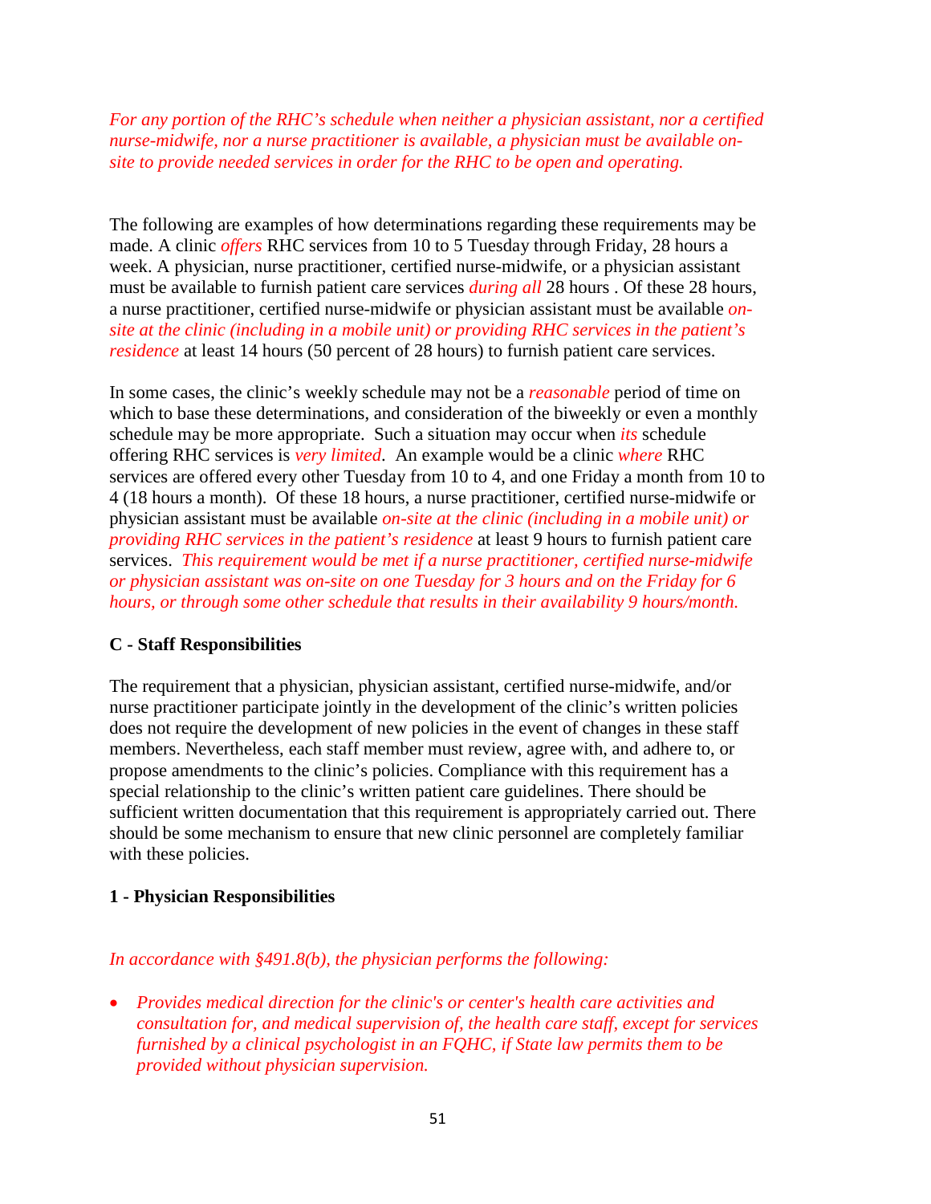*For any portion of the RHC's schedule when neither a physician assistant, nor a certified nurse-midwife, nor a nurse practitioner is available, a physician must be available on-site to provide needed services in order for the RHC to be open and operating.*

The following are examples of how determinations regarding these requirements may be made. A clinic *offers* RHC services from 10 to 5 Tuesday through Friday, 28 hours a week. A physician, nurse practitioner, certified nurse-midwife, or a physician assistant must be available to furnish patient care services *during all* 28 hours . Of these 28 hours, a nurse practitioner, certified nurse-midwife or physician assistant must be available *on-site at the clinic (including in a mobile unit) or providing RHC services in the patient's residence* at least 14 hours (50 percent of 28 hours) to furnish patient care services.

In some cases, the clinic's weekly schedule may not be a *reasonable* period of time on which to base these determinations, and consideration of the biweekly or even a monthly schedule may be more appropriate. Such a situation may occur when *its* schedule offering RHC services is *very limited*. An example would be a clinic *where* RHC services are offered every other Tuesday from 10 to 4, and one Friday a month from 10 to 4 (18 hours a month). Of these 18 hours, a nurse practitioner, certified nurse-midwife or physician assistant must be available *on-site at the clinic (including in a mobile unit) or providing RHC services in the patient's residence* at least 9 hours to furnish patient care services. *This requirement would be met if a nurse practitioner, certified nurse-midwife or physician assistant was on-site on one Tuesday for 3 hours and on the Friday for 6 hours, or through some other schedule that results in their availability 9 hours/month.*

**C - Staff Responsibilities**

The requirement that a physician, physician assistant, certified nurse-midwife, and/or nurse practitioner participate jointly in the development of the clinic's written policies does not require the development of new policies in the event of changes in these staff members. Nevertheless, each staff member must review, agree with, and adhere to, or propose amendments to the clinic's policies. Compliance with this requirement has a special relationship to the clinic's written patient care guidelines. There should be sufficient written documentation that this requirement is appropriately carried out. There should be some mechanism to ensure that new clinic personnel are completely familiar with these policies.

**1 - Physician Responsibilities**

*In accordance with §491.8(b), the physician performs the following:*

- *Provides medical direction for the clinic's or center's health care activities and consultation for, and medical supervision of, the health care staff, except for services furnished by a clinical psychologist in an FQHC, if State law permits them to be provided without physician supervision.*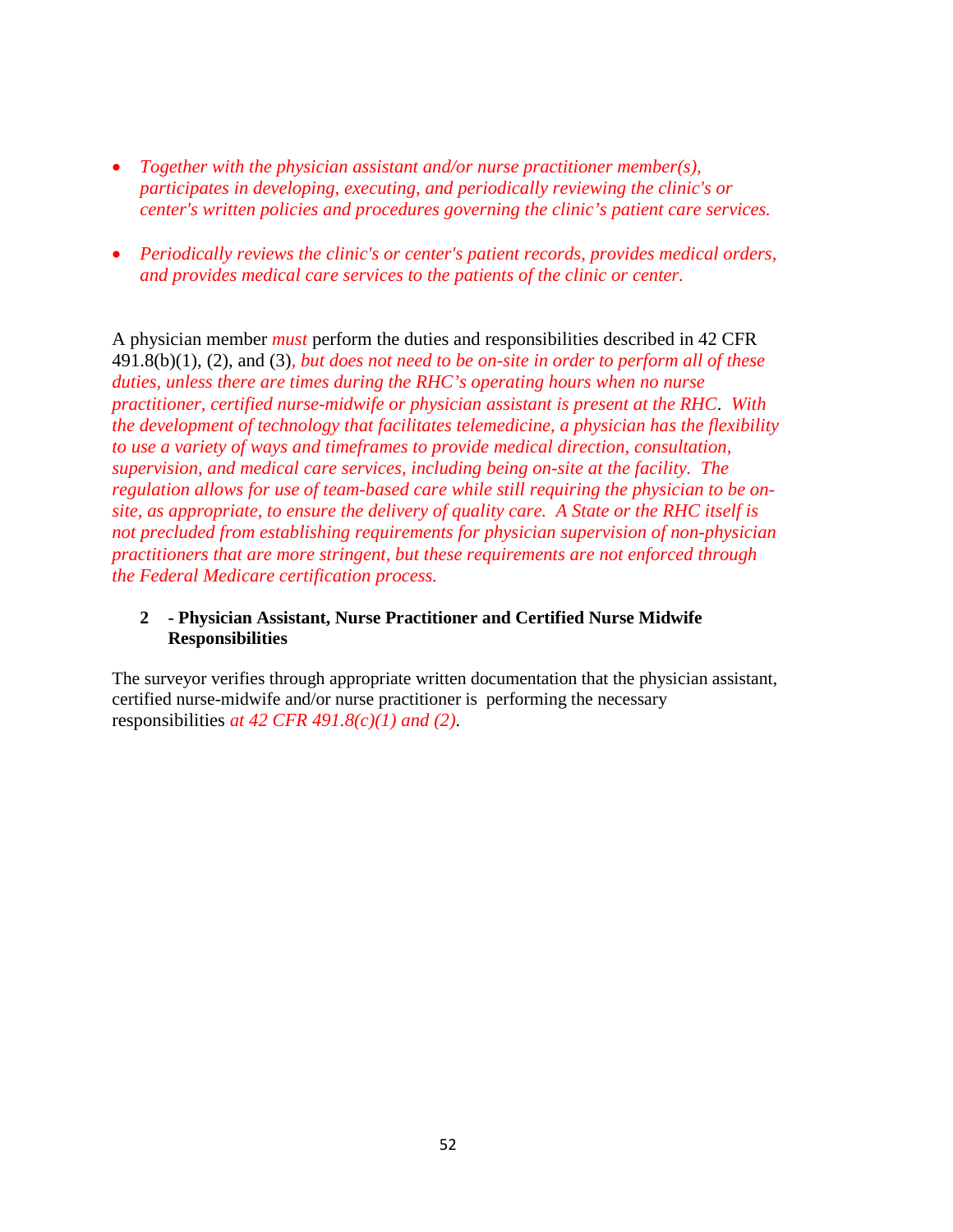- *Together with the physician assistant and/or nurse practitioner member(s), participates in developing, executing, and periodically reviewing the clinic's or center's written policies and procedures governing the clinic's patient care services.*

- *Periodically reviews the clinic's or center's patient records, provides medical orders, and provides medical care services to the patients of the clinic or center.*

A physician member *must* perform the duties and responsibilities described in 42 CFR 491.8(b)(1), (2), and (3)*, but does not need to be on-site in order to perform all of these duties, unless there are times during the RHC's operating hours when no nurse practitioner, certified nurse-midwife or physician assistant is present at the RHC. With the development of technology that facilitates telemedicine, a physician has the flexibility to use a variety of ways and timeframes to provide medical direction, consultation, supervision, and medical care services, including being on-site at the facility. The regulation allows for use of team-based care while still requiring the physician to be on-site, as appropriate, to ensure the delivery of quality care. A State or the RHC itself is not precluded from establishing requirements for physician supervision of non-physician practitioners that are more stringent, but these requirements are not enforced through the Federal Medicare certification process.*

**2 - Physician Assistant, Nurse Practitioner and Certified Nurse Midwife Responsibilities**

The surveyor verifies through appropriate written documentation that the physician assistant, certified nurse-midwife and/or nurse practitioner is performing the necessary responsibilities *at 42 CFR 491.8(c)(1) and (2).*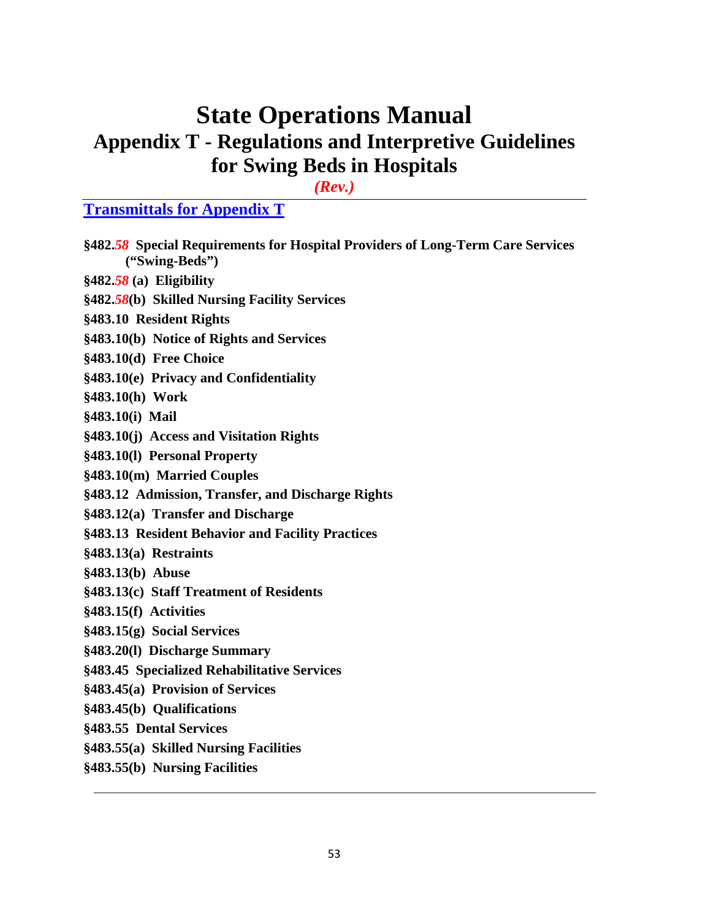# State Operations Manual

## Appendix T - Regulations and Interpretive Guidelines for Swing Beds in Hospitals

*(Rev.)*

---

**Transmittals for Appendix T**

**§482.*58* Special Requirements for Hospital Providers of Long-Term Care Services ("Swing-Beds")**

**§482.*58* (a) Eligibility**

**§482.*58*(b) Skilled Nursing Facility Services**

**§483.10 Resident Rights**

**§483.10(b) Notice of Rights and Services**

**§483.10(d) Free Choice**

**§483.10(e) Privacy and Confidentiality**

**§483.10(h) Work**

**§483.10(i) Mail**

**§483.10(j) Access and Visitation Rights**

**§483.10(l) Personal Property**

**§483.10(m) Married Couples**

**§483.12 Admission, Transfer, and Discharge Rights**

**§483.12(a) Transfer and Discharge**

**§483.13 Resident Behavior and Facility Practices**

**§483.13(a) Restraints**

**§483.13(b) Abuse**

**§483.13(c) Staff Treatment of Residents**

**§483.15(f) Activities**

**§483.15(g) Social Services**

**§483.20(l) Discharge Summary**

**§483.45 Specialized Rehabilitative Services**

**§483.45(a) Provision of Services**

**§483.45(b) Qualifications**

**§483.55 Dental Services**

**§483.55(a) Skilled Nursing Facilities**

**§483.55(b) Nursing Facilities**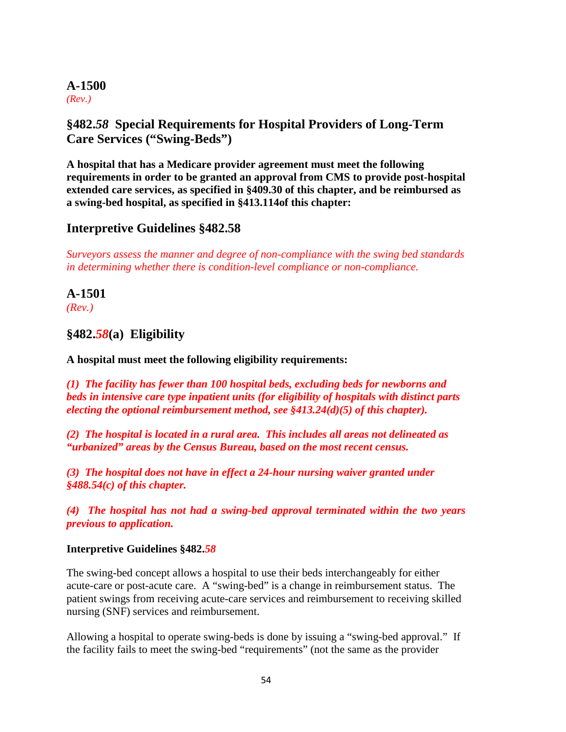## A-1500

*(Rev.)*

## §482.*58* Special Requirements for Hospital Providers of Long-Term Care Services ("Swing-Beds")

**A hospital that has a Medicare provider agreement must meet the following requirements in order to be granted an approval from CMS to provide post-hospital extended care services, as specified in §409.30 of this chapter, and be reimbursed as a swing-bed hospital, as specified in §413.114of this chapter:**

## Interpretive Guidelines §482.58

*Surveyors assess the manner and degree of non-compliance with the swing bed standards in determining whether there is condition-level compliance or non-compliance.*

## A-1501

*(Rev.)*

## §482.*58*(a) Eligibility

**A hospital must meet the following eligibility requirements:**

***(1) The facility has fewer than 100 hospital beds, excluding beds for newborns and beds in intensive care type inpatient units (for eligibility of hospitals with distinct parts electing the optional reimbursement method, see §413.24(d)(5) of this chapter).***

***(2) The hospital is located in a rural area. This includes all areas not delineated as "urbanized" areas by the Census Bureau, based on the most recent census.***

***(3) The hospital does not have in effect a 24-hour nursing waiver granted under §488.54(c) of this chapter.***

***(4) The hospital has not had a swing-bed approval terminated within the two years previous to application.***

**Interpretive Guidelines §482.*58***

The swing-bed concept allows a hospital to use their beds interchangeably for either acute-care or post-acute care. A "swing-bed" is a change in reimbursement status. The patient swings from receiving acute-care services and reimbursement to receiving skilled nursing (SNF) services and reimbursement.

Allowing a hospital to operate swing-beds is done by issuing a "swing-bed approval." If the facility fails to meet the swing-bed "requirements" (not the same as the provider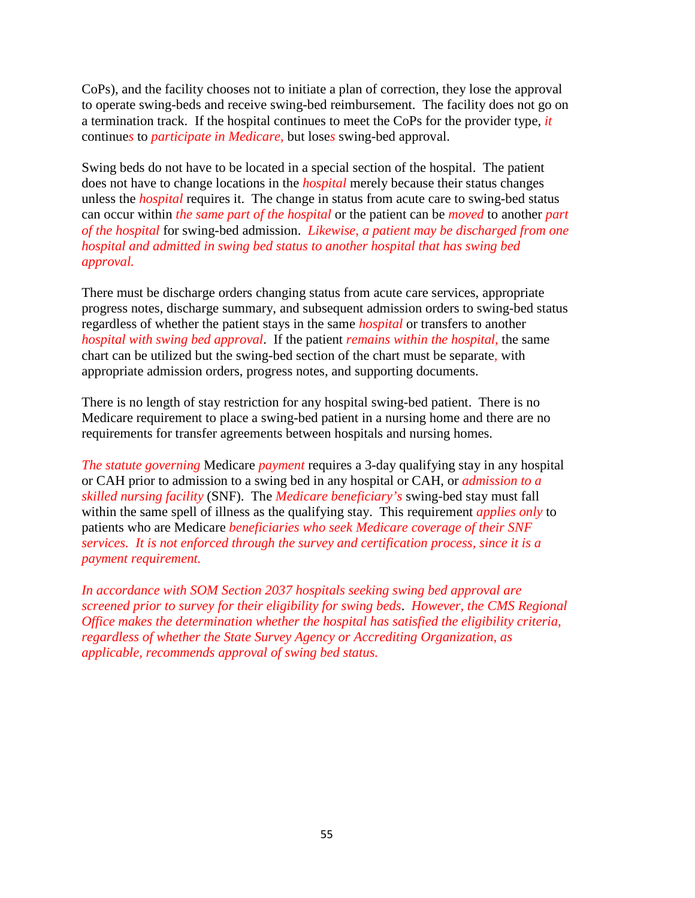CoPs), and the facility chooses not to initiate a plan of correction, they lose the approval to operate swing-beds and receive swing-bed reimbursement. The facility does not go on a termination track. If the hospital continues to meet the CoPs for the provider type, *it* continue*s* to *participate in Medicare,* but lose*s* swing-bed approval.

Swing beds do not have to be located in a special section of the hospital. The patient does not have to change locations in the *hospital* merely because their status changes unless the *hospital* requires it. The change in status from acute care to swing-bed status can occur within *the same part of the hospital* or the patient can be *moved* to another *part of the hospital* for swing-bed admission. *Likewise, a patient may be discharged from one hospital and admitted in swing bed status to another hospital that has swing bed approval.*

There must be discharge orders changing status from acute care services, appropriate progress notes, discharge summary, and subsequent admission orders to swing-bed status regardless of whether the patient stays in the same *hospital* or transfers to another *hospital with swing bed approval*. If the patient *remains within the hospital,* the same chart can be utilized but the swing-bed section of the chart must be separate, with appropriate admission orders, progress notes, and supporting documents.

There is no length of stay restriction for any hospital swing-bed patient. There is no Medicare requirement to place a swing-bed patient in a nursing home and there are no requirements for transfer agreements between hospitals and nursing homes.

*The statute governing* Medicare *payment* requires a 3-day qualifying stay in any hospital or CAH prior to admission to a swing bed in any hospital or CAH, or *admission to a skilled nursing facility* (SNF). The *Medicare beneficiary's* swing-bed stay must fall within the same spell of illness as the qualifying stay. This requirement *applies only* to patients who are Medicare *beneficiaries who seek Medicare coverage of their SNF services. It is not enforced through the survey and certification process, since it is a payment requirement.*

*In accordance with SOM Section 2037 hospitals seeking swing bed approval are screened prior to survey for their eligibility for swing beds. However, the CMS Regional Office makes the determination whether the hospital has satisfied the eligibility criteria, regardless of whether the State Survey Agency or Accrediting Organization, as applicable, recommends approval of swing bed status.*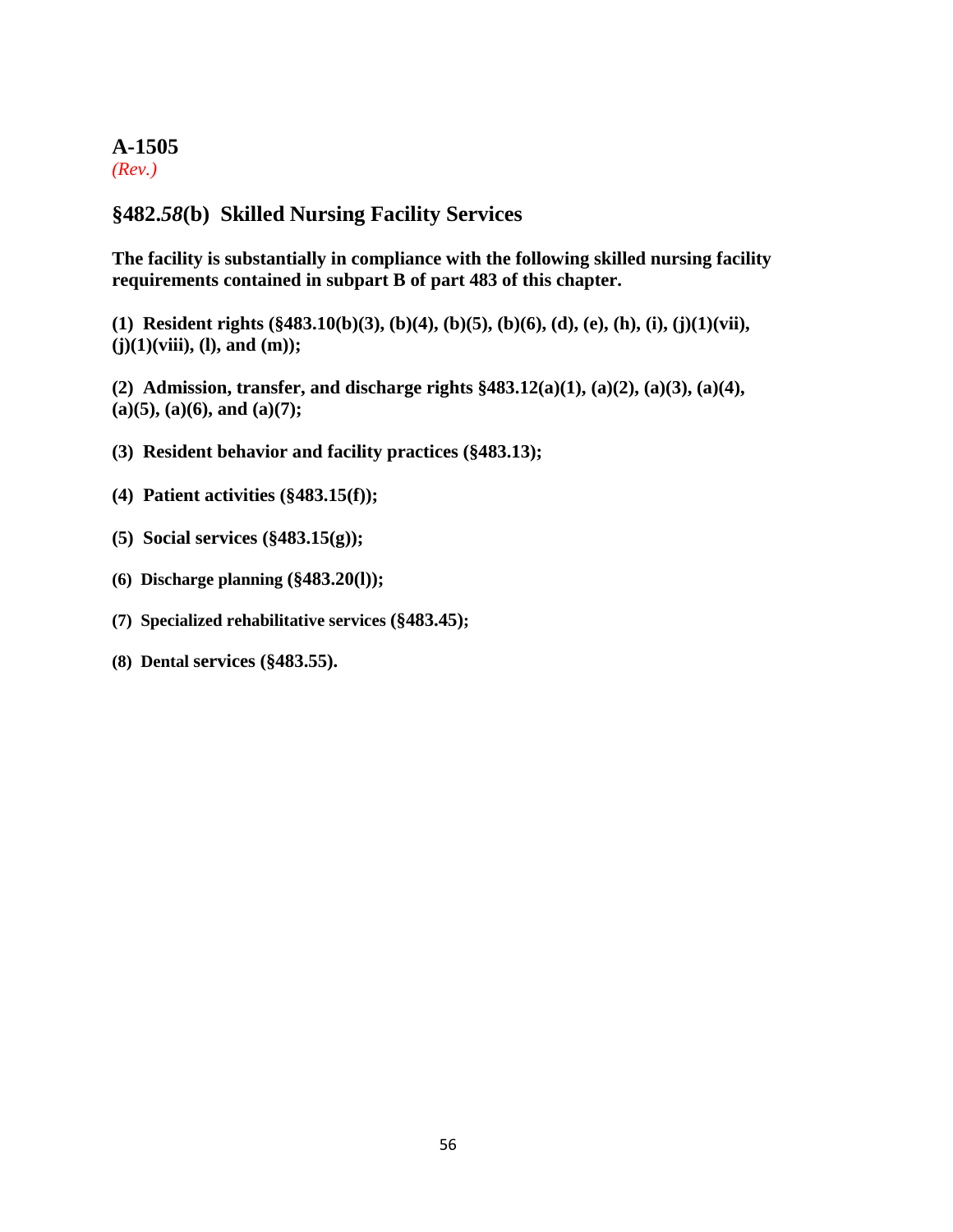**A-1505**
*(Rev.)*

## §482.*58*(b) Skilled Nursing Facility Services

**The facility is substantially in compliance with the following skilled nursing facility requirements contained in subpart B of part 483 of this chapter.**

**(1) Resident rights (§483.10(b)(3), (b)(4), (b)(5), (b)(6), (d), (e), (h), (i), (j)(1)(vii), (j)(1)(viii), (l), and (m));**

**(2) Admission, transfer, and discharge rights §483.12(a)(1), (a)(2), (a)(3), (a)(4), (a)(5), (a)(6), and (a)(7);**

**(3) Resident behavior and facility practices (§483.13);**

**(4) Patient activities (§483.15(f));**

**(5) Social services (§483.15(g));**

**(6) Discharge planning (§483.20(l));**

**(7) Specialized rehabilitative services (§483.45);**

**(8) Dental services (§483.55).**